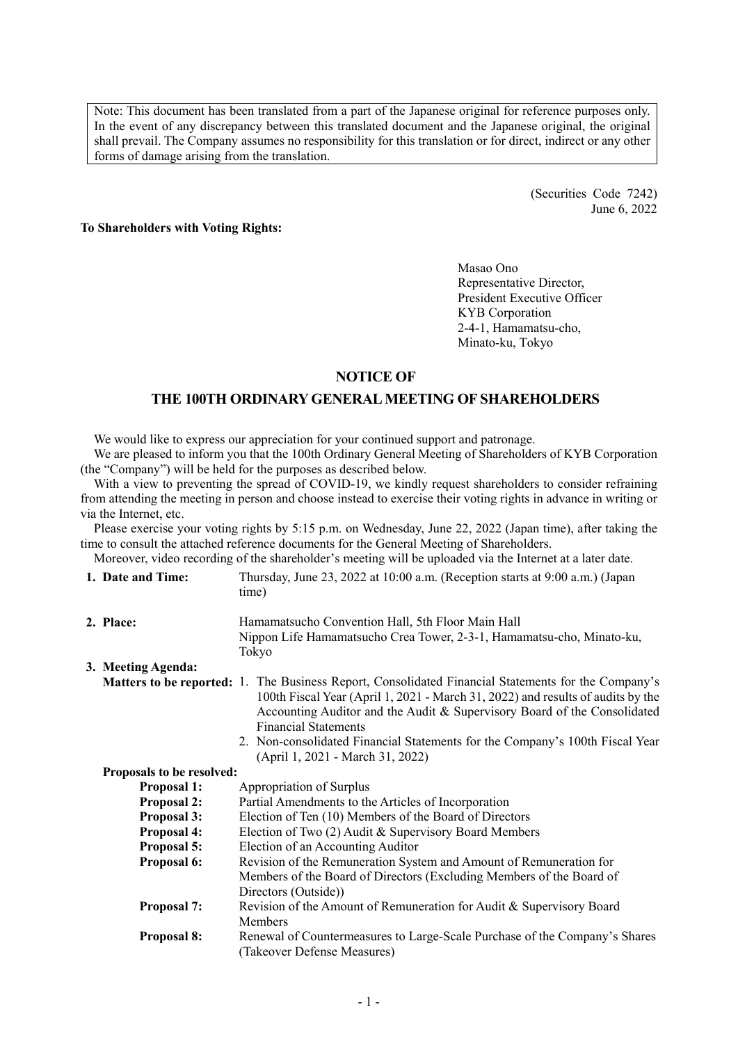Note: This document has been translated from a part of the Japanese original for reference purposes only. In the event of any discrepancy between this translated document and the Japanese original, the original shall prevail. The Company assumes no responsibility for this translation or for direct, indirect or any other forms of damage arising from the translation.

(Securities Code 7242)
June 6, 2022

**To Shareholders with Voting Rights:**

Masao Ono
Representative Director,
President Executive Officer
KYB Corporation
2-4-1, Hamamatsu-cho,
Minato-ku, Tokyo

# NOTICE OF
# THE 100TH ORDINARY GENERAL MEETING OF SHAREHOLDERS

We would like to express our appreciation for your continued support and patronage.

We are pleased to inform you that the 100th Ordinary General Meeting of Shareholders of KYB Corporation (the "Company") will be held for the purposes as described below.

With a view to preventing the spread of COVID-19, we kindly request shareholders to consider refraining from attending the meeting in person and choose instead to exercise their voting rights in advance in writing or via the Internet, etc.

Please exercise your voting rights by 5:15 p.m. on Wednesday, June 22, 2022 (Japan time), after taking the time to consult the attached reference documents for the General Meeting of Shareholders.

Moreover, video recording of the shareholder's meeting will be uploaded via the Internet at a later date.

**1. Date and Time:** Thursday, June 23, 2022 at 10:00 a.m. (Reception starts at 9:00 a.m.) (Japan time)

**2. Place:** Hamamatsucho Convention Hall, 5th Floor Main Hall
Nippon Life Hamamatsucho Crea Tower, 2-3-1, Hamamatsu-cho, Minato-ku, Tokyo

**3. Meeting Agenda:**

**Matters to be reported:**

1. The Business Report, Consolidated Financial Statements for the Company's 100th Fiscal Year (April 1, 2021 - March 31, 2022) and results of audits by the Accounting Auditor and the Audit & Supervisory Board of the Consolidated Financial Statements
2. Non-consolidated Financial Statements for the Company's 100th Fiscal Year (April 1, 2021 - March 31, 2022)

**Proposals to be resolved:**

**Proposal 1:** Appropriation of Surplus

**Proposal 2:** Partial Amendments to the Articles of Incorporation

**Proposal 3:** Election of Ten (10) Members of the Board of Directors

**Proposal 4:** Election of Two (2) Audit & Supervisory Board Members

**Proposal 5:** Election of an Accounting Auditor

**Proposal 6:** Revision of the Remuneration System and Amount of Remuneration for Members of the Board of Directors (Excluding Members of the Board of Directors (Outside))

**Proposal 7:** Revision of the Amount of Remuneration for Audit & Supervisory Board Members

**Proposal 8:** Renewal of Countermeasures to Large-Scale Purchase of the Company's Shares (Takeover Defense Measures)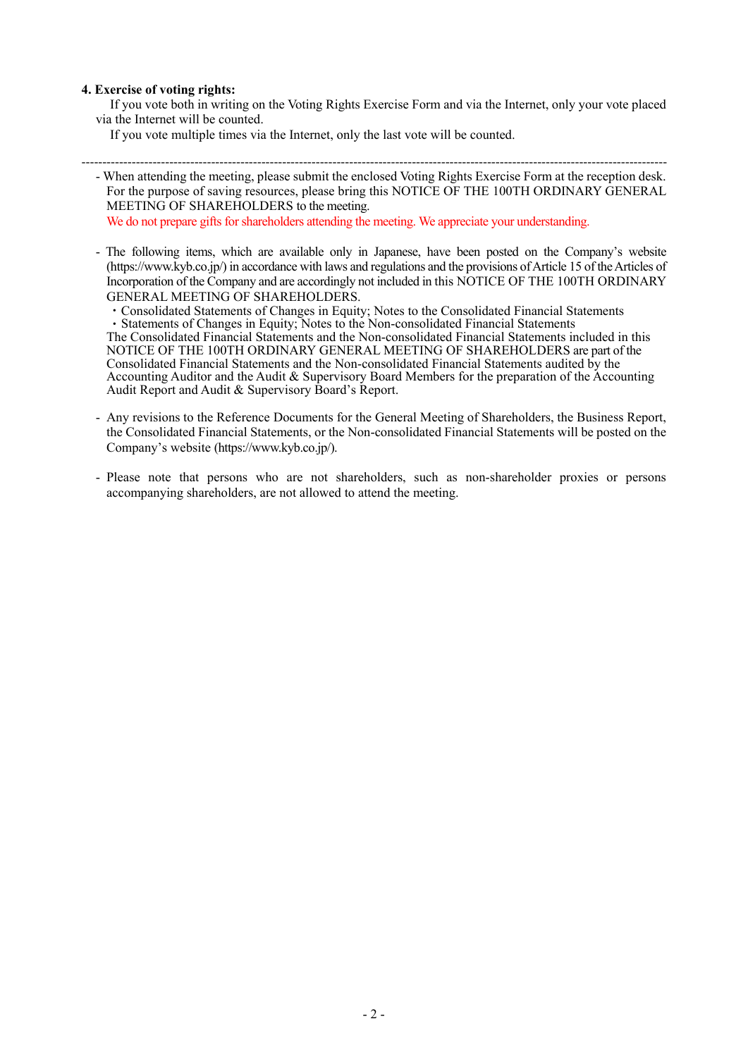**4. Exercise of voting rights:**

If you vote both in writing on the Voting Rights Exercise Form and via the Internet, only your vote placed via the Internet will be counted.

If you vote multiple times via the Internet, only the last vote will be counted.

---

- When attending the meeting, please submit the enclosed Voting Rights Exercise Form at the reception desk. For the purpose of saving resources, please bring this NOTICE OF THE 100TH ORDINARY GENERAL MEETING OF SHAREHOLDERS to the meeting.
  We do not prepare gifts for shareholders attending the meeting. We appreciate your understanding.

- The following items, which are available only in Japanese, have been posted on the Company's website (https://www.kyb.co.jp/) in accordance with laws and regulations and the provisions of Article 15 of the Articles of Incorporation of the Company and are accordingly not included in this NOTICE OF THE 100TH ORDINARY GENERAL MEETING OF SHAREHOLDERS.
  ・Consolidated Statements of Changes in Equity; Notes to the Consolidated Financial Statements
  ・Statements of Changes in Equity; Notes to the Non-consolidated Financial Statements
  The Consolidated Financial Statements and the Non-consolidated Financial Statements included in this NOTICE OF THE 100TH ORDINARY GENERAL MEETING OF SHAREHOLDERS are part of the Consolidated Financial Statements and the Non-consolidated Financial Statements audited by the Accounting Auditor and the Audit & Supervisory Board Members for the preparation of the Accounting Audit Report and Audit & Supervisory Board's Report.

- Any revisions to the Reference Documents for the General Meeting of Shareholders, the Business Report, the Consolidated Financial Statements, or the Non-consolidated Financial Statements will be posted on the Company's website (https://www.kyb.co.jp/).

- Please note that persons who are not shareholders, such as non-shareholder proxies or persons accompanying shareholders, are not allowed to attend the meeting.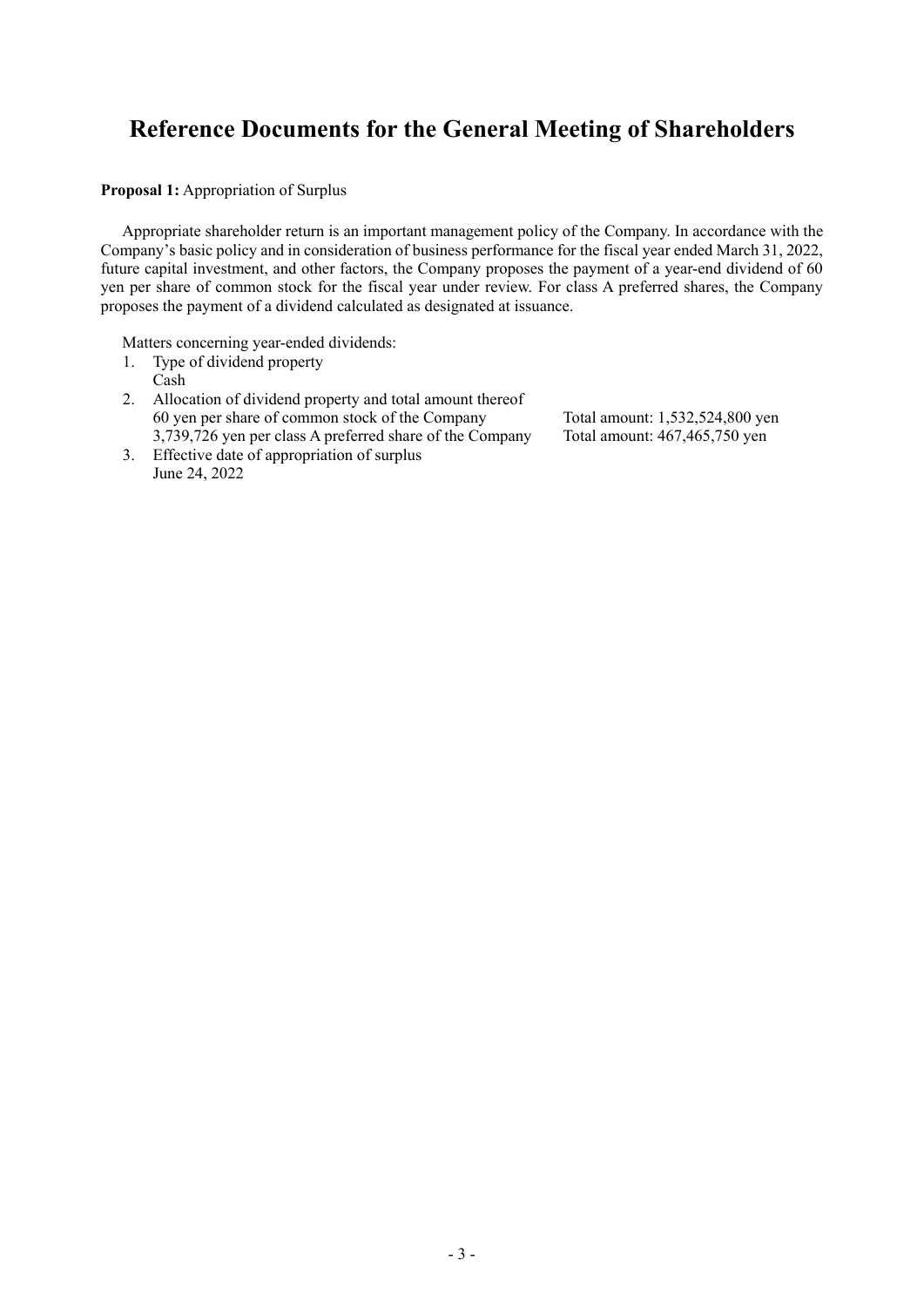# Reference Documents for the General Meeting of Shareholders

**Proposal 1:** Appropriation of Surplus

Appropriate shareholder return is an important management policy of the Company. In accordance with the Company's basic policy and in consideration of business performance for the fiscal year ended March 31, 2022, future capital investment, and other factors, the Company proposes the payment of a year-end dividend of 60 yen per share of common stock for the fiscal year under review. For class A preferred shares, the Company proposes the payment of a dividend calculated as designated at issuance.

Matters concerning year-ended dividends:

1. Type of dividend property
   Cash
2. Allocation of dividend property and total amount thereof
   60 yen per share of common stock of the Company — Total amount: 1,532,524,800 yen
   3,739,726 yen per class A preferred share of the Company — Total amount: 467,465,750 yen
3. Effective date of appropriation of surplus
   June 24, 2022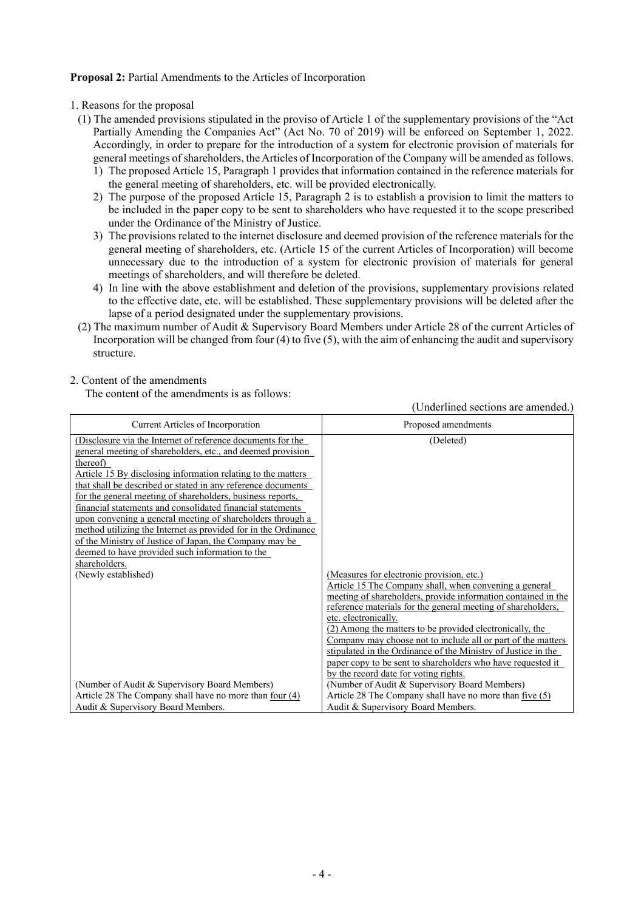**Proposal 2:** Partial Amendments to the Articles of Incorporation

1. Reasons for the proposal
   (1) The amended provisions stipulated in the proviso of Article 1 of the supplementary provisions of the "Act Partially Amending the Companies Act" (Act No. 70 of 2019) will be enforced on September 1, 2022. Accordingly, in order to prepare for the introduction of a system for electronic provision of materials for general meetings of shareholders, the Articles of Incorporation of the Company will be amended as follows.
      1) The proposed Article 15, Paragraph 1 provides that information contained in the reference materials for the general meeting of shareholders, etc. will be provided electronically.
      2) The purpose of the proposed Article 15, Paragraph 2 is to establish a provision to limit the matters to be included in the paper copy to be sent to shareholders who have requested it to the scope prescribed under the Ordinance of the Ministry of Justice.
      3) The provisions related to the internet disclosure and deemed provision of the reference materials for the general meeting of shareholders, etc. (Article 15 of the current Articles of Incorporation) will become unnecessary due to the introduction of a system for electronic provision of materials for general meetings of shareholders, and will therefore be deleted.
      4) In line with the above establishment and deletion of the provisions, supplementary provisions related to the effective date, etc. will be established. These supplementary provisions will be deleted after the lapse of a period designated under the supplementary provisions.
   (2) The maximum number of Audit & Supervisory Board Members under Article 28 of the current Articles of Incorporation will be changed from four (4) to five (5), with the aim of enhancing the audit and supervisory structure.

2. Content of the amendments
   The content of the amendments is as follows:

(Underlined sections are amended.)

| Current Articles of Incorporation | Proposed amendments |
|---|---|
| (Disclosure via the Internet of reference documents for the general meeting of shareholders, etc., and deemed provision thereof)<br>Article 15 By disclosing information relating to the matters that shall be described or stated in any reference documents for the general meeting of shareholders, business reports, financial statements and consolidated financial statements upon convening a general meeting of shareholders through a method utilizing the Internet as provided for in the Ordinance of the Ministry of Justice of Japan, the Company may be deemed to have provided such information to the shareholders. | (Deleted) |
| (Newly established) | (Measures for electronic provision, etc.)<br>Article 15 The Company shall, when convening a general meeting of shareholders, provide information contained in the reference materials for the general meeting of shareholders, etc. electronically.<br>(2) Among the matters to be provided electronically, the Company may choose not to include all or part of the matters stipulated in the Ordinance of the Ministry of Justice in the paper copy to be sent to shareholders who have requested it by the record date for voting rights. |
| (Number of Audit & Supervisory Board Members)<br>Article 28 The Company shall have no more than four (4) Audit & Supervisory Board Members. | (Number of Audit & Supervisory Board Members)<br>Article 28 The Company shall have no more than five (5) Audit & Supervisory Board Members. |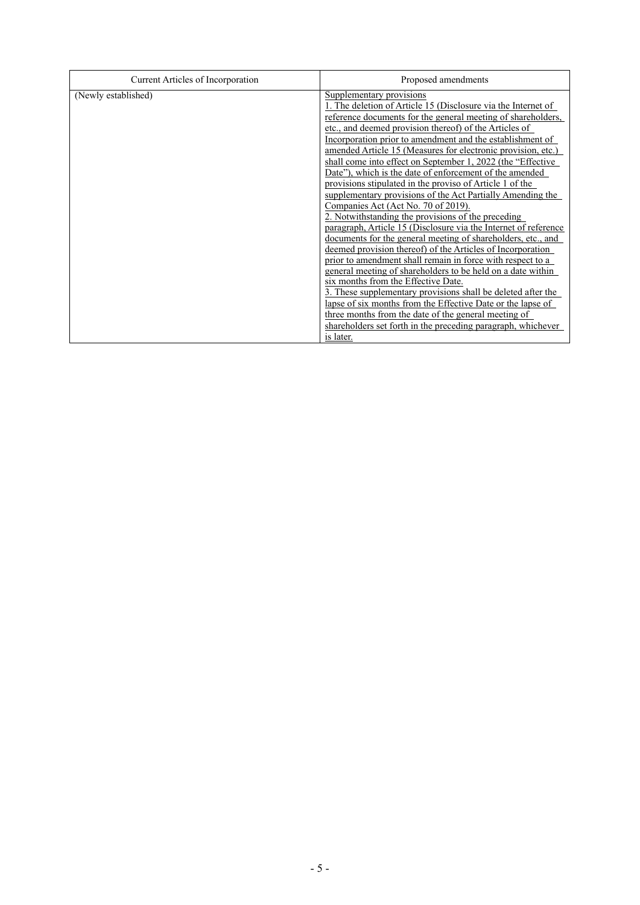| Current Articles of Incorporation | Proposed amendments |
| --- | --- |
| (Newly established) | Supplementary provisions<br>1. The deletion of Article 15 (Disclosure via the Internet of reference documents for the general meeting of shareholders, etc., and deemed provision thereof) of the Articles of Incorporation prior to amendment and the establishment of amended Article 15 (Measures for electronic provision, etc.) shall come into effect on September 1, 2022 (the "Effective Date"), which is the date of enforcement of the amended provisions stipulated in the proviso of Article 1 of the supplementary provisions of the Act Partially Amending the Companies Act (Act No. 70 of 2019).<br>2. Notwithstanding the provisions of the preceding paragraph, Article 15 (Disclosure via the Internet of reference documents for the general meeting of shareholders, etc., and deemed provision thereof) of the Articles of Incorporation prior to amendment shall remain in force with respect to a general meeting of shareholders to be held on a date within six months from the Effective Date.<br>3. These supplementary provisions shall be deleted after the lapse of six months from the Effective Date or the lapse of three months from the date of the general meeting of shareholders set forth in the preceding paragraph, whichever is later. |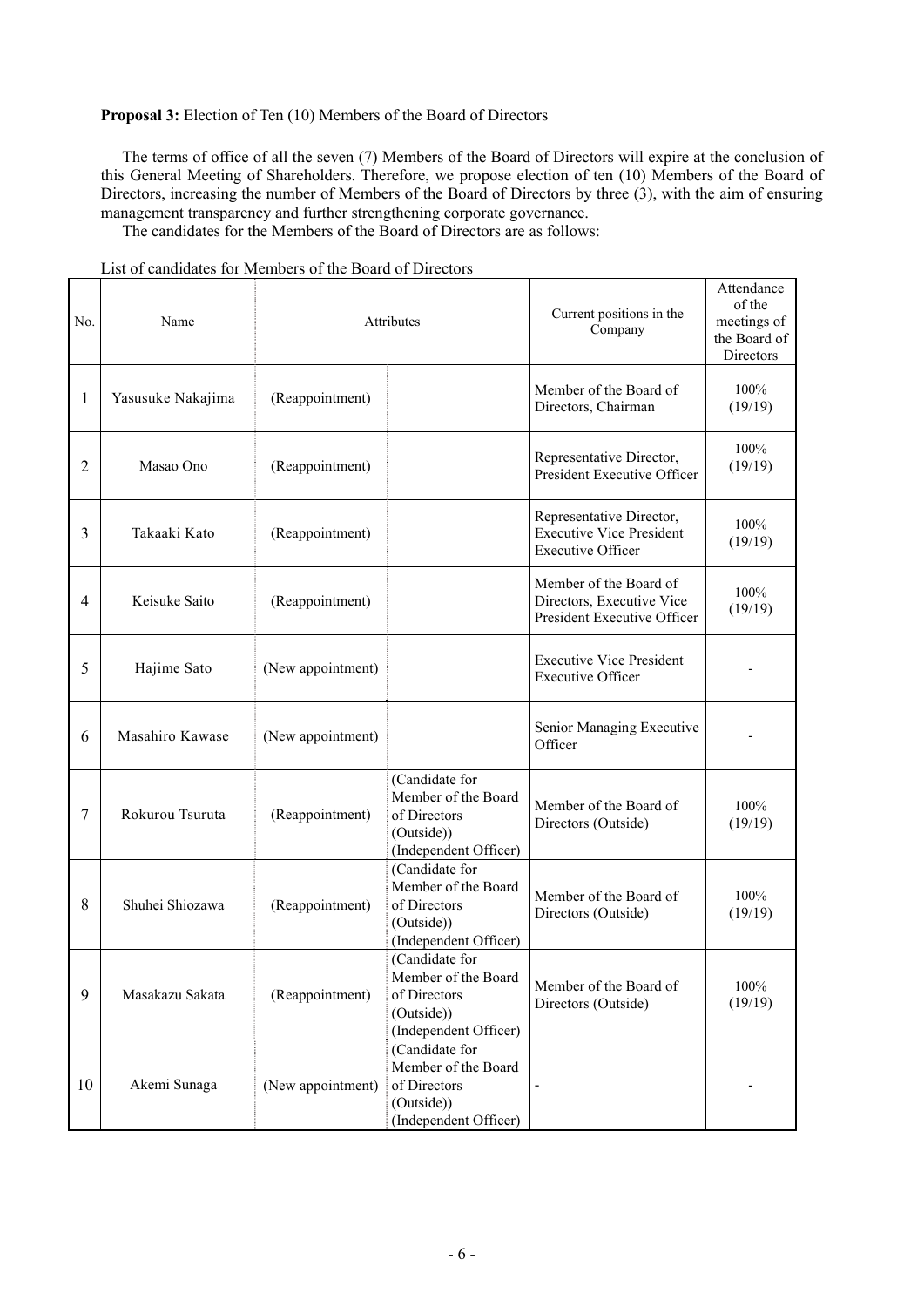**Proposal 3:** Election of Ten (10) Members of the Board of Directors

The terms of office of all the seven (7) Members of the Board of Directors will expire at the conclusion of this General Meeting of Shareholders. Therefore, we propose election of ten (10) Members of the Board of Directors, increasing the number of Members of the Board of Directors by three (3), with the aim of ensuring management transparency and further strengthening corporate governance.

The candidates for the Members of the Board of Directors are as follows:

List of candidates for Members of the Board of Directors

| No. | Name | Attributes | | Current positions in the Company | Attendance of the meetings of the Board of Directors |
|---|---|---|---|---|---|
| 1 | Yasusuke Nakajima | (Reappointment) | | Member of the Board of Directors, Chairman | 100% (19/19) |
| 2 | Masao Ono | (Reappointment) | | Representative Director, President Executive Officer | 100% (19/19) |
| 3 | Takaaki Kato | (Reappointment) | | Representative Director, Executive Vice President Executive Officer | 100% (19/19) |
| 4 | Keisuke Saito | (Reappointment) | | Member of the Board of Directors, Executive Vice President Executive Officer | 100% (19/19) |
| 5 | Hajime Sato | (New appointment) | | Executive Vice President Executive Officer | - |
| 6 | Masahiro Kawase | (New appointment) | | Senior Managing Executive Officer | - |
| 7 | Rokurou Tsuruta | (Reappointment) | (Candidate for Member of the Board of Directors (Outside)) (Independent Officer) | Member of the Board of Directors (Outside) | 100% (19/19) |
| 8 | Shuhei Shiozawa | (Reappointment) | (Candidate for Member of the Board of Directors (Outside)) (Independent Officer) | Member of the Board of Directors (Outside) | 100% (19/19) |
| 9 | Masakazu Sakata | (Reappointment) | (Candidate for Member of the Board of Directors (Outside)) (Independent Officer) | Member of the Board of Directors (Outside) | 100% (19/19) |
| 10 | Akemi Sunaga | (New appointment) | (Candidate for Member of the Board of Directors (Outside)) (Independent Officer) | - | - |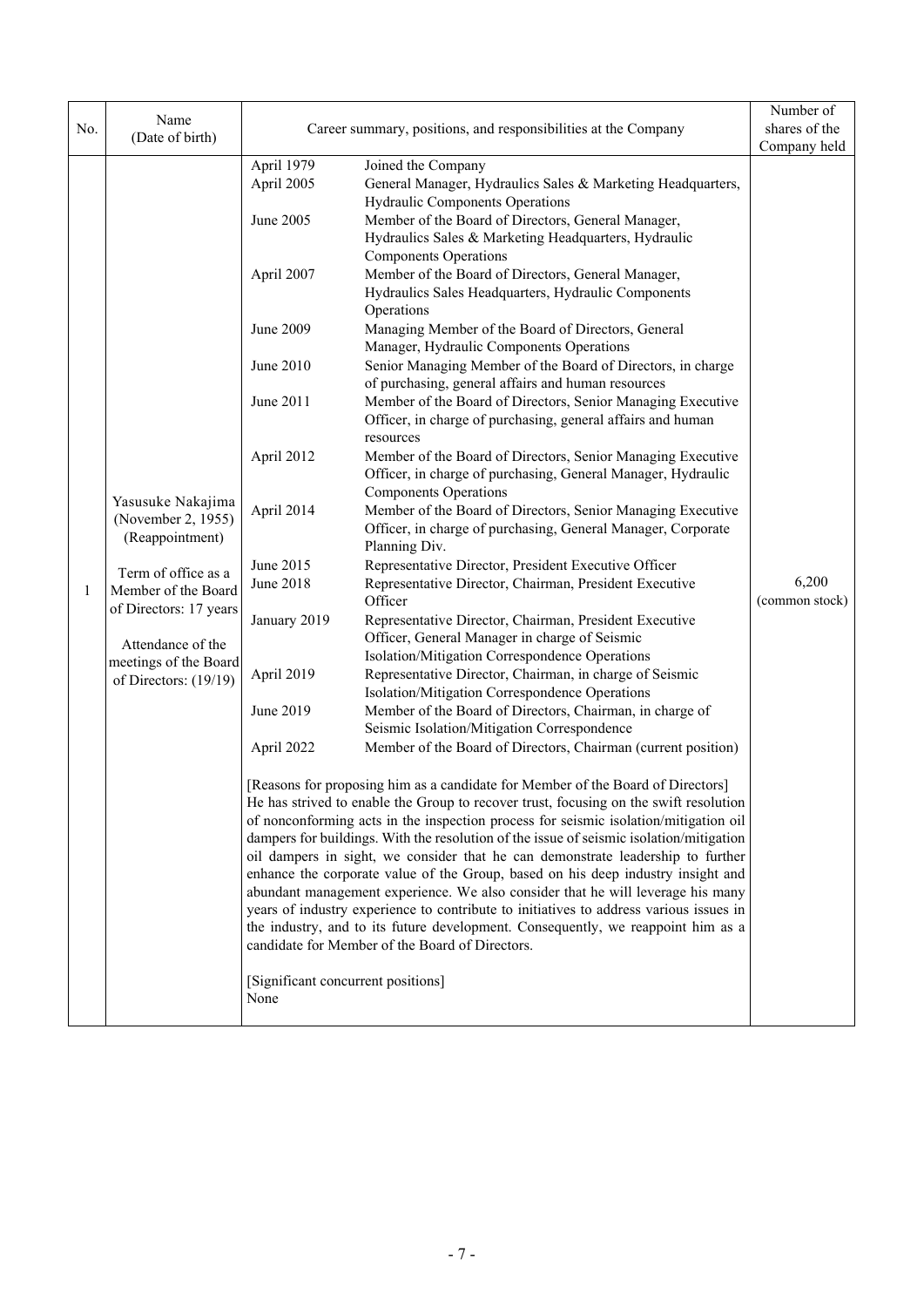| No. | Name (Date of birth) | Career summary, positions, and responsibilities at the Company | Number of shares of the Company held |
|---|---|---|---|
| 1 | Yasusuke Nakajima (November 2, 1955) (Reappointment)<br><br>Term of office as a Member of the Board of Directors: 17 years<br><br>Attendance of the meetings of the Board of Directors: (19/19) | April 1979 Joined the Company<br>April 2005 General Manager, Hydraulics Sales & Marketing Headquarters, Hydraulic Components Operations<br>June 2005 Member of the Board of Directors, General Manager, Hydraulics Sales & Marketing Headquarters, Hydraulic Components Operations<br>April 2007 Member of the Board of Directors, General Manager, Hydraulics Sales Headquarters, Hydraulic Components Operations<br>June 2009 Managing Member of the Board of Directors, General Manager, Hydraulic Components Operations<br>June 2010 Senior Managing Member of the Board of Directors, in charge of purchasing, general affairs and human resources<br>June 2011 Member of the Board of Directors, Senior Managing Executive Officer, in charge of purchasing, general affairs and human resources<br>April 2012 Member of the Board of Directors, Senior Managing Executive Officer, in charge of purchasing, General Manager, Hydraulic Components Operations<br>April 2014 Member of the Board of Directors, Senior Managing Executive Officer, in charge of purchasing, General Manager, Corporate Planning Div.<br>June 2015 Representative Director, President Executive Officer<br>June 2018 Representative Director, Chairman, President Executive Officer<br>January 2019 Representative Director, Chairman, President Executive Officer, General Manager in charge of Seismic Isolation/Mitigation Correspondence Operations<br>April 2019 Representative Director, Chairman, in charge of Seismic Isolation/Mitigation Correspondence Operations<br>June 2019 Member of the Board of Directors, Chairman, in charge of Seismic Isolation/Mitigation Correspondence<br>April 2022 Member of the Board of Directors, Chairman (current position)<br><br>[Reasons for proposing him as a candidate for Member of the Board of Directors]<br>He has strived to enable the Group to recover trust, focusing on the swift resolution of nonconforming acts in the inspection process for seismic isolation/mitigation oil dampers for buildings. With the resolution of the issue of seismic isolation/mitigation oil dampers in sight, we consider that he can demonstrate leadership to further enhance the corporate value of the Group, based on his deep industry insight and abundant management experience. We also consider that he will leverage his many years of industry experience to contribute to initiatives to address various issues in the industry, and to its future development. Consequently, we reappoint him as a candidate for Member of the Board of Directors.<br><br>[Significant concurrent positions]<br>None | 6,200 (common stock) |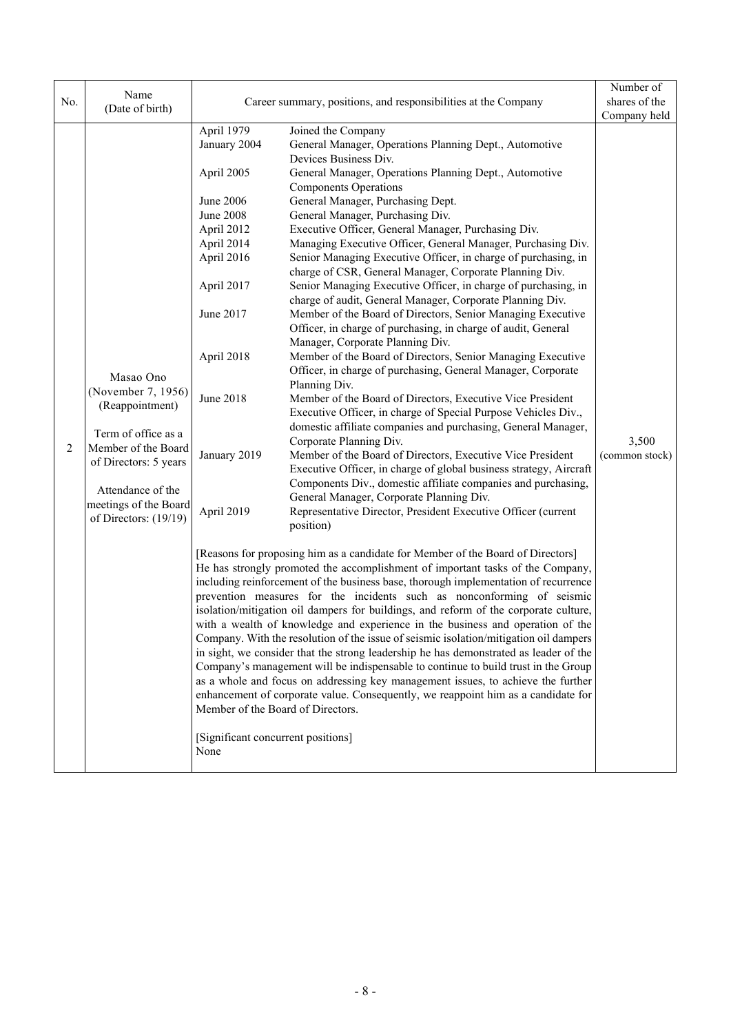| No. | Name (Date of birth) | Career summary, positions, and responsibilities at the Company | | Number of shares of the Company held |
|---|---|---|---|---|
| 2 | Masao Ono (November 7, 1956) (Reappointment)<br><br>Term of office as a Member of the Board of Directors: 5 years<br><br>Attendance of the meetings of the Board of Directors: (19/19) | April 1979 | Joined the Company | 3,500 (common stock) |
| | | January 2004 | General Manager, Operations Planning Dept., Automotive Devices Business Div. | |
| | | April 2005 | General Manager, Operations Planning Dept., Automotive Components Operations | |
| | | June 2006 | General Manager, Purchasing Dept. | |
| | | June 2008 | General Manager, Purchasing Div. | |
| | | April 2012 | Executive Officer, General Manager, Purchasing Div. | |
| | | April 2014 | Managing Executive Officer, General Manager, Purchasing Div. | |
| | | April 2016 | Senior Managing Executive Officer, in charge of purchasing, in charge of CSR, General Manager, Corporate Planning Div. | |
| | | April 2017 | Senior Managing Executive Officer, in charge of purchasing, in charge of audit, General Manager, Corporate Planning Div. | |
| | | June 2017 | Member of the Board of Directors, Senior Managing Executive Officer, in charge of purchasing, in charge of audit, General Manager, Corporate Planning Div. | |
| | | April 2018 | Member of the Board of Directors, Senior Managing Executive Officer, in charge of purchasing, General Manager, Corporate Planning Div. | |
| | | June 2018 | Member of the Board of Directors, Executive Vice President Executive Officer, in charge of Special Purpose Vehicles Div., domestic affiliate companies and purchasing, General Manager, Corporate Planning Div. | |
| | | January 2019 | Member of the Board of Directors, Executive Vice President Executive Officer, in charge of global business strategy, Aircraft Components Div., domestic affiliate companies and purchasing, General Manager, Corporate Planning Div. | |
| | | April 2019 | Representative Director, President Executive Officer (current position) | |
| | | [Reasons for proposing him as a candidate for Member of the Board of Directors]<br>He has strongly promoted the accomplishment of important tasks of the Company, including reinforcement of the business base, thorough implementation of recurrence prevention measures for the incidents such as nonconforming of seismic isolation/mitigation oil dampers for buildings, and reform of the corporate culture, with a wealth of knowledge and experience in the business and operation of the Company. With the resolution of the issue of seismic isolation/mitigation oil dampers in sight, we consider that the strong leadership he has demonstrated as leader of the Company's management will be indispensable to continue to build trust in the Group as a whole and focus on addressing key management issues, to achieve the further enhancement of corporate value. Consequently, we reappoint him as a candidate for Member of the Board of Directors.<br><br>[Significant concurrent positions]<br>None | | |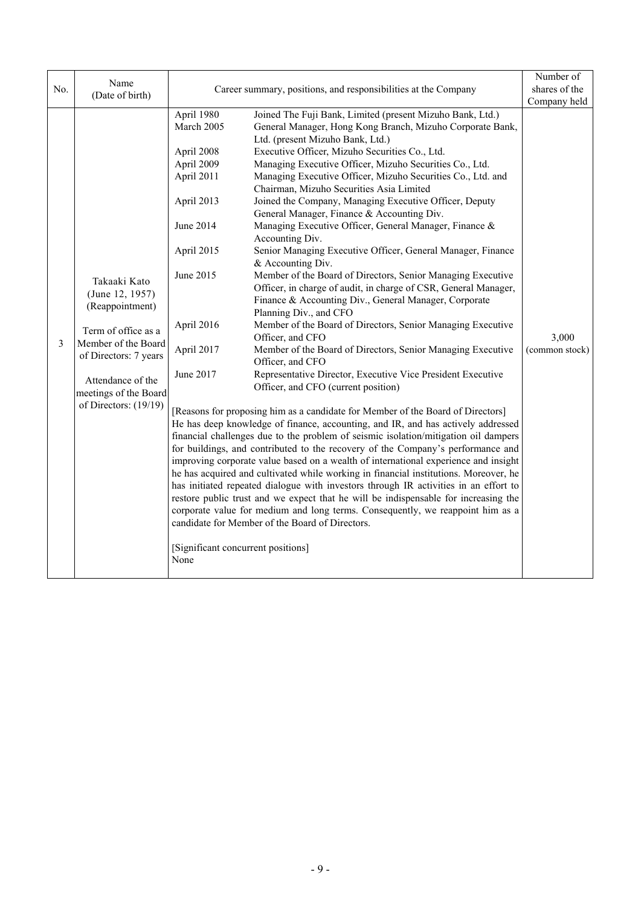| No. | Name (Date of birth) | Career summary, positions, and responsibilities at the Company | Number of shares of the Company held |
|---|---|---|---|
| 3 | Takaaki Kato (June 12, 1957) (Reappointment)<br><br>Term of office as a Member of the Board of Directors: 7 years<br><br>Attendance of the meetings of the Board of Directors: (19/19) | April 1980 Joined The Fuji Bank, Limited (present Mizuho Bank, Ltd.)<br>March 2005 General Manager, Hong Kong Branch, Mizuho Corporate Bank, Ltd. (present Mizuho Bank, Ltd.)<br>April 2008 Executive Officer, Mizuho Securities Co., Ltd.<br>April 2009 Managing Executive Officer, Mizuho Securities Co., Ltd.<br>April 2011 Managing Executive Officer, Mizuho Securities Co., Ltd. and Chairman, Mizuho Securities Asia Limited<br>April 2013 Joined the Company, Managing Executive Officer, Deputy General Manager, Finance & Accounting Div.<br>June 2014 Managing Executive Officer, General Manager, Finance & Accounting Div.<br>April 2015 Senior Managing Executive Officer, General Manager, Finance & Accounting Div.<br>June 2015 Member of the Board of Directors, Senior Managing Executive Officer, in charge of audit, in charge of CSR, General Manager, Finance & Accounting Div., General Manager, Corporate Planning Div., and CFO<br>April 2016 Member of the Board of Directors, Senior Managing Executive Officer, and CFO<br>April 2017 Member of the Board of Directors, Senior Managing Executive Officer, and CFO<br>June 2017 Representative Director, Executive Vice President Executive Officer, and CFO (current position)<br><br>[Reasons for proposing him as a candidate for Member of the Board of Directors]<br>He has deep knowledge of finance, accounting, and IR, and has actively addressed financial challenges due to the problem of seismic isolation/mitigation oil dampers for buildings, and contributed to the recovery of the Company's performance and improving corporate value based on a wealth of international experience and insight he has acquired and cultivated while working in financial institutions. Moreover, he has initiated repeated dialogue with investors through IR activities in an effort to restore public trust and we expect that he will be indispensable for increasing the corporate value for medium and long terms. Consequently, we reappoint him as a candidate for Member of the Board of Directors.<br><br>[Significant concurrent positions]<br>None | 3,000 (common stock) |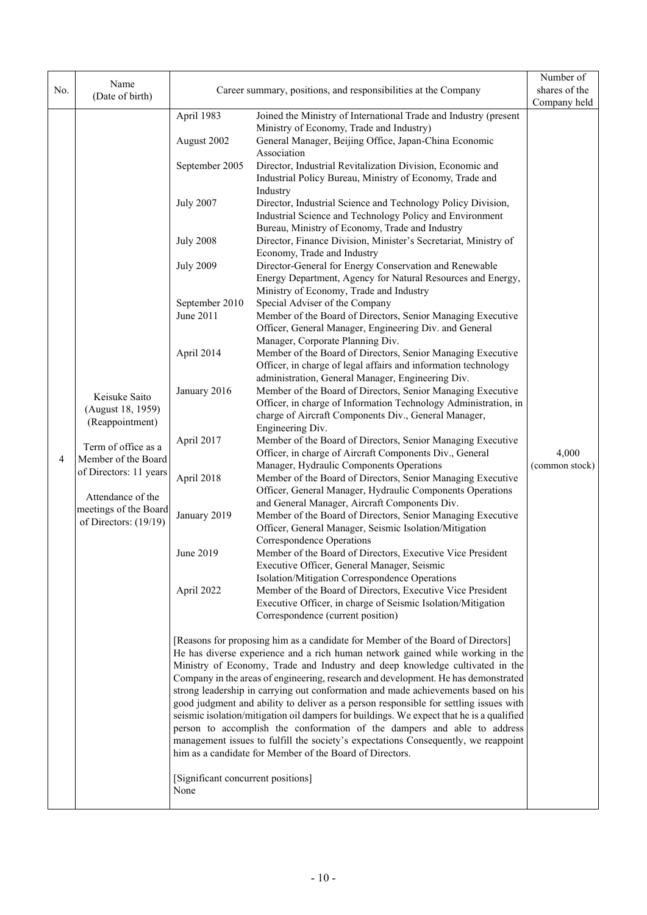| No. | Name (Date of birth) | Career summary, positions, and responsibilities at the Company | Number of shares of the Company held |
|---|---|---|---|
| 4 | Keisuke Saito (August 18, 1959) (Reappointment)<br><br>Term of office as a Member of the Board of Directors: 11 years<br><br>Attendance of the meetings of the Board of Directors: (19/19) | April 1983 Joined the Ministry of International Trade and Industry (present Ministry of Economy, Trade and Industry)<br>August 2002 General Manager, Beijing Office, Japan-China Economic Association<br>September 2005 Director, Industrial Revitalization Division, Economic and Industrial Policy Bureau, Ministry of Economy, Trade and Industry<br>July 2007 Director, Industrial Science and Technology Policy Division, Industrial Science and Technology Policy and Environment Bureau, Ministry of Economy, Trade and Industry<br>July 2008 Director, Finance Division, Minister's Secretariat, Ministry of Economy, Trade and Industry<br>July 2009 Director-General for Energy Conservation and Renewable Energy Department, Agency for Natural Resources and Energy, Ministry of Economy, Trade and Industry<br>September 2010 Special Adviser of the Company<br>June 2011 Member of the Board of Directors, Senior Managing Executive Officer, General Manager, Engineering Div. and General Manager, Corporate Planning Div.<br>April 2014 Member of the Board of Directors, Senior Managing Executive Officer, in charge of legal affairs and information technology administration, General Manager, Engineering Div.<br>January 2016 Member of the Board of Directors, Senior Managing Executive Officer, in charge of Information Technology Administration, in charge of Aircraft Components Div., General Manager, Engineering Div.<br>April 2017 Member of the Board of Directors, Senior Managing Executive Officer, in charge of Aircraft Components Div., General Manager, Hydraulic Components Operations<br>April 2018 Member of the Board of Directors, Senior Managing Executive Officer, General Manager, Hydraulic Components Operations and General Manager, Aircraft Components Div.<br>January 2019 Member of the Board of Directors, Senior Managing Executive Officer, General Manager, Seismic Isolation/Mitigation Correspondence Operations<br>June 2019 Member of the Board of Directors, Executive Vice President Executive Officer, General Manager, Seismic Isolation/Mitigation Correspondence Operations<br>April 2022 Member of the Board of Directors, Executive Vice President Executive Officer, in charge of Seismic Isolation/Mitigation Correspondence (current position)<br><br>[Reasons for proposing him as a candidate for Member of the Board of Directors]<br>He has diverse experience and a rich human network gained while working in the Ministry of Economy, Trade and Industry and deep knowledge cultivated in the Company in the areas of engineering, research and development. He has demonstrated strong leadership in carrying out conformation and made achievements based on his good judgment and ability to deliver as a person responsible for settling issues with seismic isolation/mitigation oil dampers for buildings. We expect that he is a qualified person to accomplish the conformation of the dampers and able to address management issues to fulfill the society's expectations Consequently, we reappoint him as a candidate for Member of the Board of Directors.<br><br>[Significant concurrent positions]<br>None | 4,000 (common stock) |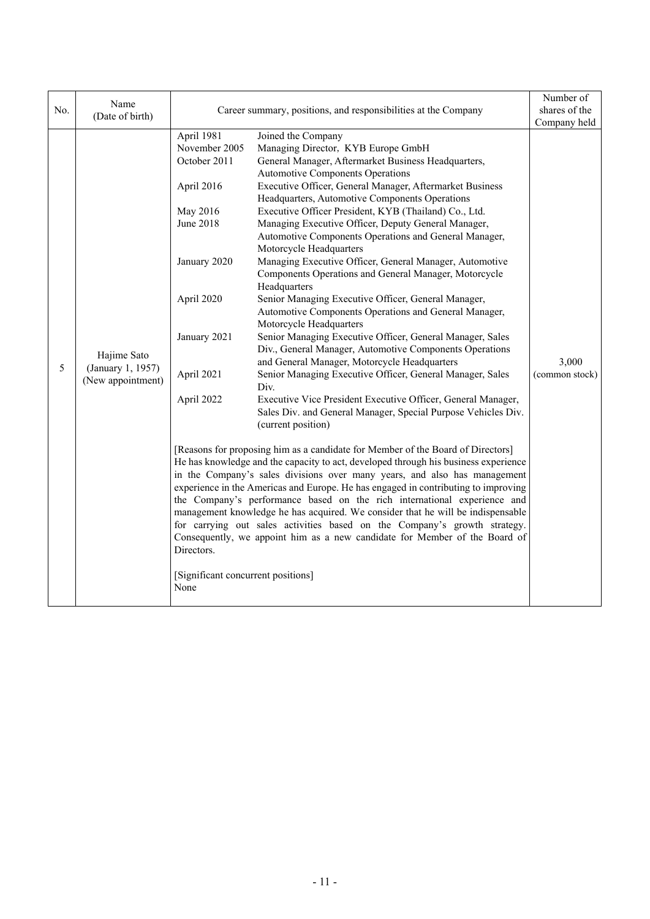| No. | Name (Date of birth) | Career summary, positions, and responsibilities at the Company | Number of shares of the Company held |
|---|---|---|---|
| 5 | Hajime Sato (January 1, 1957) (New appointment) | April 1981 Joined the Company<br>November 2005 Managing Director, KYB Europe GmbH<br>October 2011 General Manager, Aftermarket Business Headquarters, Automotive Components Operations<br>April 2016 Executive Officer, General Manager, Aftermarket Business Headquarters, Automotive Components Operations<br>May 2016 Executive Officer President, KYB (Thailand) Co., Ltd.<br>June 2018 Managing Executive Officer, Deputy General Manager, Automotive Components Operations and General Manager, Motorcycle Headquarters<br>January 2020 Managing Executive Officer, General Manager, Automotive Components Operations and General Manager, Motorcycle Headquarters<br>April 2020 Senior Managing Executive Officer, General Manager, Automotive Components Operations and General Manager, Motorcycle Headquarters<br>January 2021 Senior Managing Executive Officer, General Manager, Sales Div., General Manager, Automotive Components Operations and General Manager, Motorcycle Headquarters<br>April 2021 Senior Managing Executive Officer, General Manager, Sales Div.<br>April 2022 Executive Vice President Executive Officer, General Manager, Sales Div. and General Manager, Special Purpose Vehicles Div. (current position)<br><br>[Reasons for proposing him as a candidate for Member of the Board of Directors]<br>He has knowledge and the capacity to act, developed through his business experience in the Company's sales divisions over many years, and also has management experience in the Americas and Europe. He has engaged in contributing to improving the Company's performance based on the rich international experience and management knowledge he has acquired. We consider that he will be indispensable for carrying out sales activities based on the Company's growth strategy. Consequently, we appoint him as a new candidate for Member of the Board of Directors.<br><br>[Significant concurrent positions]<br>None | 3,000 (common stock) |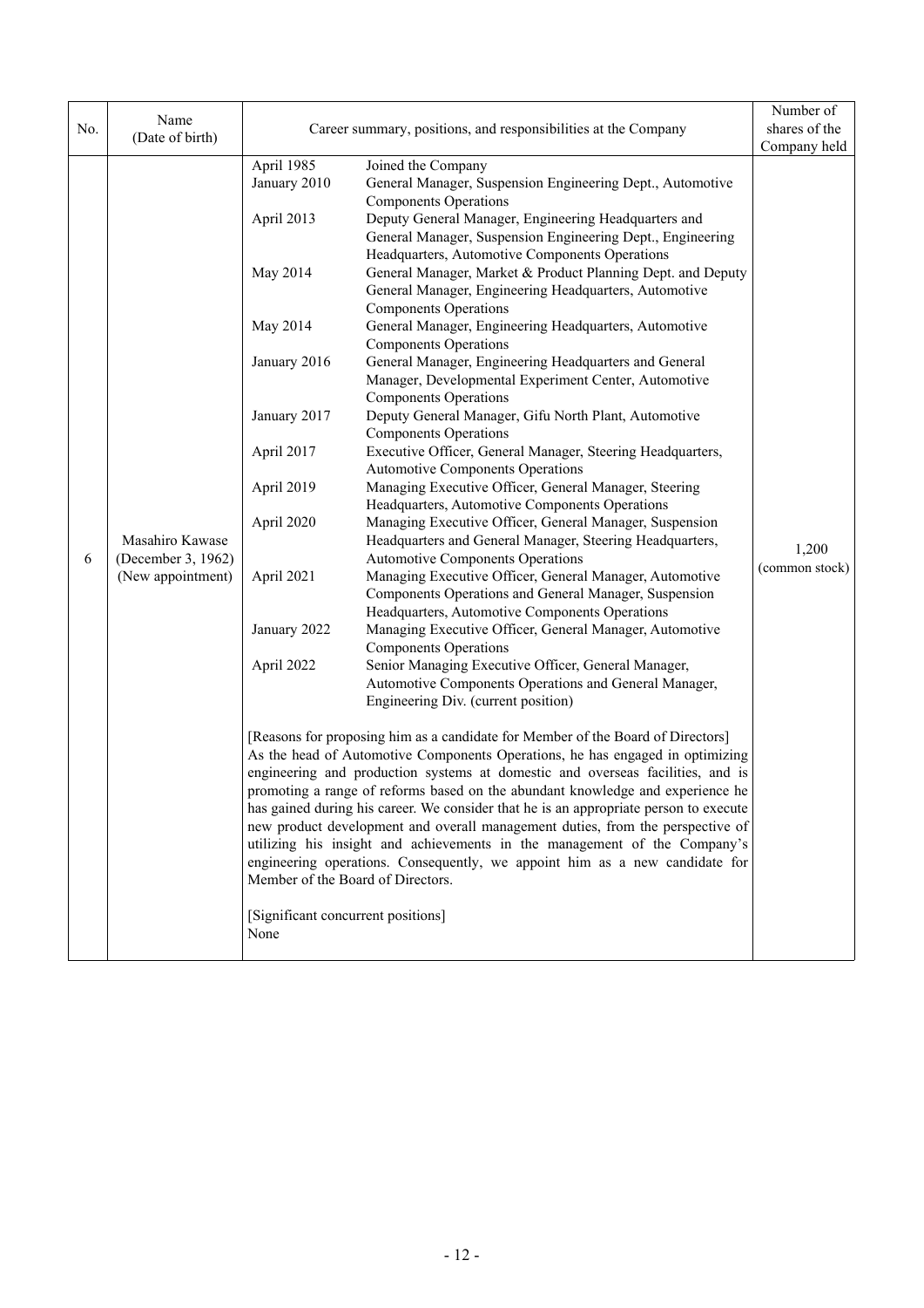| No. | Name (Date of birth) | Career summary, positions, and responsibilities at the Company | Number of shares of the Company held |
|---|---|---|---|
| 6 | Masahiro Kawase (December 3, 1962) (New appointment) | April 1985 Joined the Company<br>January 2010 General Manager, Suspension Engineering Dept., Automotive Components Operations<br>April 2013 Deputy General Manager, Engineering Headquarters and General Manager, Suspension Engineering Dept., Engineering Headquarters, Automotive Components Operations<br>May 2014 General Manager, Market & Product Planning Dept. and Deputy General Manager, Engineering Headquarters, Automotive Components Operations<br>May 2014 General Manager, Engineering Headquarters, Automotive Components Operations<br>January 2016 General Manager, Engineering Headquarters and General Manager, Developmental Experiment Center, Automotive Components Operations<br>January 2017 Deputy General Manager, Gifu North Plant, Automotive Components Operations<br>April 2017 Executive Officer, General Manager, Steering Headquarters, Automotive Components Operations<br>April 2019 Managing Executive Officer, General Manager, Steering Headquarters, Automotive Components Operations<br>April 2020 Managing Executive Officer, General Manager, Suspension Headquarters and General Manager, Steering Headquarters, Automotive Components Operations<br>April 2021 Managing Executive Officer, General Manager, Automotive Components Operations and General Manager, Suspension Headquarters, Automotive Components Operations<br>January 2022 Managing Executive Officer, General Manager, Automotive Components Operations<br>April 2022 Senior Managing Executive Officer, General Manager, Automotive Components Operations and General Manager, Engineering Div. (current position)<br><br>[Reasons for proposing him as a candidate for Member of the Board of Directors]<br>As the head of Automotive Components Operations, he has engaged in optimizing engineering and production systems at domestic and overseas facilities, and is promoting a range of reforms based on the abundant knowledge and experience he has gained during his career. We consider that he is an appropriate person to execute new product development and overall management duties, from the perspective of utilizing his insight and achievements in the management of the Company's engineering operations. Consequently, we appoint him as a new candidate for Member of the Board of Directors.<br><br>[Significant concurrent positions]<br>None | 1,200 (common stock) |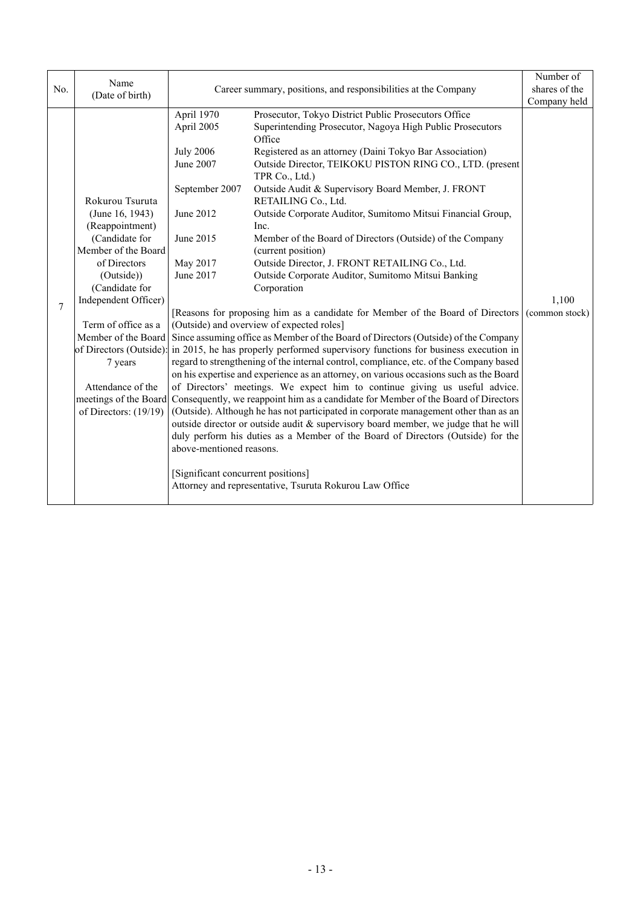| No. | Name (Date of birth) | Career summary, positions, and responsibilities at the Company | Number of shares of the Company held |
|---|---|---|---|
| 7 | Rokurou Tsuruta (June 16, 1943) (Reappointment) (Candidate for Member of the Board of Directors (Outside)) (Candidate for Independent Officer)<br><br>Term of office as a Member of the Board of Directors (Outside): 7 years<br><br>Attendance of the meetings of the Board of Directors: (19/19) | April 1970 Prosecutor, Tokyo District Public Prosecutors Office<br>April 2005 Superintending Prosecutor, Nagoya High Public Prosecutors Office<br>July 2006 Registered as an attorney (Daini Tokyo Bar Association)<br>June 2007 Outside Director, TEIKOKU PISTON RING CO., LTD. (present TPR Co., Ltd.)<br>September 2007 Outside Audit & Supervisory Board Member, J. FRONT RETAILING Co., Ltd.<br>June 2012 Outside Corporate Auditor, Sumitomo Mitsui Financial Group, Inc.<br>June 2015 Member of the Board of Directors (Outside) of the Company (current position)<br>May 2017 Outside Director, J. FRONT RETAILING Co., Ltd.<br>June 2017 Outside Corporate Auditor, Sumitomo Mitsui Banking Corporation<br><br>[Reasons for proposing him as a candidate for Member of the Board of Directors (Outside) and overview of expected roles]<br>Since assuming office as Member of the Board of Directors (Outside) of the Company in 2015, he has properly performed supervisory functions for business execution in regard to strengthening of the internal control, compliance, etc. of the Company based on his expertise and experience as an attorney, on various occasions such as the Board of Directors' meetings. We expect him to continue giving us useful advice. Consequently, we reappoint him as a candidate for Member of the Board of Directors (Outside). Although he has not participated in corporate management other than as an outside director or outside audit & supervisory board member, we judge that he will duly perform his duties as a Member of the Board of Directors (Outside) for the above-mentioned reasons.<br><br>[Significant concurrent positions]<br>Attorney and representative, Tsuruta Rokurou Law Office | 1,100 (common stock) |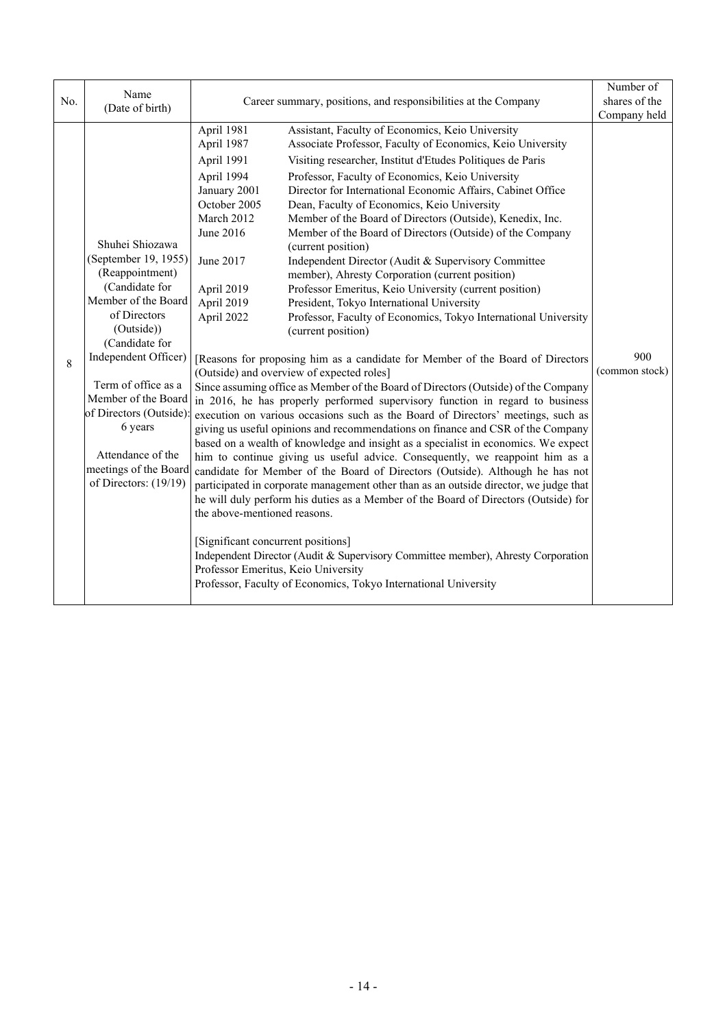| No. | Name (Date of birth) | Career summary, positions, and responsibilities at the Company | Number of shares of the Company held |
|---|---|---|---|
| 8 | Shuhei Shiozawa (September 19, 1955) (Reappointment) (Candidate for Member of the Board of Directors (Outside)) (Candidate for Independent Officer)<br><br>Term of office as a Member of the Board of Directors (Outside): 6 years<br><br>Attendance of the meetings of the Board of Directors: (19/19) | April 1981 Assistant, Faculty of Economics, Keio University<br>April 1987 Associate Professor, Faculty of Economics, Keio University<br>April 1991 Visiting researcher, Institut d'Etudes Politiques de Paris<br>April 1994 Professor, Faculty of Economics, Keio University<br>January 2001 Director for International Economic Affairs, Cabinet Office<br>October 2005 Dean, Faculty of Economics, Keio University<br>March 2012 Member of the Board of Directors (Outside), Kenedix, Inc.<br>June 2016 Member of the Board of Directors (Outside) of the Company (current position)<br>June 2017 Independent Director (Audit & Supervisory Committee member), Ahresty Corporation (current position)<br>April 2019 Professor Emeritus, Keio University (current position)<br>April 2019 President, Tokyo International University<br>April 2022 Professor, Faculty of Economics, Tokyo International University (current position)<br><br>[Reasons for proposing him as a candidate for Member of the Board of Directors (Outside) and overview of expected roles]<br>Since assuming office as Member of the Board of Directors (Outside) of the Company in 2016, he has properly performed supervisory function in regard to business execution on various occasions such as the Board of Directors' meetings, such as giving us useful opinions and recommendations on finance and CSR of the Company based on a wealth of knowledge and insight as a specialist in economics. We expect him to continue giving us useful advice. Consequently, we reappoint him as a candidate for Member of the Board of Directors (Outside). Although he has not participated in corporate management other than as an outside director, we judge that he will duly perform his duties as a Member of the Board of Directors (Outside) for the above-mentioned reasons.<br><br>[Significant concurrent positions]<br>Independent Director (Audit & Supervisory Committee member), Ahresty Corporation<br>Professor Emeritus, Keio University<br>Professor, Faculty of Economics, Tokyo International University | 900 (common stock) |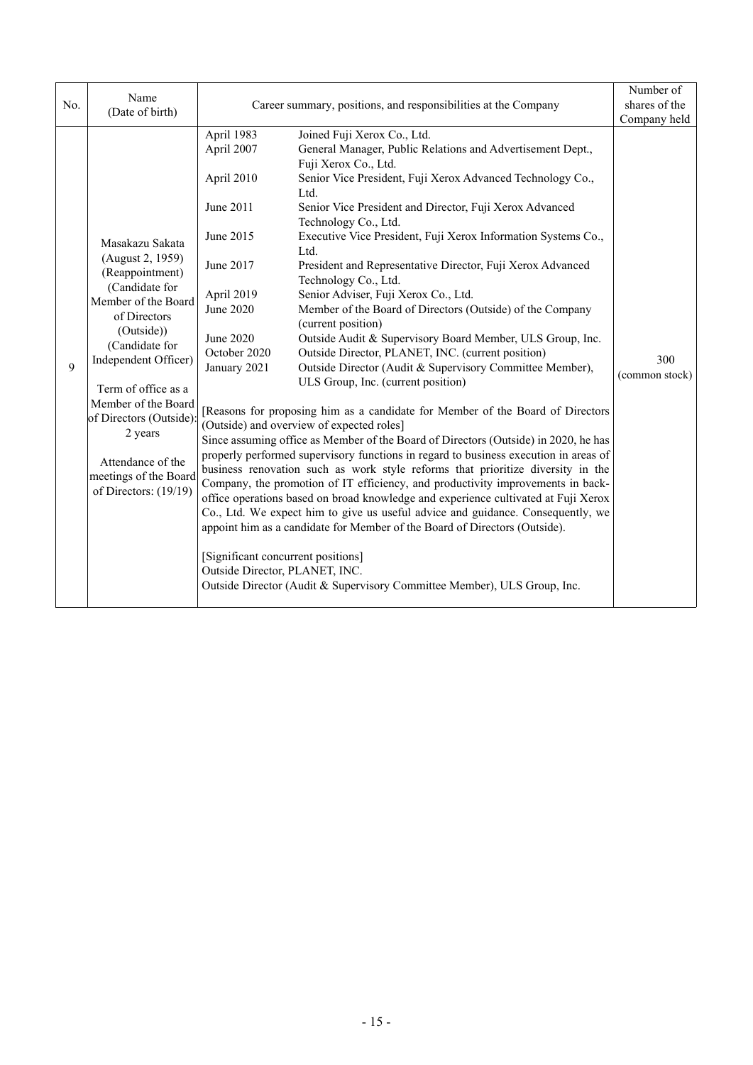| No. | Name (Date of birth) | Career summary, positions, and responsibilities at the Company | Number of shares of the Company held |
|---|---|---|---|
| 9 | Masakazu Sakata<br>(August 2, 1959)<br>(Reappointment)<br>(Candidate for Member of the Board of Directors (Outside))<br>(Candidate for Independent Officer)<br><br>Term of office as a Member of the Board of Directors (Outside): 2 years<br><br>Attendance of the meetings of the Board of Directors: (19/19) | April 1983 Joined Fuji Xerox Co., Ltd.<br>April 2007 General Manager, Public Relations and Advertisement Dept., Fuji Xerox Co., Ltd.<br>April 2010 Senior Vice President, Fuji Xerox Advanced Technology Co., Ltd.<br>June 2011 Senior Vice President and Director, Fuji Xerox Advanced Technology Co., Ltd.<br>June 2015 Executive Vice President, Fuji Xerox Information Systems Co., Ltd.<br>June 2017 President and Representative Director, Fuji Xerox Advanced Technology Co., Ltd.<br>April 2019 Senior Adviser, Fuji Xerox Co., Ltd.<br>June 2020 Member of the Board of Directors (Outside) of the Company (current position)<br>June 2020 Outside Audit & Supervisory Board Member, ULS Group, Inc.<br>October 2020 Outside Director, PLANET, INC. (current position)<br>January 2021 Outside Director (Audit & Supervisory Committee Member), ULS Group, Inc. (current position)<br><br>[Reasons for proposing him as a candidate for Member of the Board of Directors (Outside) and overview of expected roles]<br>Since assuming office as Member of the Board of Directors (Outside) in 2020, he has properly performed supervisory functions in regard to business execution in areas of business renovation such as work style reforms that prioritize diversity in the Company, the promotion of IT efficiency, and productivity improvements in back-office operations based on broad knowledge and experience cultivated at Fuji Xerox Co., Ltd. We expect him to give us useful advice and guidance. Consequently, we appoint him as a candidate for Member of the Board of Directors (Outside).<br><br>[Significant concurrent positions]<br>Outside Director, PLANET, INC.<br>Outside Director (Audit & Supervisory Committee Member), ULS Group, Inc. | 300 (common stock) |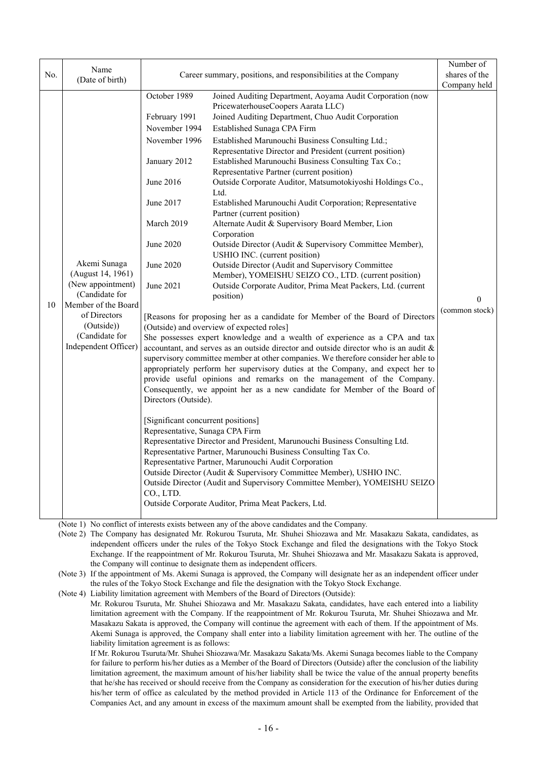| No. | Name (Date of birth) | Career summary, positions, and responsibilities at the Company | Number of shares of the Company held |
|---|---|---|---|
| 10 | Akemi Sunaga (August 14, 1961) (New appointment) (Candidate for Member of the Board of Directors (Outside)) (Candidate for Independent Officer) | October 1989 Joined Auditing Department, Aoyama Audit Corporation (now PricewaterhouseCoopers Aarata LLC)<br>February 1991 Joined Auditing Department, Chuo Audit Corporation<br>November 1994 Established Sunaga CPA Firm<br>November 1996 Established Marunouchi Business Consulting Ltd.; Representative Director and President (current position)<br>January 2012 Established Marunouchi Business Consulting Tax Co.; Representative Partner (current position)<br>June 2016 Outside Corporate Auditor, Matsumotokiyoshi Holdings Co., Ltd.<br>June 2017 Established Marunouchi Audit Corporation; Representative Partner (current position)<br>March 2019 Alternate Audit & Supervisory Board Member, Lion Corporation<br>June 2020 Outside Director (Audit & Supervisory Committee Member), USHIO INC. (current position)<br>June 2020 Outside Director (Audit and Supervisory Committee Member), YOMEISHU SEIZO CO., LTD. (current position)<br>June 2021 Outside Corporate Auditor, Prima Meat Packers, Ltd. (current position)<br><br>[Reasons for proposing her as a candidate for Member of the Board of Directors (Outside) and overview of expected roles]<br>She possesses expert knowledge and a wealth of experience as a CPA and tax accountant, and serves as an outside director and outside director who is an audit & supervisory committee member at other companies. We therefore consider her able to appropriately perform her supervisory duties at the Company, and expect her to provide useful opinions and remarks on the management of the Company. Consequently, we appoint her as a new candidate for Member of the Board of Directors (Outside).<br><br>[Significant concurrent positions]<br>Representative, Sunaga CPA Firm<br>Representative Director and President, Marunouchi Business Consulting Ltd.<br>Representative Partner, Marunouchi Business Consulting Tax Co.<br>Representative Partner, Marunouchi Audit Corporation<br>Outside Director (Audit & Supervisory Committee Member), USHIO INC.<br>Outside Director (Audit and Supervisory Committee Member), YOMEISHU SEIZO CO., LTD.<br>Outside Corporate Auditor, Prima Meat Packers, Ltd. | 0 (common stock) |

(Note 1) No conflict of interests exists between any of the above candidates and the Company.

(Note 2) The Company has designated Mr. Rokurou Tsuruta, Mr. Shuhei Shiozawa and Mr. Masakazu Sakata, candidates, as independent officers under the rules of the Tokyo Stock Exchange and filed the designations with the Tokyo Stock Exchange. If the reappointment of Mr. Rokurou Tsuruta, Mr. Shuhei Shiozawa and Mr. Masakazu Sakata is approved, the Company will continue to designate them as independent officers.

(Note 3) If the appointment of Ms. Akemi Sunaga is approved, the Company will designate her as an independent officer under the rules of the Tokyo Stock Exchange and file the designation with the Tokyo Stock Exchange.

(Note 4) Liability limitation agreement with Members of the Board of Directors (Outside):
Mr. Rokurou Tsuruta, Mr. Shuhei Shiozawa and Mr. Masakazu Sakata, candidates, have each entered into a liability limitation agreement with the Company. If the reappointment of Mr. Rokurou Tsuruta, Mr. Shuhei Shiozawa and Mr. Masakazu Sakata is approved, the Company will continue the agreement with each of them. If the appointment of Ms. Akemi Sunaga is approved, the Company shall enter into a liability limitation agreement with her. The outline of the liability limitation agreement is as follows:
If Mr. Rokurou Tsuruta/Mr. Shuhei Shiozawa/Mr. Masakazu Sakata/Ms. Akemi Sunaga becomes liable to the Company for failure to perform his/her duties as a Member of the Board of Directors (Outside) after the conclusion of the liability limitation agreement, the maximum amount of his/her liability shall be twice the value of the annual property benefits that he/she has received or should receive from the Company as consideration for the execution of his/her duties during his/her term of office as calculated by the method provided in Article 113 of the Ordinance for Enforcement of the Companies Act, and any amount in excess of the maximum amount shall be exempted from the liability, provided that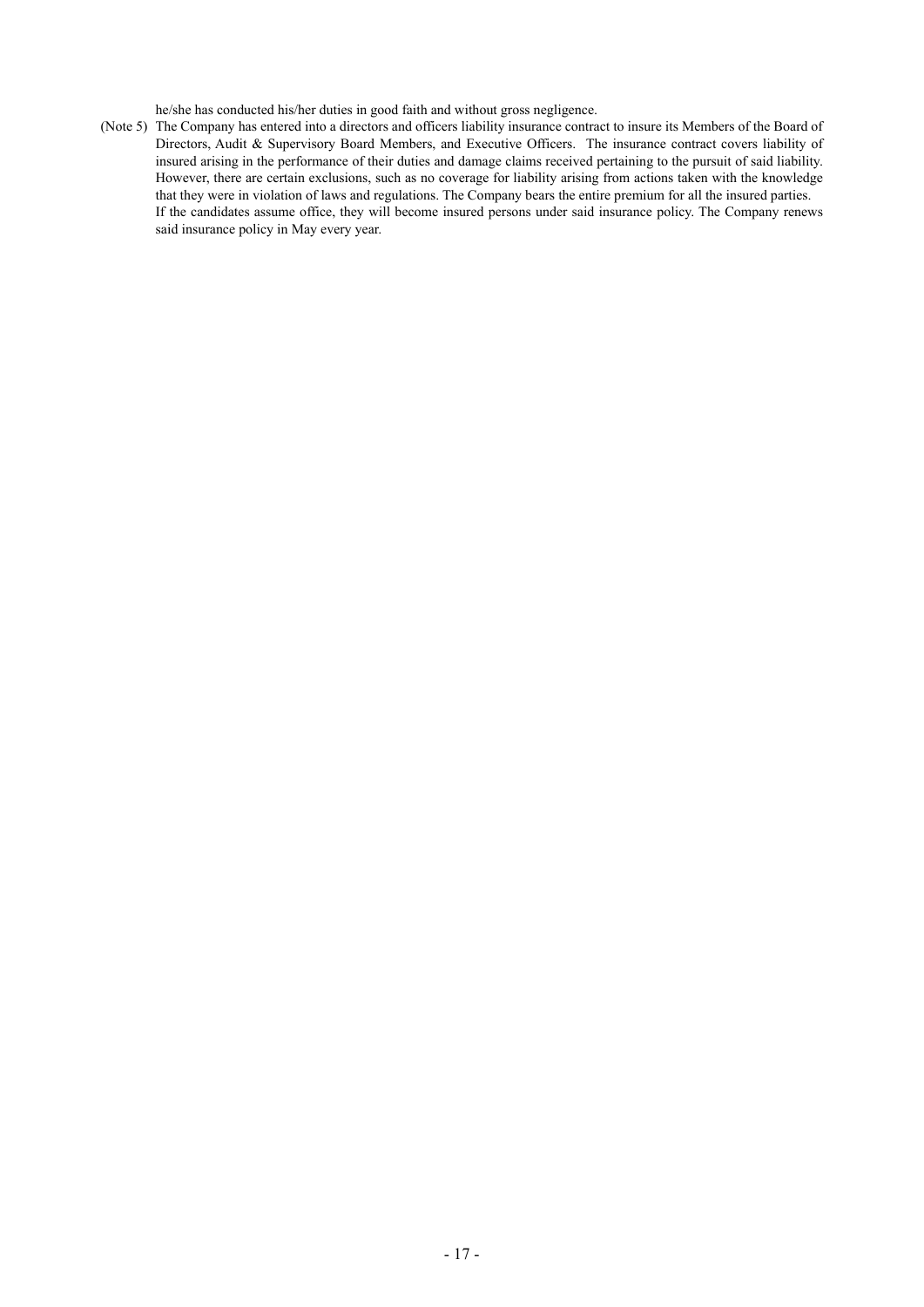he/she has conducted his/her duties in good faith and without gross negligence.

(Note 5) The Company has entered into a directors and officers liability insurance contract to insure its Members of the Board of Directors, Audit & Supervisory Board Members, and Executive Officers. The insurance contract covers liability of insured arising in the performance of their duties and damage claims received pertaining to the pursuit of said liability. However, there are certain exclusions, such as no coverage for liability arising from actions taken with the knowledge that they were in violation of laws and regulations. The Company bears the entire premium for all the insured parties. If the candidates assume office, they will become insured persons under said insurance policy. The Company renews said insurance policy in May every year.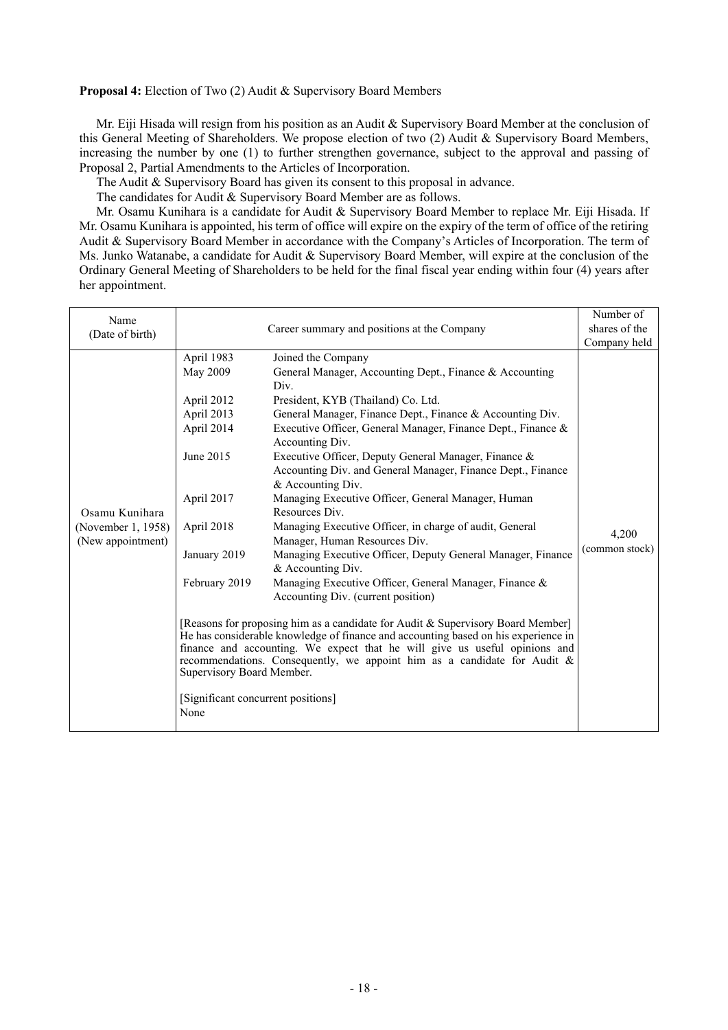**Proposal 4:** Election of Two (2) Audit & Supervisory Board Members

Mr. Eiji Hisada will resign from his position as an Audit & Supervisory Board Member at the conclusion of this General Meeting of Shareholders. We propose election of two (2) Audit & Supervisory Board Members, increasing the number by one (1) to further strengthen governance, subject to the approval and passing of Proposal 2, Partial Amendments to the Articles of Incorporation.

The Audit & Supervisory Board has given its consent to this proposal in advance.

The candidates for Audit & Supervisory Board Member are as follows.

Mr. Osamu Kunihara is a candidate for Audit & Supervisory Board Member to replace Mr. Eiji Hisada. If Mr. Osamu Kunihara is appointed, his term of office will expire on the expiry of the term of office of the retiring Audit & Supervisory Board Member in accordance with the Company's Articles of Incorporation. The term of Ms. Junko Watanabe, a candidate for Audit & Supervisory Board Member, will expire at the conclusion of the Ordinary General Meeting of Shareholders to be held for the final fiscal year ending within four (4) years after her appointment.

| Name (Date of birth) | Career summary and positions at the Company | | Number of shares of the Company held |
|---|---|---|---|
| Osamu Kunihara (November 1, 1958) (New appointment) | April 1983 | Joined the Company | 4,200 (common stock) |
| | May 2009 | General Manager, Accounting Dept., Finance & Accounting Div. | |
| | April 2012 | President, KYB (Thailand) Co. Ltd. | |
| | April 2013 | General Manager, Finance Dept., Finance & Accounting Div. | |
| | April 2014 | Executive Officer, General Manager, Finance Dept., Finance & Accounting Div. | |
| | June 2015 | Executive Officer, Deputy General Manager, Finance & Accounting Div. and General Manager, Finance Dept., Finance & Accounting Div. | |
| | April 2017 | Managing Executive Officer, General Manager, Human Resources Div. | |
| | April 2018 | Managing Executive Officer, in charge of audit, General Manager, Human Resources Div. | |
| | January 2019 | Managing Executive Officer, Deputy General Manager, Finance & Accounting Div. | |
| | February 2019 | Managing Executive Officer, General Manager, Finance & Accounting Div. (current position) | |
| | [Reasons for proposing him as a candidate for Audit & Supervisory Board Member] He has considerable knowledge of finance and accounting based on his experience in finance and accounting. We expect that he will give us useful opinions and recommendations. Consequently, we appoint him as a candidate for Audit & Supervisory Board Member. | | |
| | [Significant concurrent positions] None | | |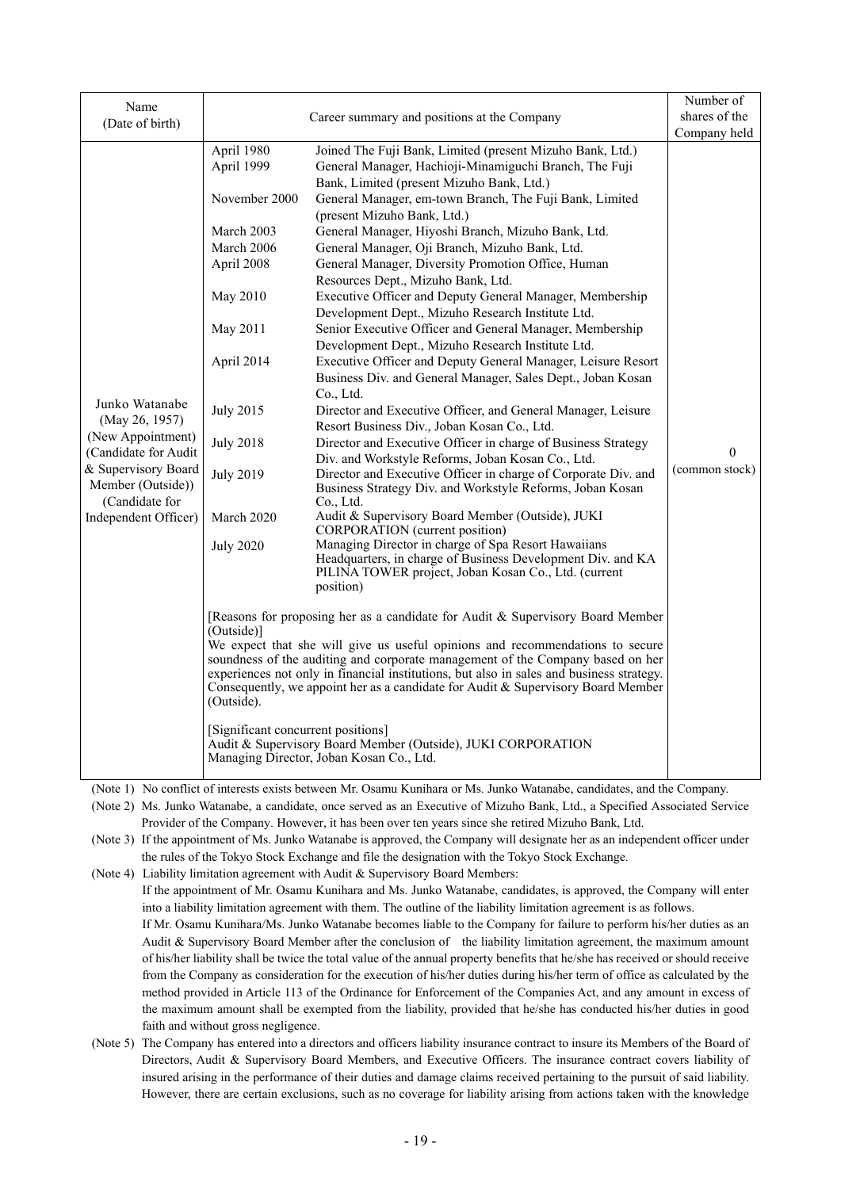| Name (Date of birth) | Career summary and positions at the Company | Number of shares of the Company held |
|---|---|---|
| Junko Watanabe (May 26, 1957) (New Appointment) (Candidate for Audit & Supervisory Board Member (Outside)) (Candidate for Independent Officer) | April 1980 Joined The Fuji Bank, Limited (present Mizuho Bank, Ltd.)<br>April 1999 General Manager, Hachioji-Minamiguchi Branch, The Fuji Bank, Limited (present Mizuho Bank, Ltd.)<br>November 2000 General Manager, em-town Branch, The Fuji Bank, Limited (present Mizuho Bank, Ltd.)<br>March 2003 General Manager, Hiyoshi Branch, Mizuho Bank, Ltd.<br>March 2006 General Manager, Oji Branch, Mizuho Bank, Ltd.<br>April 2008 General Manager, Diversity Promotion Office, Human Resources Dept., Mizuho Bank, Ltd.<br>May 2010 Executive Officer and Deputy General Manager, Membership Development Dept., Mizuho Research Institute Ltd.<br>May 2011 Senior Executive Officer and General Manager, Membership Development Dept., Mizuho Research Institute Ltd.<br>April 2014 Executive Officer and Deputy General Manager, Leisure Resort Business Div. and General Manager, Sales Dept., Joban Kosan Co., Ltd.<br>July 2015 Director and Executive Officer, and General Manager, Leisure Resort Business Div., Joban Kosan Co., Ltd.<br>July 2018 Director and Executive Officer in charge of Business Strategy Div. and Workstyle Reforms, Joban Kosan Co., Ltd.<br>July 2019 Director and Executive Officer in charge of Corporate Div. and Business Strategy Div. and Workstyle Reforms, Joban Kosan Co., Ltd.<br>March 2020 Audit & Supervisory Board Member (Outside), JUKI CORPORATION (current position)<br>July 2020 Managing Director in charge of Spa Resort Hawaiians Headquarters, in charge of Business Development Div. and KA PILINA TOWER project, Joban Kosan Co., Ltd. (current position)<br><br>[Reasons for proposing her as a candidate for Audit & Supervisory Board Member (Outside)]<br>We expect that she will give us useful opinions and recommendations to secure soundness of the auditing and corporate management of the Company based on her experiences not only in financial institutions, but also in sales and business strategy. Consequently, we appoint her as a candidate for Audit & Supervisory Board Member (Outside).<br><br>[Significant concurrent positions]<br>Audit & Supervisory Board Member (Outside), JUKI CORPORATION<br>Managing Director, Joban Kosan Co., Ltd. | 0 (common stock) |

(Note 1) No conflict of interests exists between Mr. Osamu Kunihara or Ms. Junko Watanabe, candidates, and the Company.

(Note 2) Ms. Junko Watanabe, a candidate, once served as an Executive of Mizuho Bank, Ltd., a Specified Associated Service Provider of the Company. However, it has been over ten years since she retired Mizuho Bank, Ltd.

(Note 3) If the appointment of Ms. Junko Watanabe is approved, the Company will designate her as an independent officer under the rules of the Tokyo Stock Exchange and file the designation with the Tokyo Stock Exchange.

(Note 4) Liability limitation agreement with Audit & Supervisory Board Members:
If the appointment of Mr. Osamu Kunihara and Ms. Junko Watanabe, candidates, is approved, the Company will enter into a liability limitation agreement with them. The outline of the liability limitation agreement is as follows.
If Mr. Osamu Kunihara/Ms. Junko Watanabe becomes liable to the Company for failure to perform his/her duties as an Audit & Supervisory Board Member after the conclusion of the liability limitation agreement, the maximum amount of his/her liability shall be twice the total value of the annual property benefits that he/she has received or should receive from the Company as consideration for the execution of his/her duties during his/her term of office as calculated by the method provided in Article 113 of the Ordinance for Enforcement of the Companies Act, and any amount in excess of the maximum amount shall be exempted from the liability, provided that he/she has conducted his/her duties in good faith and without gross negligence.

(Note 5) The Company has entered into a directors and officers liability insurance contract to insure its Members of the Board of Directors, Audit & Supervisory Board Members, and Executive Officers. The insurance contract covers liability of insured arising in the performance of their duties and damage claims received pertaining to the pursuit of said liability. However, there are certain exclusions, such as no coverage for liability arising from actions taken with the knowledge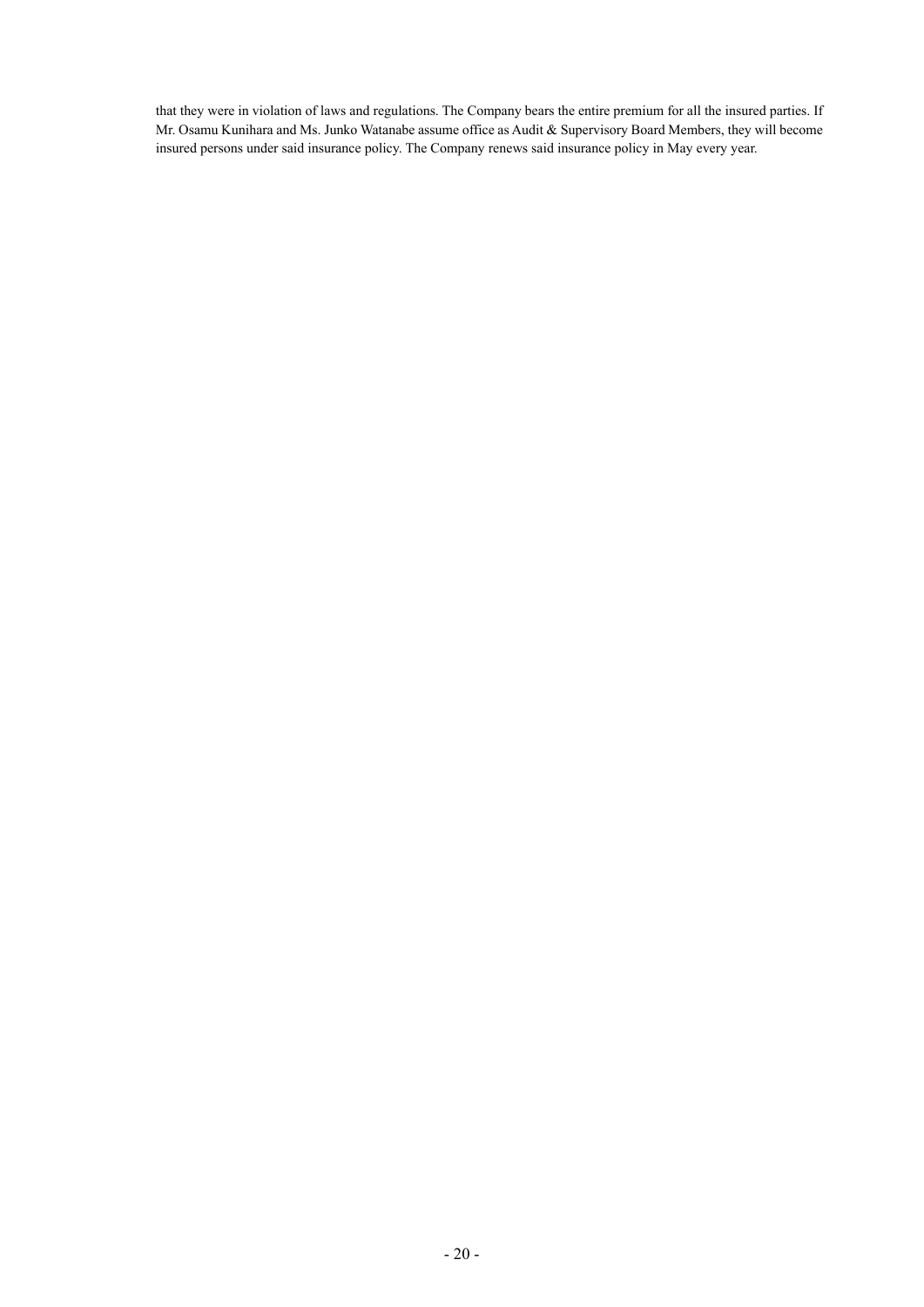that they were in violation of laws and regulations. The Company bears the entire premium for all the insured parties. If Mr. Osamu Kunihara and Ms. Junko Watanabe assume office as Audit & Supervisory Board Members, they will become insured persons under said insurance policy. The Company renews said insurance policy in May every year.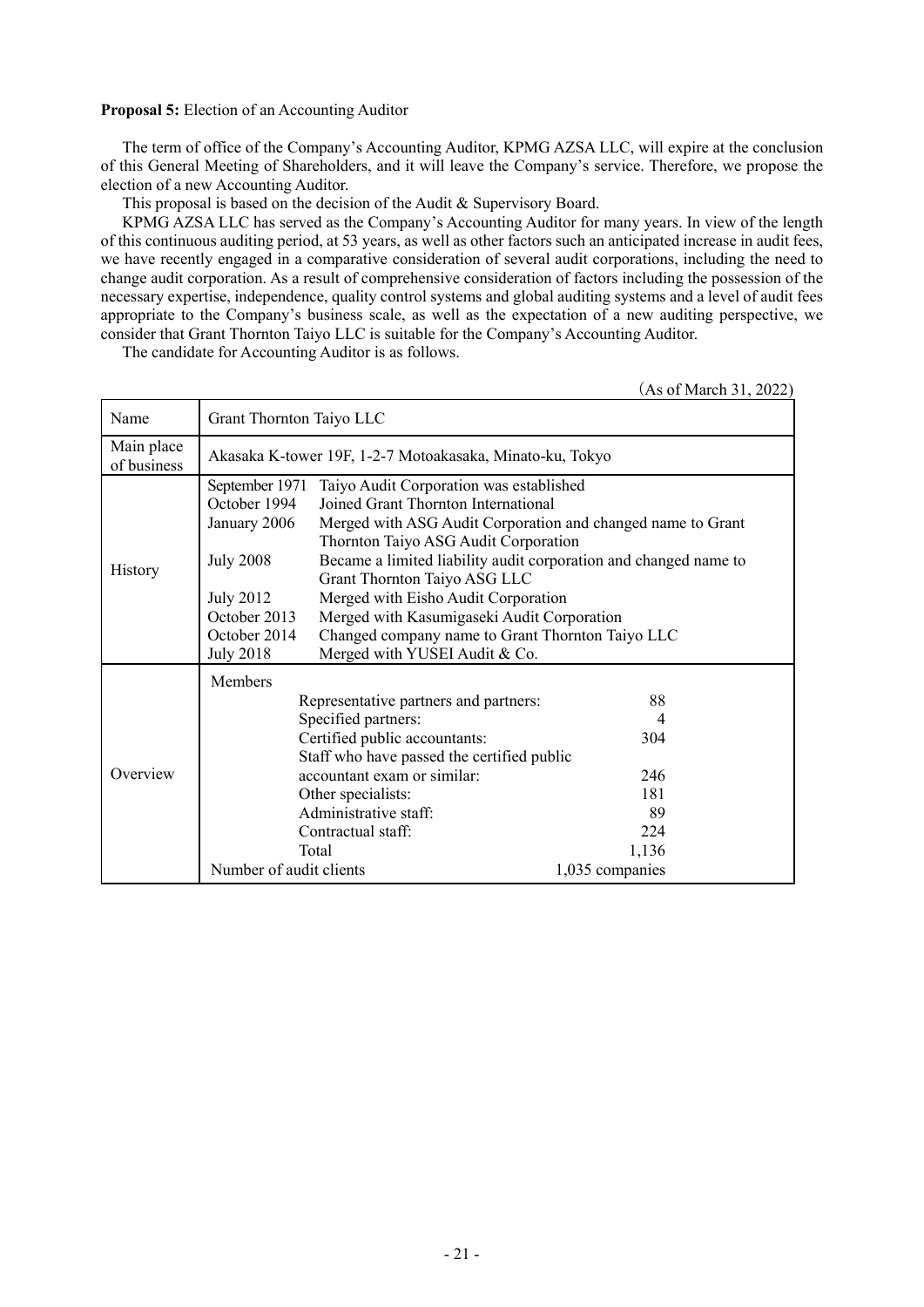**Proposal 5:** Election of an Accounting Auditor

The term of office of the Company's Accounting Auditor, KPMG AZSA LLC, will expire at the conclusion of this General Meeting of Shareholders, and it will leave the Company's service. Therefore, we propose the election of a new Accounting Auditor.

This proposal is based on the decision of the Audit & Supervisory Board.

KPMG AZSA LLC has served as the Company's Accounting Auditor for many years. In view of the length of this continuous auditing period, at 53 years, as well as other factors such an anticipated increase in audit fees, we have recently engaged in a comparative consideration of several audit corporations, including the need to change audit corporation. As a result of comprehensive consideration of factors including the possession of the necessary expertise, independence, quality control systems and global auditing systems and a level of audit fees appropriate to the Company's business scale, as well as the expectation of a new auditing perspective, we consider that Grant Thornton Taiyo LLC is suitable for the Company's Accounting Auditor.

The candidate for Accounting Auditor is as follows.

(As of March 31, 2022)

| Name | Grant Thornton Taiyo LLC |
|---|---|
| Main place of business | Akasaka K-tower 19F, 1-2-7 Motoakasaka, Minato-ku, Tokyo |
| History | September 1971 Taiyo Audit Corporation was established<br>October 1994 Joined Grant Thornton International<br>January 2006 Merged with ASG Audit Corporation and changed name to Grant Thornton Taiyo ASG Audit Corporation<br>July 2008 Became a limited liability audit corporation and changed name to Grant Thornton Taiyo ASG LLC<br>July 2012 Merged with Eisho Audit Corporation<br>October 2013 Merged with Kasumigaseki Audit Corporation<br>October 2014 Changed company name to Grant Thornton Taiyo LLC<br>July 2018 Merged with YUSEI Audit & Co. |
| Overview | Members<br>Representative partners and partners: 88<br>Specified partners: 4<br>Certified public accountants: 304<br>Staff who have passed the certified public accountant exam or similar: 246<br>Other specialists: 181<br>Administrative staff: 89<br>Contractual staff: 224<br>Total 1,136<br>Number of audit clients 1,035 companies |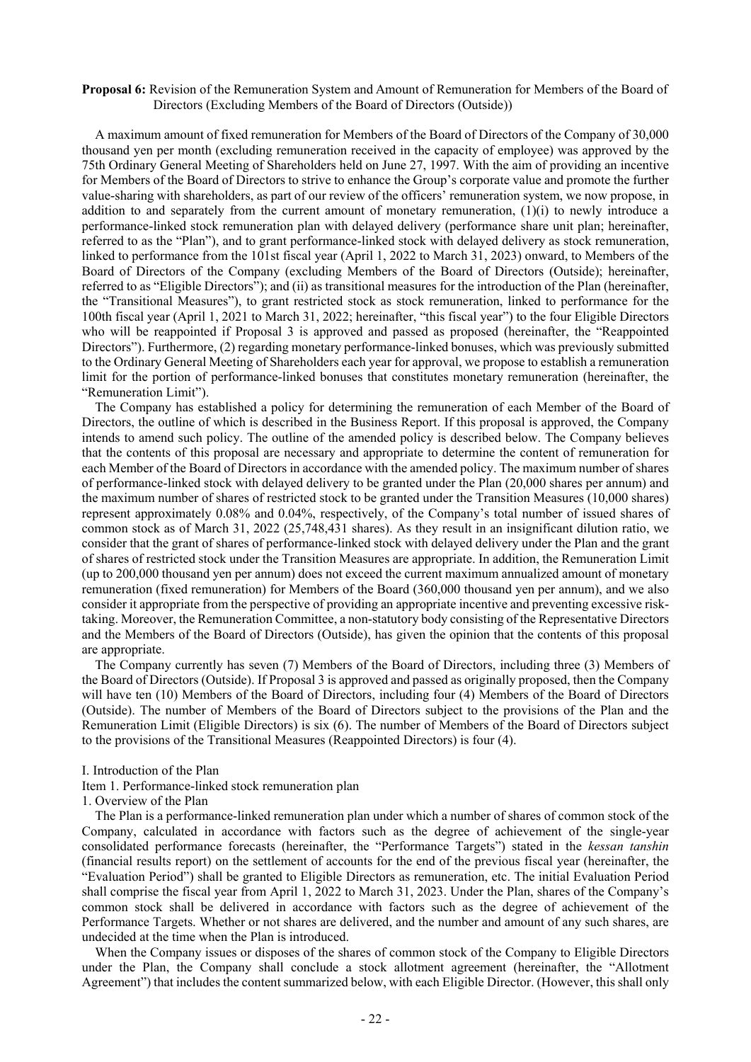**Proposal 6:** Revision of the Remuneration System and Amount of Remuneration for Members of the Board of Directors (Excluding Members of the Board of Directors (Outside))

A maximum amount of fixed remuneration for Members of the Board of Directors of the Company of 30,000 thousand yen per month (excluding remuneration received in the capacity of employee) was approved by the 75th Ordinary General Meeting of Shareholders held on June 27, 1997. With the aim of providing an incentive for Members of the Board of Directors to strive to enhance the Group's corporate value and promote the further value-sharing with shareholders, as part of our review of the officers' remuneration system, we now propose, in addition to and separately from the current amount of monetary remuneration, (1)(i) to newly introduce a performance-linked stock remuneration plan with delayed delivery (performance share unit plan; hereinafter, referred to as the "Plan"), and to grant performance-linked stock with delayed delivery as stock remuneration, linked to performance from the 101st fiscal year (April 1, 2022 to March 31, 2023) onward, to Members of the Board of Directors of the Company (excluding Members of the Board of Directors (Outside); hereinafter, referred to as "Eligible Directors"); and (ii) as transitional measures for the introduction of the Plan (hereinafter, the "Transitional Measures"), to grant restricted stock as stock remuneration, linked to performance for the 100th fiscal year (April 1, 2021 to March 31, 2022; hereinafter, "this fiscal year") to the four Eligible Directors who will be reappointed if Proposal 3 is approved and passed as proposed (hereinafter, the "Reappointed Directors"). Furthermore, (2) regarding monetary performance-linked bonuses, which was previously submitted to the Ordinary General Meeting of Shareholders each year for approval, we propose to establish a remuneration limit for the portion of performance-linked bonuses that constitutes monetary remuneration (hereinafter, the "Remuneration Limit").

The Company has established a policy for determining the remuneration of each Member of the Board of Directors, the outline of which is described in the Business Report. If this proposal is approved, the Company intends to amend such policy. The outline of the amended policy is described below. The Company believes that the contents of this proposal are necessary and appropriate to determine the content of remuneration for each Member of the Board of Directors in accordance with the amended policy. The maximum number of shares of performance-linked stock with delayed delivery to be granted under the Plan (20,000 shares per annum) and the maximum number of shares of restricted stock to be granted under the Transition Measures (10,000 shares) represent approximately 0.08% and 0.04%, respectively, of the Company's total number of issued shares of common stock as of March 31, 2022 (25,748,431 shares). As they result in an insignificant dilution ratio, we consider that the grant of shares of performance-linked stock with delayed delivery under the Plan and the grant of shares of restricted stock under the Transition Measures are appropriate. In addition, the Remuneration Limit (up to 200,000 thousand yen per annum) does not exceed the current maximum annualized amount of monetary remuneration (fixed remuneration) for Members of the Board (360,000 thousand yen per annum), and we also consider it appropriate from the perspective of providing an appropriate incentive and preventing excessive risk-taking. Moreover, the Remuneration Committee, a non-statutory body consisting of the Representative Directors and the Members of the Board of Directors (Outside), has given the opinion that the contents of this proposal are appropriate.

The Company currently has seven (7) Members of the Board of Directors, including three (3) Members of the Board of Directors (Outside). If Proposal 3 is approved and passed as originally proposed, then the Company will have ten (10) Members of the Board of Directors, including four (4) Members of the Board of Directors (Outside). The number of Members of the Board of Directors subject to the provisions of the Plan and the Remuneration Limit (Eligible Directors) is six (6). The number of Members of the Board of Directors subject to the provisions of the Transitional Measures (Reappointed Directors) is four (4).

I. Introduction of the Plan

Item 1. Performance-linked stock remuneration plan

1. Overview of the Plan

The Plan is a performance-linked remuneration plan under which a number of shares of common stock of the Company, calculated in accordance with factors such as the degree of achievement of the single-year consolidated performance forecasts (hereinafter, the "Performance Targets") stated in the *kessan tanshin* (financial results report) on the settlement of accounts for the end of the previous fiscal year (hereinafter, the "Evaluation Period") shall be granted to Eligible Directors as remuneration, etc. The initial Evaluation Period shall comprise the fiscal year from April 1, 2022 to March 31, 2023. Under the Plan, shares of the Company's common stock shall be delivered in accordance with factors such as the degree of achievement of the Performance Targets. Whether or not shares are delivered, and the number and amount of any such shares, are undecided at the time when the Plan is introduced.

When the Company issues or disposes of the shares of common stock of the Company to Eligible Directors under the Plan, the Company shall conclude a stock allotment agreement (hereinafter, the "Allotment Agreement") that includes the content summarized below, with each Eligible Director. (However, this shall only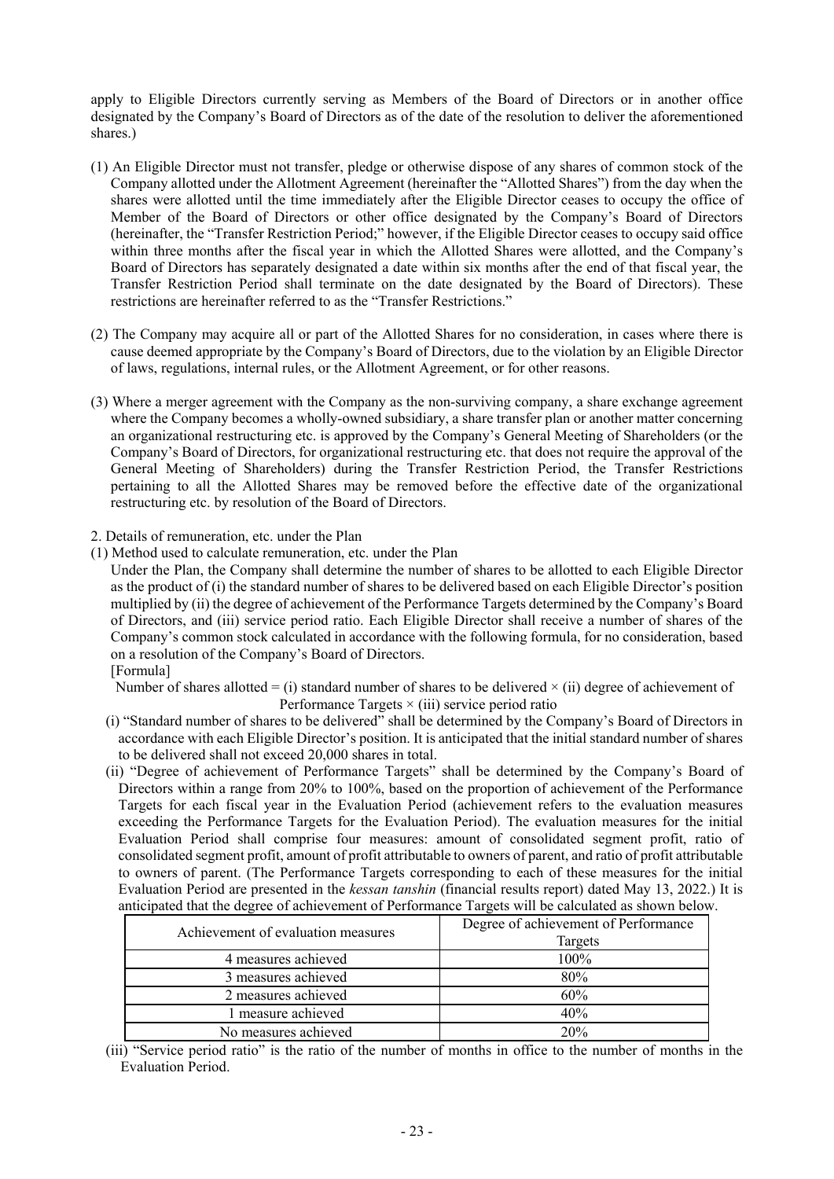apply to Eligible Directors currently serving as Members of the Board of Directors or in another office designated by the Company's Board of Directors as of the date of the resolution to deliver the aforementioned shares.)

(1) An Eligible Director must not transfer, pledge or otherwise dispose of any shares of common stock of the Company allotted under the Allotment Agreement (hereinafter the "Allotted Shares") from the day when the shares were allotted until the time immediately after the Eligible Director ceases to occupy the office of Member of the Board of Directors or other office designated by the Company's Board of Directors (hereinafter, the "Transfer Restriction Period;" however, if the Eligible Director ceases to occupy said office within three months after the fiscal year in which the Allotted Shares were allotted, and the Company's Board of Directors has separately designated a date within six months after the end of that fiscal year, the Transfer Restriction Period shall terminate on the date designated by the Board of Directors). These restrictions are hereinafter referred to as the "Transfer Restrictions."

(2) The Company may acquire all or part of the Allotted Shares for no consideration, in cases where there is cause deemed appropriate by the Company's Board of Directors, due to the violation by an Eligible Director of laws, regulations, internal rules, or the Allotment Agreement, or for other reasons.

(3) Where a merger agreement with the Company as the non-surviving company, a share exchange agreement where the Company becomes a wholly-owned subsidiary, a share transfer plan or another matter concerning an organizational restructuring etc. is approved by the Company's General Meeting of Shareholders (or the Company's Board of Directors, for organizational restructuring etc. that does not require the approval of the General Meeting of Shareholders) during the Transfer Restriction Period, the Transfer Restrictions pertaining to all the Allotted Shares may be removed before the effective date of the organizational restructuring etc. by resolution of the Board of Directors.

2. Details of remuneration, etc. under the Plan

(1) Method used to calculate remuneration, etc. under the Plan

Under the Plan, the Company shall determine the number of shares to be allotted to each Eligible Director as the product of (i) the standard number of shares to be delivered based on each Eligible Director's position multiplied by (ii) the degree of achievement of the Performance Targets determined by the Company's Board of Directors, and (iii) service period ratio. Each Eligible Director shall receive a number of shares of the Company's common stock calculated in accordance with the following formula, for no consideration, based on a resolution of the Company's Board of Directors.

[Formula]

Number of shares allotted = (i) standard number of shares to be delivered × (ii) degree of achievement of Performance Targets × (iii) service period ratio

(i) "Standard number of shares to be delivered" shall be determined by the Company's Board of Directors in accordance with each Eligible Director's position. It is anticipated that the initial standard number of shares to be delivered shall not exceed 20,000 shares in total.

(ii) "Degree of achievement of Performance Targets" shall be determined by the Company's Board of Directors within a range from 20% to 100%, based on the proportion of achievement of the Performance Targets for each fiscal year in the Evaluation Period (achievement refers to the evaluation measures exceeding the Performance Targets for the Evaluation Period). The evaluation measures for the initial Evaluation Period shall comprise four measures: amount of consolidated segment profit, ratio of consolidated segment profit, amount of profit attributable to owners of parent, and ratio of profit attributable to owners of parent. (The Performance Targets corresponding to each of these measures for the initial Evaluation Period are presented in the *kessan tanshin* (financial results report) dated May 13, 2022.) It is anticipated that the degree of achievement of Performance Targets will be calculated as shown below.

| Achievement of evaluation measures | Degree of achievement of Performance Targets |
|---|---|
| 4 measures achieved | 100% |
| 3 measures achieved | 80% |
| 2 measures achieved | 60% |
| 1 measure achieved | 40% |
| No measures achieved | 20% |

(iii) "Service period ratio" is the ratio of the number of months in office to the number of months in the Evaluation Period.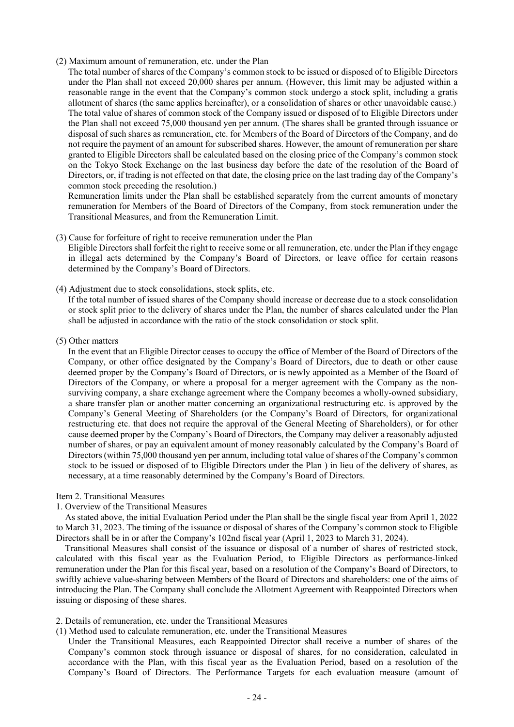(2) Maximum amount of remuneration, etc. under the Plan

The total number of shares of the Company's common stock to be issued or disposed of to Eligible Directors under the Plan shall not exceed 20,000 shares per annum. (However, this limit may be adjusted within a reasonable range in the event that the Company's common stock undergo a stock split, including a gratis allotment of shares (the same applies hereinafter), or a consolidation of shares or other unavoidable cause.)

The total value of shares of common stock of the Company issued or disposed of to Eligible Directors under the Plan shall not exceed 75,000 thousand yen per annum. (The shares shall be granted through issuance or disposal of such shares as remuneration, etc. for Members of the Board of Directors of the Company, and do not require the payment of an amount for subscribed shares. However, the amount of remuneration per share granted to Eligible Directors shall be calculated based on the closing price of the Company's common stock on the Tokyo Stock Exchange on the last business day before the date of the resolution of the Board of Directors, or, if trading is not effected on that date, the closing price on the last trading day of the Company's common stock preceding the resolution.)

Remuneration limits under the Plan shall be established separately from the current amounts of monetary remuneration for Members of the Board of Directors of the Company, from stock remuneration under the Transitional Measures, and from the Remuneration Limit.

(3) Cause for forfeiture of right to receive remuneration under the Plan

Eligible Directors shall forfeit the right to receive some or all remuneration, etc. under the Plan if they engage in illegal acts determined by the Company's Board of Directors, or leave office for certain reasons determined by the Company's Board of Directors.

(4) Adjustment due to stock consolidations, stock splits, etc.

If the total number of issued shares of the Company should increase or decrease due to a stock consolidation or stock split prior to the delivery of shares under the Plan, the number of shares calculated under the Plan shall be adjusted in accordance with the ratio of the stock consolidation or stock split.

(5) Other matters

In the event that an Eligible Director ceases to occupy the office of Member of the Board of Directors of the Company, or other office designated by the Company's Board of Directors, due to death or other cause deemed proper by the Company's Board of Directors, or is newly appointed as a Member of the Board of Directors of the Company, or where a proposal for a merger agreement with the Company as the non-surviving company, a share exchange agreement where the Company becomes a wholly-owned subsidiary, a share transfer plan or another matter concerning an organizational restructuring etc. is approved by the Company's General Meeting of Shareholders (or the Company's Board of Directors, for organizational restructuring etc. that does not require the approval of the General Meeting of Shareholders), or for other cause deemed proper by the Company's Board of Directors, the Company may deliver a reasonably adjusted number of shares, or pay an equivalent amount of money reasonably calculated by the Company's Board of Directors (within 75,000 thousand yen per annum, including total value of shares of the Company's common stock to be issued or disposed of to Eligible Directors under the Plan ) in lieu of the delivery of shares, as necessary, at a time reasonably determined by the Company's Board of Directors.

Item 2. Transitional Measures

1. Overview of the Transitional Measures

As stated above, the initial Evaluation Period under the Plan shall be the single fiscal year from April 1, 2022 to March 31, 2023. The timing of the issuance or disposal of shares of the Company's common stock to Eligible Directors shall be in or after the Company's 102nd fiscal year (April 1, 2023 to March 31, 2024).

Transitional Measures shall consist of the issuance or disposal of a number of shares of restricted stock, calculated with this fiscal year as the Evaluation Period, to Eligible Directors as performance-linked remuneration under the Plan for this fiscal year, based on a resolution of the Company's Board of Directors, to swiftly achieve value-sharing between Members of the Board of Directors and shareholders: one of the aims of introducing the Plan. The Company shall conclude the Allotment Agreement with Reappointed Directors when issuing or disposing of these shares.

2. Details of remuneration, etc. under the Transitional Measures

(1) Method used to calculate remuneration, etc. under the Transitional Measures

Under the Transitional Measures, each Reappointed Director shall receive a number of shares of the Company's common stock through issuance or disposal of shares, for no consideration, calculated in accordance with the Plan, with this fiscal year as the Evaluation Period, based on a resolution of the Company's Board of Directors. The Performance Targets for each evaluation measure (amount of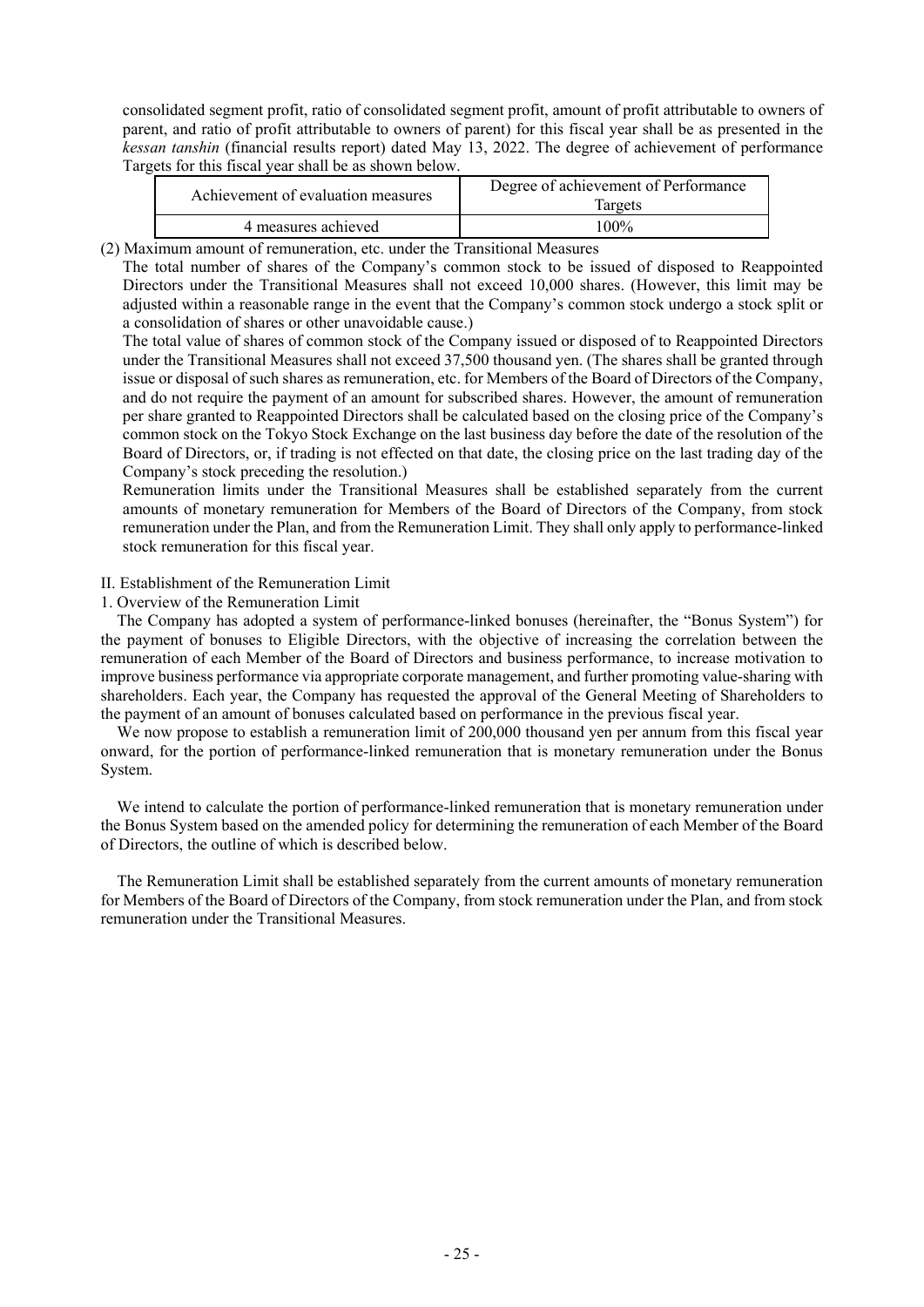consolidated segment profit, ratio of consolidated segment profit, amount of profit attributable to owners of parent, and ratio of profit attributable to owners of parent) for this fiscal year shall be as presented in the *kessan tanshin* (financial results report) dated May 13, 2022. The degree of achievement of performance Targets for this fiscal year shall be as shown below.

| Achievement of evaluation measures | Degree of achievement of Performance Targets |
|---|---|
| 4 measures achieved | 100% |

(2) Maximum amount of remuneration, etc. under the Transitional Measures

The total number of shares of the Company's common stock to be issued of disposed to Reappointed Directors under the Transitional Measures shall not exceed 10,000 shares. (However, this limit may be adjusted within a reasonable range in the event that the Company's common stock undergo a stock split or a consolidation of shares or other unavoidable cause.)

The total value of shares of common stock of the Company issued or disposed of to Reappointed Directors under the Transitional Measures shall not exceed 37,500 thousand yen. (The shares shall be granted through issue or disposal of such shares as remuneration, etc. for Members of the Board of Directors of the Company, and do not require the payment of an amount for subscribed shares. However, the amount of remuneration per share granted to Reappointed Directors shall be calculated based on the closing price of the Company's common stock on the Tokyo Stock Exchange on the last business day before the date of the resolution of the Board of Directors, or, if trading is not effected on that date, the closing price on the last trading day of the Company's stock preceding the resolution.)

Remuneration limits under the Transitional Measures shall be established separately from the current amounts of monetary remuneration for Members of the Board of Directors of the Company, from stock remuneration under the Plan, and from the Remuneration Limit. They shall only apply to performance-linked stock remuneration for this fiscal year.

II. Establishment of the Remuneration Limit

1. Overview of the Remuneration Limit

The Company has adopted a system of performance-linked bonuses (hereinafter, the "Bonus System") for the payment of bonuses to Eligible Directors, with the objective of increasing the correlation between the remuneration of each Member of the Board of Directors and business performance, to increase motivation to improve business performance via appropriate corporate management, and further promoting value-sharing with shareholders. Each year, the Company has requested the approval of the General Meeting of Shareholders to the payment of an amount of bonuses calculated based on performance in the previous fiscal year.

We now propose to establish a remuneration limit of 200,000 thousand yen per annum from this fiscal year onward, for the portion of performance-linked remuneration that is monetary remuneration under the Bonus System.

We intend to calculate the portion of performance-linked remuneration that is monetary remuneration under the Bonus System based on the amended policy for determining the remuneration of each Member of the Board of Directors, the outline of which is described below.

The Remuneration Limit shall be established separately from the current amounts of monetary remuneration for Members of the Board of Directors of the Company, from stock remuneration under the Plan, and from stock remuneration under the Transitional Measures.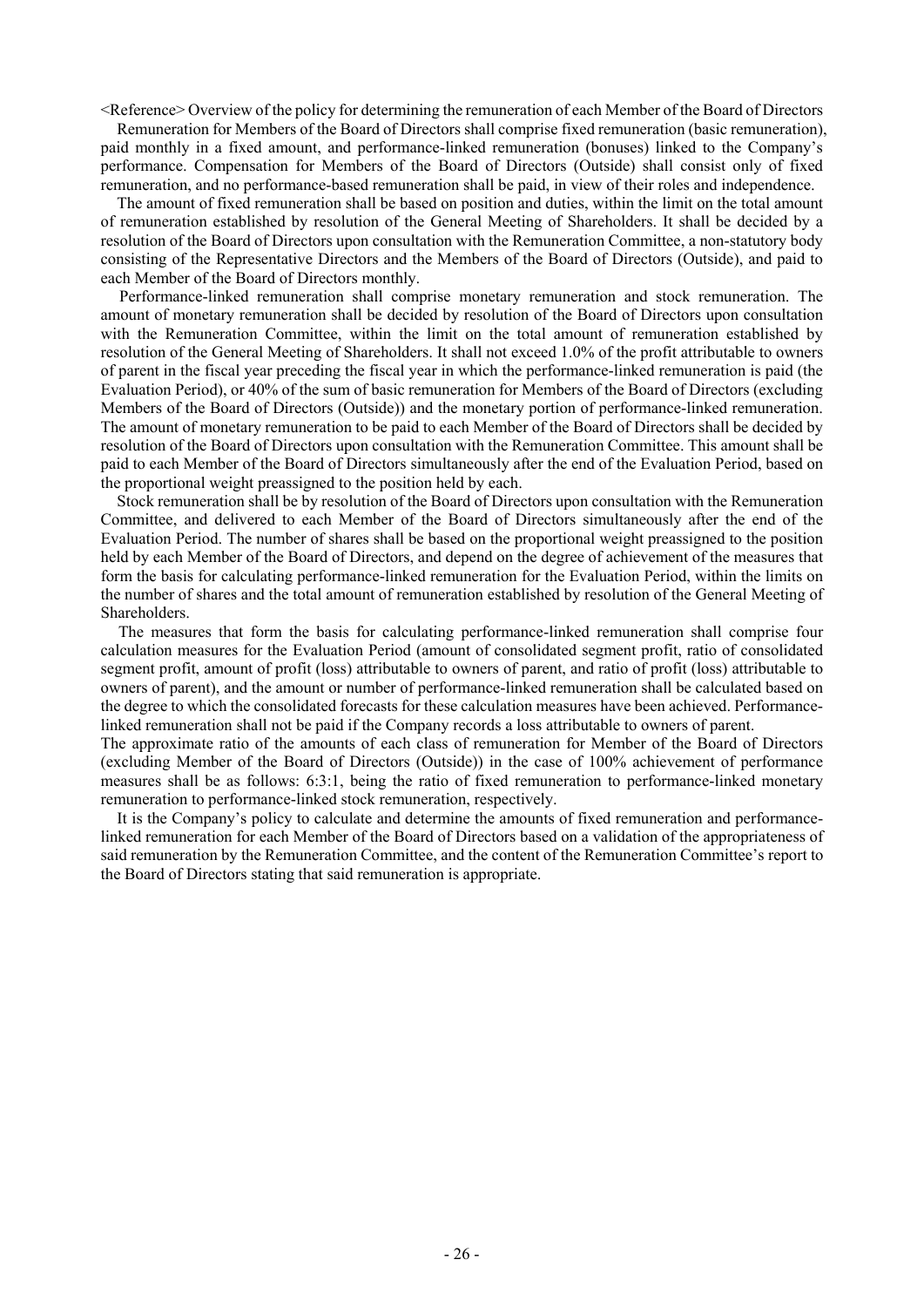<Reference> Overview of the policy for determining the remuneration of each Member of the Board of Directors

Remuneration for Members of the Board of Directors shall comprise fixed remuneration (basic remuneration), paid monthly in a fixed amount, and performance-linked remuneration (bonuses) linked to the Company's performance. Compensation for Members of the Board of Directors (Outside) shall consist only of fixed remuneration, and no performance-based remuneration shall be paid, in view of their roles and independence.

The amount of fixed remuneration shall be based on position and duties, within the limit on the total amount of remuneration established by resolution of the General Meeting of Shareholders. It shall be decided by a resolution of the Board of Directors upon consultation with the Remuneration Committee, a non-statutory body consisting of the Representative Directors and the Members of the Board of Directors (Outside), and paid to each Member of the Board of Directors monthly.

Performance-linked remuneration shall comprise monetary remuneration and stock remuneration. The amount of monetary remuneration shall be decided by resolution of the Board of Directors upon consultation with the Remuneration Committee, within the limit on the total amount of remuneration established by resolution of the General Meeting of Shareholders. It shall not exceed 1.0% of the profit attributable to owners of parent in the fiscal year preceding the fiscal year in which the performance-linked remuneration is paid (the Evaluation Period), or 40% of the sum of basic remuneration for Members of the Board of Directors (excluding Members of the Board of Directors (Outside)) and the monetary portion of performance-linked remuneration. The amount of monetary remuneration to be paid to each Member of the Board of Directors shall be decided by resolution of the Board of Directors upon consultation with the Remuneration Committee. This amount shall be paid to each Member of the Board of Directors simultaneously after the end of the Evaluation Period, based on the proportional weight preassigned to the position held by each.

Stock remuneration shall be by resolution of the Board of Directors upon consultation with the Remuneration Committee, and delivered to each Member of the Board of Directors simultaneously after the end of the Evaluation Period. The number of shares shall be based on the proportional weight preassigned to the position held by each Member of the Board of Directors, and depend on the degree of achievement of the measures that form the basis for calculating performance-linked remuneration for the Evaluation Period, within the limits on the number of shares and the total amount of remuneration established by resolution of the General Meeting of Shareholders.

The measures that form the basis for calculating performance-linked remuneration shall comprise four calculation measures for the Evaluation Period (amount of consolidated segment profit, ratio of consolidated segment profit, amount of profit (loss) attributable to owners of parent, and ratio of profit (loss) attributable to owners of parent), and the amount or number of performance-linked remuneration shall be calculated based on the degree to which the consolidated forecasts for these calculation measures have been achieved. Performance-linked remuneration shall not be paid if the Company records a loss attributable to owners of parent.

The approximate ratio of the amounts of each class of remuneration for Member of the Board of Directors (excluding Member of the Board of Directors (Outside)) in the case of 100% achievement of performance measures shall be as follows: 6:3:1, being the ratio of fixed remuneration to performance-linked monetary remuneration to performance-linked stock remuneration, respectively.

It is the Company's policy to calculate and determine the amounts of fixed remuneration and performance-linked remuneration for each Member of the Board of Directors based on a validation of the appropriateness of said remuneration by the Remuneration Committee, and the content of the Remuneration Committee's report to the Board of Directors stating that said remuneration is appropriate.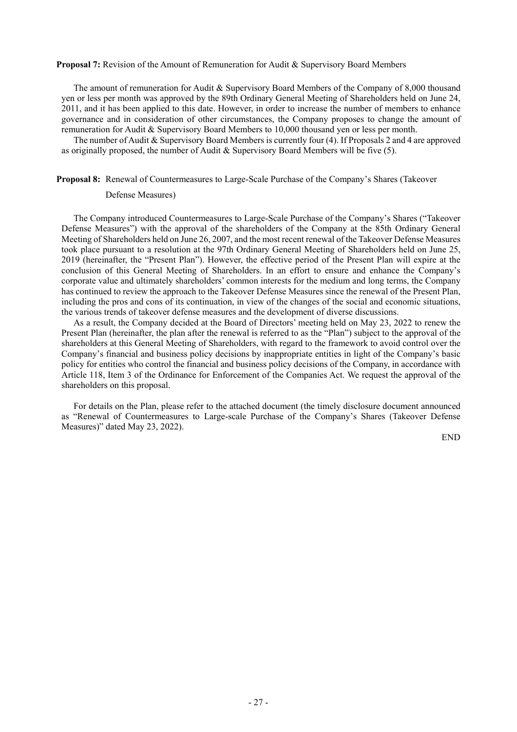**Proposal 7:** Revision of the Amount of Remuneration for Audit & Supervisory Board Members

The amount of remuneration for Audit & Supervisory Board Members of the Company of 8,000 thousand yen or less per month was approved by the 89th Ordinary General Meeting of Shareholders held on June 24, 2011, and it has been applied to this date. However, in order to increase the number of members to enhance governance and in consideration of other circumstances, the Company proposes to change the amount of remuneration for Audit & Supervisory Board Members to 10,000 thousand yen or less per month.

The number of Audit & Supervisory Board Members is currently four (4). If Proposals 2 and 4 are approved as originally proposed, the number of Audit & Supervisory Board Members will be five (5).

**Proposal 8:** Renewal of Countermeasures to Large-Scale Purchase of the Company's Shares (Takeover Defense Measures)

The Company introduced Countermeasures to Large-Scale Purchase of the Company's Shares ("Takeover Defense Measures") with the approval of the shareholders of the Company at the 85th Ordinary General Meeting of Shareholders held on June 26, 2007, and the most recent renewal of the Takeover Defense Measures took place pursuant to a resolution at the 97th Ordinary General Meeting of Shareholders held on June 25, 2019 (hereinafter, the "Present Plan"). However, the effective period of the Present Plan will expire at the conclusion of this General Meeting of Shareholders. In an effort to ensure and enhance the Company's corporate value and ultimately shareholders' common interests for the medium and long terms, the Company has continued to review the approach to the Takeover Defense Measures since the renewal of the Present Plan, including the pros and cons of its continuation, in view of the changes of the social and economic situations, the various trends of takeover defense measures and the development of diverse discussions.

As a result, the Company decided at the Board of Directors' meeting held on May 23, 2022 to renew the Present Plan (hereinafter, the plan after the renewal is referred to as the "Plan") subject to the approval of the shareholders at this General Meeting of Shareholders, with regard to the framework to avoid control over the Company's financial and business policy decisions by inappropriate entities in light of the Company's basic policy for entities who control the financial and business policy decisions of the Company, in accordance with Article 118, Item 3 of the Ordinance for Enforcement of the Companies Act. We request the approval of the shareholders on this proposal.

For details on the Plan, please refer to the attached document (the timely disclosure document announced as "Renewal of Countermeasures to Large-scale Purchase of the Company's Shares (Takeover Defense Measures)" dated May 23, 2022).

END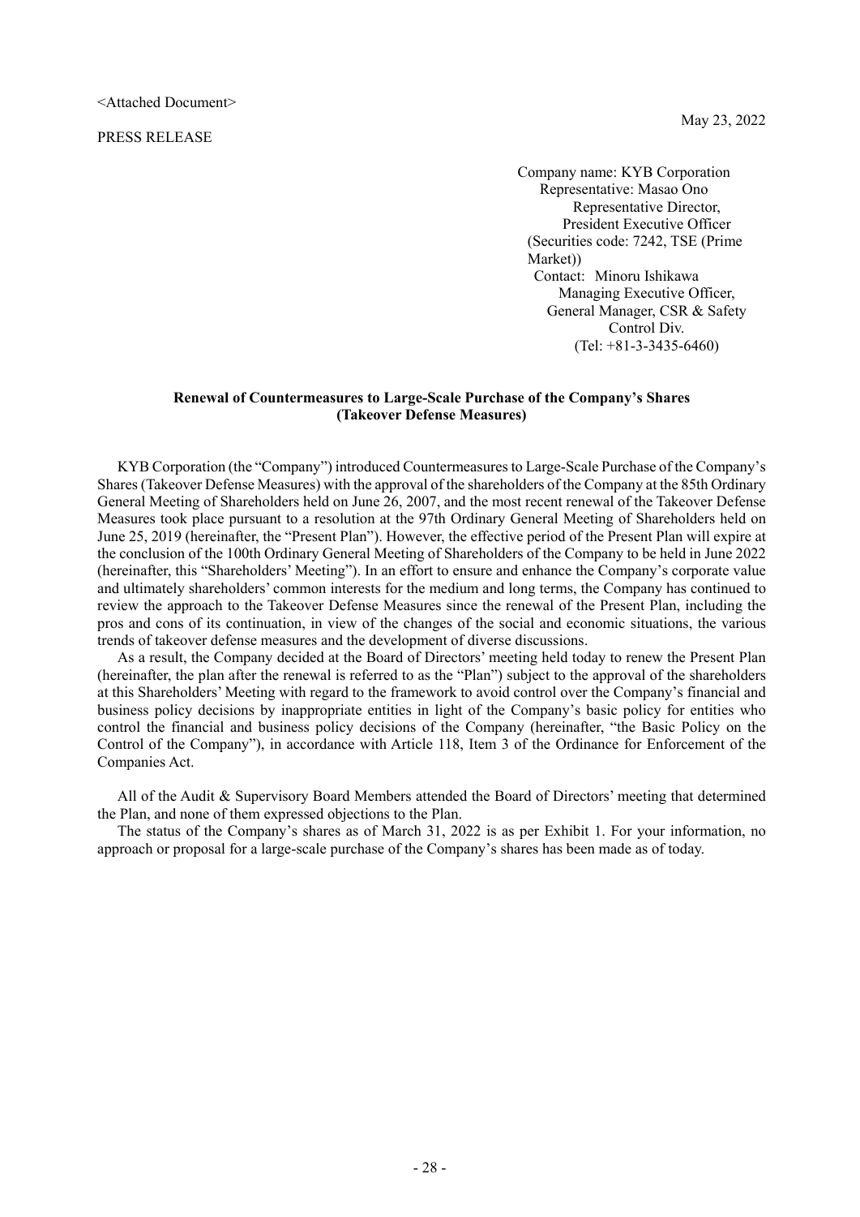<Attached Document>

PRESS RELEASE

May 23, 2022

Company name: KYB Corporation
Representative: Masao Ono
Representative Director,
President Executive Officer
(Securities code: 7242, TSE (Prime Market))
Contact: Minoru Ishikawa
Managing Executive Officer,
General Manager, CSR & Safety Control Div.
(Tel: +81-3-3435-6460)

**Renewal of Countermeasures to Large-Scale Purchase of the Company's Shares (Takeover Defense Measures)**

KYB Corporation (the "Company") introduced Countermeasures to Large-Scale Purchase of the Company's Shares (Takeover Defense Measures) with the approval of the shareholders of the Company at the 85th Ordinary General Meeting of Shareholders held on June 26, 2007, and the most recent renewal of the Takeover Defense Measures took place pursuant to a resolution at the 97th Ordinary General Meeting of Shareholders held on June 25, 2019 (hereinafter, the "Present Plan"). However, the effective period of the Present Plan will expire at the conclusion of the 100th Ordinary General Meeting of Shareholders of the Company to be held in June 2022 (hereinafter, this "Shareholders' Meeting"). In an effort to ensure and enhance the Company's corporate value and ultimately shareholders' common interests for the medium and long terms, the Company has continued to review the approach to the Takeover Defense Measures since the renewal of the Present Plan, including the pros and cons of its continuation, in view of the changes of the social and economic situations, the various trends of takeover defense measures and the development of diverse discussions.

As a result, the Company decided at the Board of Directors' meeting held today to renew the Present Plan (hereinafter, the plan after the renewal is referred to as the "Plan") subject to the approval of the shareholders at this Shareholders' Meeting with regard to the framework to avoid control over the Company's financial and business policy decisions by inappropriate entities in light of the Company's basic policy for entities who control the financial and business policy decisions of the Company (hereinafter, "the Basic Policy on the Control of the Company"), in accordance with Article 118, Item 3 of the Ordinance for Enforcement of the Companies Act.

All of the Audit & Supervisory Board Members attended the Board of Directors' meeting that determined the Plan, and none of them expressed objections to the Plan.

The status of the Company's shares as of March 31, 2022 is as per Exhibit 1. For your information, no approach or proposal for a large-scale purchase of the Company's shares has been made as of today.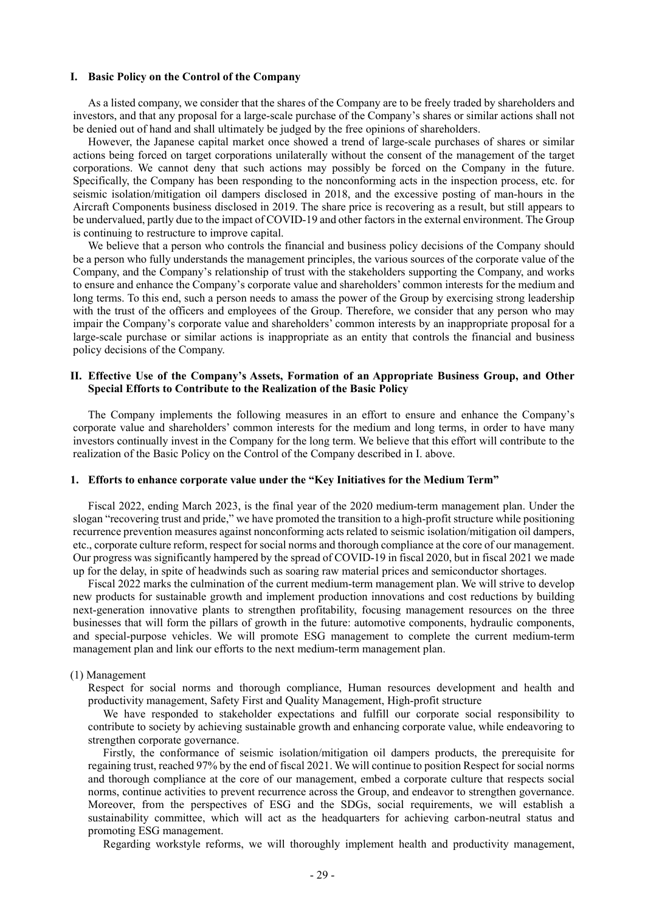## I. Basic Policy on the Control of the Company

As a listed company, we consider that the shares of the Company are to be freely traded by shareholders and investors, and that any proposal for a large-scale purchase of the Company's shares or similar actions shall not be denied out of hand and shall ultimately be judged by the free opinions of shareholders.

However, the Japanese capital market once showed a trend of large-scale purchases of shares or similar actions being forced on target corporations unilaterally without the consent of the management of the target corporations. We cannot deny that such actions may possibly be forced on the Company in the future. Specifically, the Company has been responding to the nonconforming acts in the inspection process, etc. for seismic isolation/mitigation oil dampers disclosed in 2018, and the excessive posting of man-hours in the Aircraft Components business disclosed in 2019. The share price is recovering as a result, but still appears to be undervalued, partly due to the impact of COVID-19 and other factors in the external environment. The Group is continuing to restructure to improve capital.

We believe that a person who controls the financial and business policy decisions of the Company should be a person who fully understands the management principles, the various sources of the corporate value of the Company, and the Company's relationship of trust with the stakeholders supporting the Company, and works to ensure and enhance the Company's corporate value and shareholders' common interests for the medium and long terms. To this end, such a person needs to amass the power of the Group by exercising strong leadership with the trust of the officers and employees of the Group. Therefore, we consider that any person who may impair the Company's corporate value and shareholders' common interests by an inappropriate proposal for a large-scale purchase or similar actions is inappropriate as an entity that controls the financial and business policy decisions of the Company.

## II. Effective Use of the Company's Assets, Formation of an Appropriate Business Group, and Other Special Efforts to Contribute to the Realization of the Basic Policy

The Company implements the following measures in an effort to ensure and enhance the Company's corporate value and shareholders' common interests for the medium and long terms, in order to have many investors continually invest in the Company for the long term. We believe that this effort will contribute to the realization of the Basic Policy on the Control of the Company described in I. above.

### 1. Efforts to enhance corporate value under the "Key Initiatives for the Medium Term"

Fiscal 2022, ending March 2023, is the final year of the 2020 medium-term management plan. Under the slogan "recovering trust and pride," we have promoted the transition to a high-profit structure while positioning recurrence prevention measures against nonconforming acts related to seismic isolation/mitigation oil dampers, etc., corporate culture reform, respect for social norms and thorough compliance at the core of our management. Our progress was significantly hampered by the spread of COVID-19 in fiscal 2020, but in fiscal 2021 we made up for the delay, in spite of headwinds such as soaring raw material prices and semiconductor shortages.

Fiscal 2022 marks the culmination of the current medium-term management plan. We will strive to develop new products for sustainable growth and implement production innovations and cost reductions by building next-generation innovative plants to strengthen profitability, focusing management resources on the three businesses that will form the pillars of growth in the future: automotive components, hydraulic components, and special-purpose vehicles. We will promote ESG management to complete the current medium-term management plan and link our efforts to the next medium-term management plan.

(1) Management

Respect for social norms and thorough compliance, Human resources development and health and productivity management, Safety First and Quality Management, High-profit structure

We have responded to stakeholder expectations and fulfill our corporate social responsibility to contribute to society by achieving sustainable growth and enhancing corporate value, while endeavoring to strengthen corporate governance.

Firstly, the conformance of seismic isolation/mitigation oil dampers products, the prerequisite for regaining trust, reached 97% by the end of fiscal 2021. We will continue to position Respect for social norms and thorough compliance at the core of our management, embed a corporate culture that respects social norms, continue activities to prevent recurrence across the Group, and endeavor to strengthen governance. Moreover, from the perspectives of ESG and the SDGs, social requirements, we will establish a sustainability committee, which will act as the headquarters for achieving carbon-neutral status and promoting ESG management.

Regarding workstyle reforms, we will thoroughly implement health and productivity management,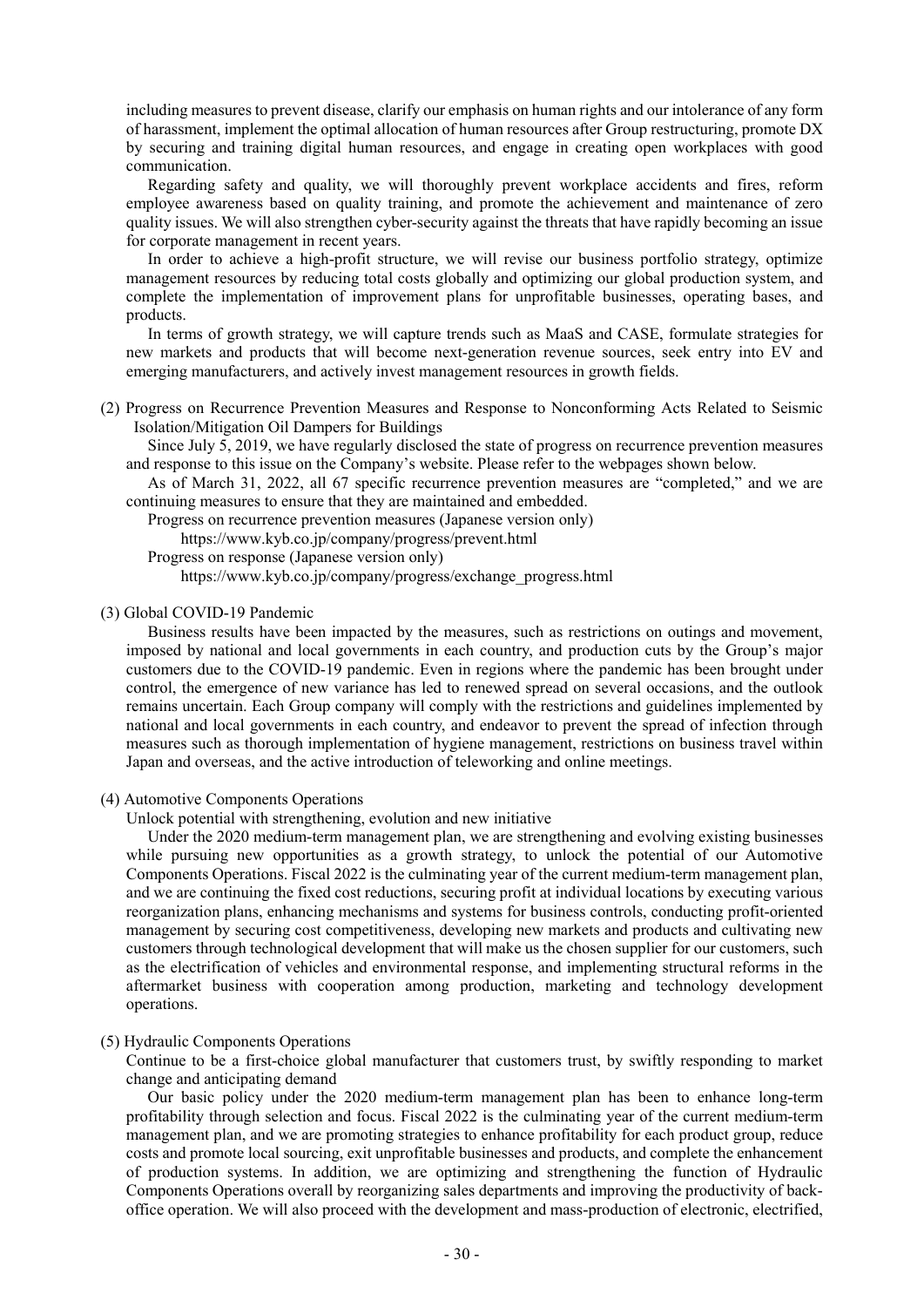including measures to prevent disease, clarify our emphasis on human rights and our intolerance of any form of harassment, implement the optimal allocation of human resources after Group restructuring, promote DX by securing and training digital human resources, and engage in creating open workplaces with good communication.

Regarding safety and quality, we will thoroughly prevent workplace accidents and fires, reform employee awareness based on quality training, and promote the achievement and maintenance of zero quality issues. We will also strengthen cyber-security against the threats that have rapidly becoming an issue for corporate management in recent years.

In order to achieve a high-profit structure, we will revise our business portfolio strategy, optimize management resources by reducing total costs globally and optimizing our global production system, and complete the implementation of improvement plans for unprofitable businesses, operating bases, and products.

In terms of growth strategy, we will capture trends such as MaaS and CASE, formulate strategies for new markets and products that will become next-generation revenue sources, seek entry into EV and emerging manufacturers, and actively invest management resources in growth fields.

(2) Progress on Recurrence Prevention Measures and Response to Nonconforming Acts Related to Seismic Isolation/Mitigation Oil Dampers for Buildings

Since July 5, 2019, we have regularly disclosed the state of progress on recurrence prevention measures and response to this issue on the Company's website. Please refer to the webpages shown below.

As of March 31, 2022, all 67 specific recurrence prevention measures are "completed," and we are continuing measures to ensure that they are maintained and embedded.

Progress on recurrence prevention measures (Japanese version only)

https://www.kyb.co.jp/company/progress/prevent.html

Progress on response (Japanese version only)

https://www.kyb.co.jp/company/progress/exchange_progress.html

(3) Global COVID-19 Pandemic

Business results have been impacted by the measures, such as restrictions on outings and movement, imposed by national and local governments in each country, and production cuts by the Group's major customers due to the COVID-19 pandemic. Even in regions where the pandemic has been brought under control, the emergence of new variance has led to renewed spread on several occasions, and the outlook remains uncertain. Each Group company will comply with the restrictions and guidelines implemented by national and local governments in each country, and endeavor to prevent the spread of infection through measures such as thorough implementation of hygiene management, restrictions on business travel within Japan and overseas, and the active introduction of teleworking and online meetings.

(4) Automotive Components Operations

Unlock potential with strengthening, evolution and new initiative

Under the 2020 medium-term management plan, we are strengthening and evolving existing businesses while pursuing new opportunities as a growth strategy, to unlock the potential of our Automotive Components Operations. Fiscal 2022 is the culminating year of the current medium-term management plan, and we are continuing the fixed cost reductions, securing profit at individual locations by executing various reorganization plans, enhancing mechanisms and systems for business controls, conducting profit-oriented management by securing cost competitiveness, developing new markets and products and cultivating new customers through technological development that will make us the chosen supplier for our customers, such as the electrification of vehicles and environmental response, and implementing structural reforms in the aftermarket business with cooperation among production, marketing and technology development operations.

(5) Hydraulic Components Operations

Continue to be a first-choice global manufacturer that customers trust, by swiftly responding to market change and anticipating demand

Our basic policy under the 2020 medium-term management plan has been to enhance long-term profitability through selection and focus. Fiscal 2022 is the culminating year of the current medium-term management plan, and we are promoting strategies to enhance profitability for each product group, reduce costs and promote local sourcing, exit unprofitable businesses and products, and complete the enhancement of production systems. In addition, we are optimizing and strengthening the function of Hydraulic Components Operations overall by reorganizing sales departments and improving the productivity of back-office operation. We will also proceed with the development and mass-production of electronic, electrified,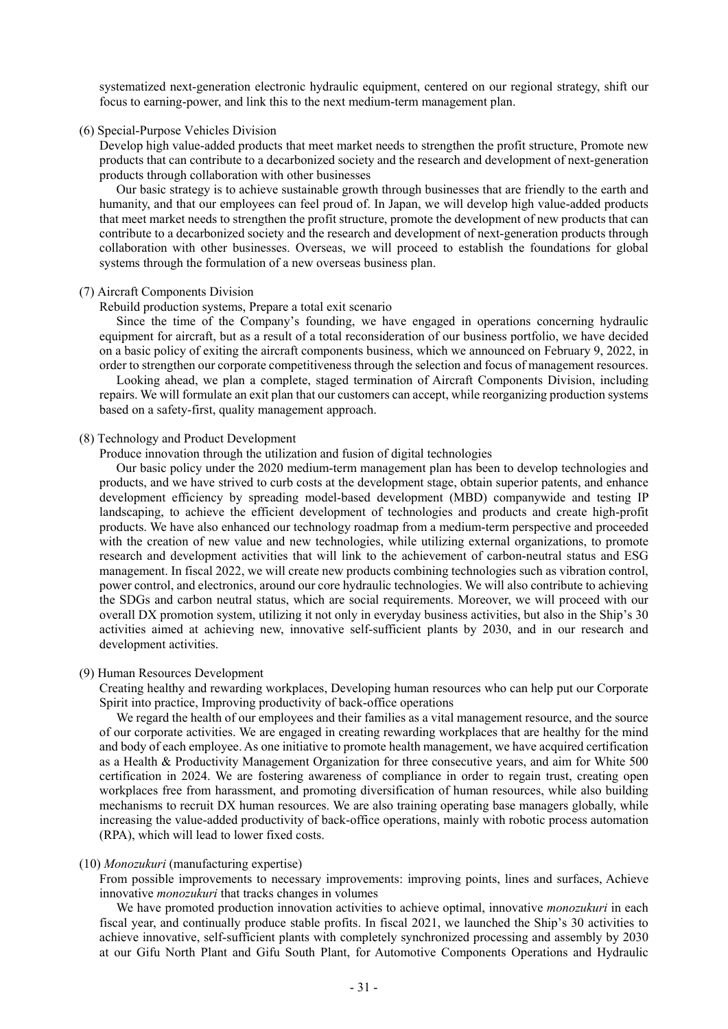systematized next-generation electronic hydraulic equipment, centered on our regional strategy, shift our focus to earning-power, and link this to the next medium-term management plan.

(6) Special-Purpose Vehicles Division

Develop high value-added products that meet market needs to strengthen the profit structure, Promote new products that can contribute to a decarbonized society and the research and development of next-generation products through collaboration with other businesses

Our basic strategy is to achieve sustainable growth through businesses that are friendly to the earth and humanity, and that our employees can feel proud of. In Japan, we will develop high value-added products that meet market needs to strengthen the profit structure, promote the development of new products that can contribute to a decarbonized society and the research and development of next-generation products through collaboration with other businesses. Overseas, we will proceed to establish the foundations for global systems through the formulation of a new overseas business plan.

(7) Aircraft Components Division

Rebuild production systems, Prepare a total exit scenario

Since the time of the Company's founding, we have engaged in operations concerning hydraulic equipment for aircraft, but as a result of a total reconsideration of our business portfolio, we have decided on a basic policy of exiting the aircraft components business, which we announced on February 9, 2022, in order to strengthen our corporate competitiveness through the selection and focus of management resources.

Looking ahead, we plan a complete, staged termination of Aircraft Components Division, including repairs. We will formulate an exit plan that our customers can accept, while reorganizing production systems based on a safety-first, quality management approach.

(8) Technology and Product Development

Produce innovation through the utilization and fusion of digital technologies

Our basic policy under the 2020 medium-term management plan has been to develop technologies and products, and we have strived to curb costs at the development stage, obtain superior patents, and enhance development efficiency by spreading model-based development (MBD) companywide and testing IP landscaping, to achieve the efficient development of technologies and products and create high-profit products. We have also enhanced our technology roadmap from a medium-term perspective and proceeded with the creation of new value and new technologies, while utilizing external organizations, to promote research and development activities that will link to the achievement of carbon-neutral status and ESG management. In fiscal 2022, we will create new products combining technologies such as vibration control, power control, and electronics, around our core hydraulic technologies. We will also contribute to achieving the SDGs and carbon neutral status, which are social requirements. Moreover, we will proceed with our overall DX promotion system, utilizing it not only in everyday business activities, but also in the Ship's 30 activities aimed at achieving new, innovative self-sufficient plants by 2030, and in our research and development activities.

(9) Human Resources Development

Creating healthy and rewarding workplaces, Developing human resources who can help put our Corporate Spirit into practice, Improving productivity of back-office operations

We regard the health of our employees and their families as a vital management resource, and the source of our corporate activities. We are engaged in creating rewarding workplaces that are healthy for the mind and body of each employee. As one initiative to promote health management, we have acquired certification as a Health & Productivity Management Organization for three consecutive years, and aim for White 500 certification in 2024. We are fostering awareness of compliance in order to regain trust, creating open workplaces free from harassment, and promoting diversification of human resources, while also building mechanisms to recruit DX human resources. We are also training operating base managers globally, while increasing the value-added productivity of back-office operations, mainly with robotic process automation (RPA), which will lead to lower fixed costs.

(10) *Monozukuri* (manufacturing expertise)

From possible improvements to necessary improvements: improving points, lines and surfaces, Achieve innovative *monozukuri* that tracks changes in volumes

We have promoted production innovation activities to achieve optimal, innovative *monozukuri* in each fiscal year, and continually produce stable profits. In fiscal 2021, we launched the Ship's 30 activities to achieve innovative, self-sufficient plants with completely synchronized processing and assembly by 2030 at our Gifu North Plant and Gifu South Plant, for Automotive Components Operations and Hydraulic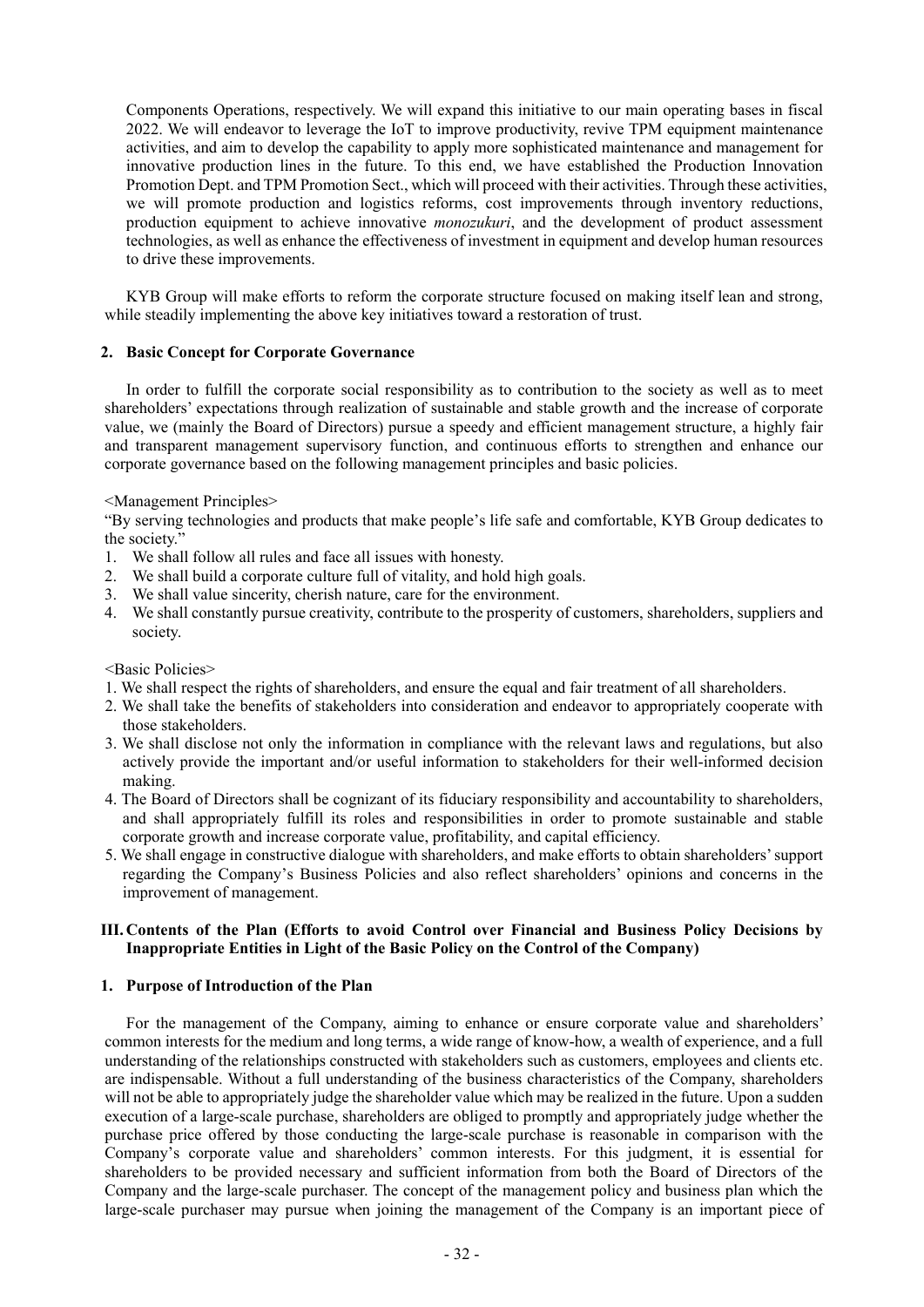Components Operations, respectively. We will expand this initiative to our main operating bases in fiscal 2022. We will endeavor to leverage the IoT to improve productivity, revive TPM equipment maintenance activities, and aim to develop the capability to apply more sophisticated maintenance and management for innovative production lines in the future. To this end, we have established the Production Innovation Promotion Dept. and TPM Promotion Sect., which will proceed with their activities. Through these activities, we will promote production and logistics reforms, cost improvements through inventory reductions, production equipment to achieve innovative *monozukuri*, and the development of product assessment technologies, as well as enhance the effectiveness of investment in equipment and develop human resources to drive these improvements.

KYB Group will make efforts to reform the corporate structure focused on making itself lean and strong, while steadily implementing the above key initiatives toward a restoration of trust.

### 2. Basic Concept for Corporate Governance

In order to fulfill the corporate social responsibility as to contribution to the society as well as to meet shareholders' expectations through realization of sustainable and stable growth and the increase of corporate value, we (mainly the Board of Directors) pursue a speedy and efficient management structure, a highly fair and transparent management supervisory function, and continuous efforts to strengthen and enhance our corporate governance based on the following management principles and basic policies.

<Management Principles>

"By serving technologies and products that make people's life safe and comfortable, KYB Group dedicates to the society."

1. We shall follow all rules and face all issues with honesty.
2. We shall build a corporate culture full of vitality, and hold high goals.
3. We shall value sincerity, cherish nature, care for the environment.
4. We shall constantly pursue creativity, contribute to the prosperity of customers, shareholders, suppliers and society.

<Basic Policies>

1. We shall respect the rights of shareholders, and ensure the equal and fair treatment of all shareholders.
2. We shall take the benefits of stakeholders into consideration and endeavor to appropriately cooperate with those stakeholders.
3. We shall disclose not only the information in compliance with the relevant laws and regulations, but also actively provide the important and/or useful information to stakeholders for their well-informed decision making.
4. The Board of Directors shall be cognizant of its fiduciary responsibility and accountability to shareholders, and shall appropriately fulfill its roles and responsibilities in order to promote sustainable and stable corporate growth and increase corporate value, profitability, and capital efficiency.
5. We shall engage in constructive dialogue with shareholders, and make efforts to obtain shareholders' support regarding the Company's Business Policies and also reflect shareholders' opinions and concerns in the improvement of management.

## III. Contents of the Plan (Efforts to avoid Control over Financial and Business Policy Decisions by Inappropriate Entities in Light of the Basic Policy on the Control of the Company)

### 1. Purpose of Introduction of the Plan

For the management of the Company, aiming to enhance or ensure corporate value and shareholders' common interests for the medium and long terms, a wide range of know-how, a wealth of experience, and a full understanding of the relationships constructed with stakeholders such as customers, employees and clients etc. are indispensable. Without a full understanding of the business characteristics of the Company, shareholders will not be able to appropriately judge the shareholder value which may be realized in the future. Upon a sudden execution of a large-scale purchase, shareholders are obliged to promptly and appropriately judge whether the purchase price offered by those conducting the large-scale purchase is reasonable in comparison with the Company's corporate value and shareholders' common interests. For this judgment, it is essential for shareholders to be provided necessary and sufficient information from both the Board of Directors of the Company and the large-scale purchaser. The concept of the management policy and business plan which the large-scale purchaser may pursue when joining the management of the Company is an important piece of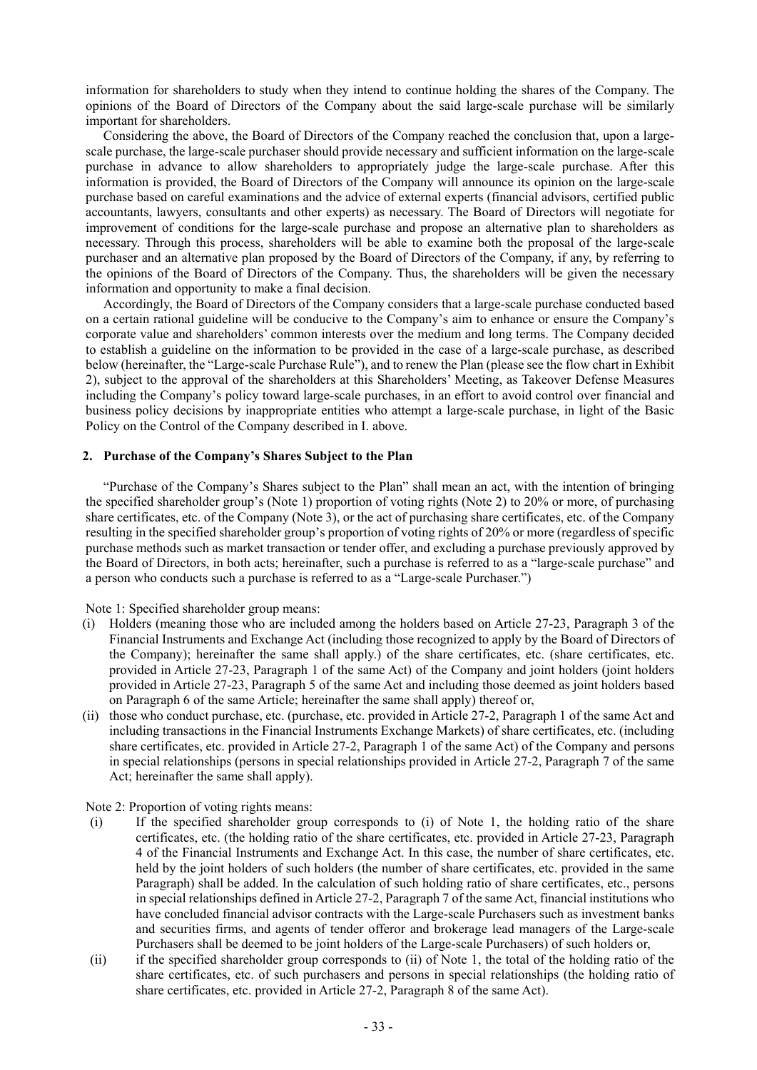information for shareholders to study when they intend to continue holding the shares of the Company. The opinions of the Board of Directors of the Company about the said large-scale purchase will be similarly important for shareholders.

Considering the above, the Board of Directors of the Company reached the conclusion that, upon a large-scale purchase, the large-scale purchaser should provide necessary and sufficient information on the large-scale purchase in advance to allow shareholders to appropriately judge the large-scale purchase. After this information is provided, the Board of Directors of the Company will announce its opinion on the large-scale purchase based on careful examinations and the advice of external experts (financial advisors, certified public accountants, lawyers, consultants and other experts) as necessary. The Board of Directors will negotiate for improvement of conditions for the large-scale purchase and propose an alternative plan to shareholders as necessary. Through this process, shareholders will be able to examine both the proposal of the large-scale purchaser and an alternative plan proposed by the Board of Directors of the Company, if any, by referring to the opinions of the Board of Directors of the Company. Thus, the shareholders will be given the necessary information and opportunity to make a final decision.

Accordingly, the Board of Directors of the Company considers that a large-scale purchase conducted based on a certain rational guideline will be conducive to the Company's aim to enhance or ensure the Company's corporate value and shareholders' common interests over the medium and long terms. The Company decided to establish a guideline on the information to be provided in the case of a large-scale purchase, as described below (hereinafter, the "Large-scale Purchase Rule"), and to renew the Plan (please see the flow chart in Exhibit 2), subject to the approval of the shareholders at this Shareholders' Meeting, as Takeover Defense Measures including the Company's policy toward large-scale purchases, in an effort to avoid control over financial and business policy decisions by inappropriate entities who attempt a large-scale purchase, in light of the Basic Policy on the Control of the Company described in I. above.

## 2. Purchase of the Company's Shares Subject to the Plan

"Purchase of the Company's Shares subject to the Plan" shall mean an act, with the intention of bringing the specified shareholder group's (Note 1) proportion of voting rights (Note 2) to 20% or more, of purchasing share certificates, etc. of the Company (Note 3), or the act of purchasing share certificates, etc. of the Company resulting in the specified shareholder group's proportion of voting rights of 20% or more (regardless of specific purchase methods such as market transaction or tender offer, and excluding a purchase previously approved by the Board of Directors, in both acts; hereinafter, such a purchase is referred to as a "large-scale purchase" and a person who conducts such a purchase is referred to as a "Large-scale Purchaser.")

Note 1: Specified shareholder group means:

(i) Holders (meaning those who are included among the holders based on Article 27-23, Paragraph 3 of the Financial Instruments and Exchange Act (including those recognized to apply by the Board of Directors of the Company); hereinafter the same shall apply.) of the share certificates, etc. (share certificates, etc. provided in Article 27-23, Paragraph 1 of the same Act) of the Company and joint holders (joint holders provided in Article 27-23, Paragraph 5 of the same Act and including those deemed as joint holders based on Paragraph 6 of the same Article; hereinafter the same shall apply) thereof or,

(ii) those who conduct purchase, etc. (purchase, etc. provided in Article 27-2, Paragraph 1 of the same Act and including transactions in the Financial Instruments Exchange Markets) of share certificates, etc. (including share certificates, etc. provided in Article 27-2, Paragraph 1 of the same Act) of the Company and persons in special relationships (persons in special relationships provided in Article 27-2, Paragraph 7 of the same Act; hereinafter the same shall apply).

Note 2: Proportion of voting rights means:

(i) If the specified shareholder group corresponds to (i) of Note 1, the holding ratio of the share certificates, etc. (the holding ratio of the share certificates, etc. provided in Article 27-23, Paragraph 4 of the Financial Instruments and Exchange Act. In this case, the number of share certificates, etc. held by the joint holders of such holders (the number of share certificates, etc. provided in the same Paragraph) shall be added. In the calculation of such holding ratio of share certificates, etc., persons in special relationships defined in Article 27-2, Paragraph 7 of the same Act, financial institutions who have concluded financial advisor contracts with the Large-scale Purchasers such as investment banks and securities firms, and agents of tender offeror and brokerage lead managers of the Large-scale Purchasers shall be deemed to be joint holders of the Large-scale Purchasers) of such holders or,

(ii) if the specified shareholder group corresponds to (ii) of Note 1, the total of the holding ratio of the share certificates, etc. of such purchasers and persons in special relationships (the holding ratio of share certificates, etc. provided in Article 27-2, Paragraph 8 of the same Act).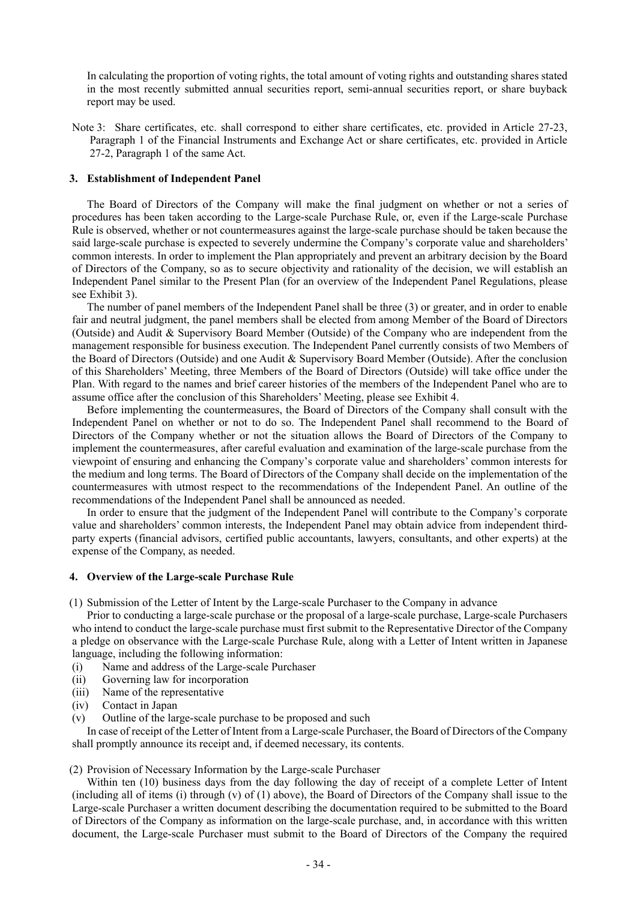In calculating the proportion of voting rights, the total amount of voting rights and outstanding shares stated in the most recently submitted annual securities report, semi-annual securities report, or share buyback report may be used.

Note 3: Share certificates, etc. shall correspond to either share certificates, etc. provided in Article 27-23, Paragraph 1 of the Financial Instruments and Exchange Act or share certificates, etc. provided in Article 27-2, Paragraph 1 of the same Act.

### 3. Establishment of Independent Panel

The Board of Directors of the Company will make the final judgment on whether or not a series of procedures has been taken according to the Large-scale Purchase Rule, or, even if the Large-scale Purchase Rule is observed, whether or not countermeasures against the large-scale purchase should be taken because the said large-scale purchase is expected to severely undermine the Company's corporate value and shareholders' common interests. In order to implement the Plan appropriately and prevent an arbitrary decision by the Board of Directors of the Company, so as to secure objectivity and rationality of the decision, we will establish an Independent Panel similar to the Present Plan (for an overview of the Independent Panel Regulations, please see Exhibit 3).

The number of panel members of the Independent Panel shall be three (3) or greater, and in order to enable fair and neutral judgment, the panel members shall be elected from among Member of the Board of Directors (Outside) and Audit & Supervisory Board Member (Outside) of the Company who are independent from the management responsible for business execution. The Independent Panel currently consists of two Members of the Board of Directors (Outside) and one Audit & Supervisory Board Member (Outside). After the conclusion of this Shareholders' Meeting, three Members of the Board of Directors (Outside) will take office under the Plan. With regard to the names and brief career histories of the members of the Independent Panel who are to assume office after the conclusion of this Shareholders' Meeting, please see Exhibit 4.

Before implementing the countermeasures, the Board of Directors of the Company shall consult with the Independent Panel on whether or not to do so. The Independent Panel shall recommend to the Board of Directors of the Company whether or not the situation allows the Board of Directors of the Company to implement the countermeasures, after careful evaluation and examination of the large-scale purchase from the viewpoint of ensuring and enhancing the Company's corporate value and shareholders' common interests for the medium and long terms. The Board of Directors of the Company shall decide on the implementation of the countermeasures with utmost respect to the recommendations of the Independent Panel. An outline of the recommendations of the Independent Panel shall be announced as needed.

In order to ensure that the judgment of the Independent Panel will contribute to the Company's corporate value and shareholders' common interests, the Independent Panel may obtain advice from independent third-party experts (financial advisors, certified public accountants, lawyers, consultants, and other experts) at the expense of the Company, as needed.

### 4. Overview of the Large-scale Purchase Rule

(1) Submission of the Letter of Intent by the Large-scale Purchaser to the Company in advance

Prior to conducting a large-scale purchase or the proposal of a large-scale purchase, Large-scale Purchasers who intend to conduct the large-scale purchase must first submit to the Representative Director of the Company a pledge on observance with the Large-scale Purchase Rule, along with a Letter of Intent written in Japanese language, including the following information:

(i) Name and address of the Large-scale Purchaser
(ii) Governing law for incorporation
(iii) Name of the representative
(iv) Contact in Japan
(v) Outline of the large-scale purchase to be proposed and such

In case of receipt of the Letter of Intent from a Large-scale Purchaser, the Board of Directors of the Company shall promptly announce its receipt and, if deemed necessary, its contents.

(2) Provision of Necessary Information by the Large-scale Purchaser

Within ten (10) business days from the day following the day of receipt of a complete Letter of Intent (including all of items (i) through (v) of (1) above), the Board of Directors of the Company shall issue to the Large-scale Purchaser a written document describing the documentation required to be submitted to the Board of Directors of the Company as information on the large-scale purchase, and, in accordance with this written document, the Large-scale Purchaser must submit to the Board of Directors of the Company the required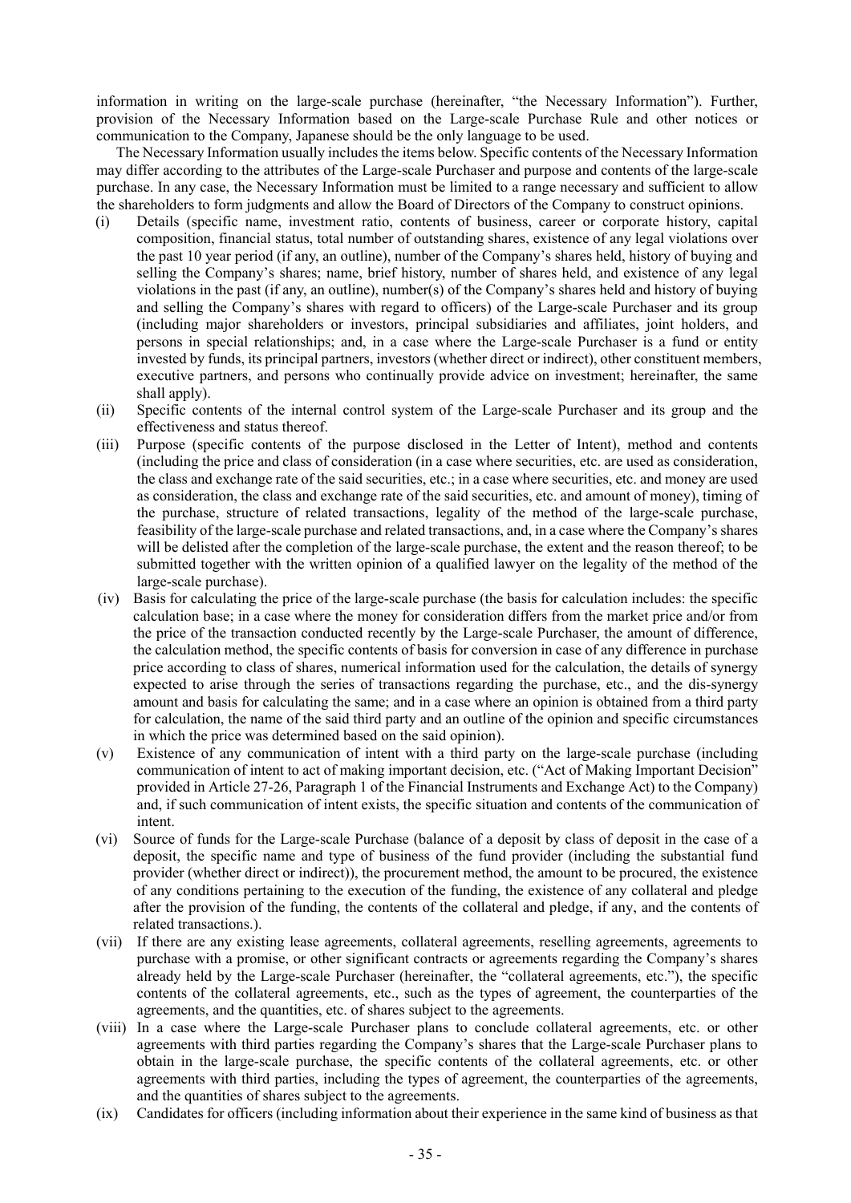information in writing on the large-scale purchase (hereinafter, "the Necessary Information"). Further, provision of the Necessary Information based on the Large-scale Purchase Rule and other notices or communication to the Company, Japanese should be the only language to be used.

The Necessary Information usually includes the items below. Specific contents of the Necessary Information may differ according to the attributes of the Large-scale Purchaser and purpose and contents of the large-scale purchase. In any case, the Necessary Information must be limited to a range necessary and sufficient to allow the shareholders to form judgments and allow the Board of Directors of the Company to construct opinions.

(i) Details (specific name, investment ratio, contents of business, career or corporate history, capital composition, financial status, total number of outstanding shares, existence of any legal violations over the past 10 year period (if any, an outline), number of the Company's shares held, history of buying and selling the Company's shares; name, brief history, number of shares held, and existence of any legal violations in the past (if any, an outline), number(s) of the Company's shares held and history of buying and selling the Company's shares with regard to officers) of the Large-scale Purchaser and its group (including major shareholders or investors, principal subsidiaries and affiliates, joint holders, and persons in special relationships; and, in a case where the Large-scale Purchaser is a fund or entity invested by funds, its principal partners, investors (whether direct or indirect), other constituent members, executive partners, and persons who continually provide advice on investment; hereinafter, the same shall apply).

(ii) Specific contents of the internal control system of the Large-scale Purchaser and its group and the effectiveness and status thereof.

(iii) Purpose (specific contents of the purpose disclosed in the Letter of Intent), method and contents (including the price and class of consideration (in a case where securities, etc. are used as consideration, the class and exchange rate of the said securities, etc.; in a case where securities, etc. and money are used as consideration, the class and exchange rate of the said securities, etc. and amount of money), timing of the purchase, structure of related transactions, legality of the method of the large-scale purchase, feasibility of the large-scale purchase and related transactions, and, in a case where the Company's shares will be delisted after the completion of the large-scale purchase, the extent and the reason thereof; to be submitted together with the written opinion of a qualified lawyer on the legality of the method of the large-scale purchase).

(iv) Basis for calculating the price of the large-scale purchase (the basis for calculation includes: the specific calculation base; in a case where the money for consideration differs from the market price and/or from the price of the transaction conducted recently by the Large-scale Purchaser, the amount of difference, the calculation method, the specific contents of basis for conversion in case of any difference in purchase price according to class of shares, numerical information used for the calculation, the details of synergy expected to arise through the series of transactions regarding the purchase, etc., and the dis-synergy amount and basis for calculating the same; and in a case where an opinion is obtained from a third party for calculation, the name of the said third party and an outline of the opinion and specific circumstances in which the price was determined based on the said opinion).

(v) Existence of any communication of intent with a third party on the large-scale purchase (including communication of intent to act of making important decision, etc. ("Act of Making Important Decision" provided in Article 27-26, Paragraph 1 of the Financial Instruments and Exchange Act) to the Company) and, if such communication of intent exists, the specific situation and contents of the communication of intent.

(vi) Source of funds for the Large-scale Purchase (balance of a deposit by class of deposit in the case of a deposit, the specific name and type of business of the fund provider (including the substantial fund provider (whether direct or indirect)), the procurement method, the amount to be procured, the existence of any conditions pertaining to the execution of the funding, the existence of any collateral and pledge after the provision of the funding, the contents of the collateral and pledge, if any, and the contents of related transactions.).

(vii) If there are any existing lease agreements, collateral agreements, reselling agreements, agreements to purchase with a promise, or other significant contracts or agreements regarding the Company's shares already held by the Large-scale Purchaser (hereinafter, the "collateral agreements, etc."), the specific contents of the collateral agreements, etc., such as the types of agreement, the counterparties of the agreements, and the quantities, etc. of shares subject to the agreements.

(viii) In a case where the Large-scale Purchaser plans to conclude collateral agreements, etc. or other agreements with third parties regarding the Company's shares that the Large-scale Purchaser plans to obtain in the large-scale purchase, the specific contents of the collateral agreements, etc. or other agreements with third parties, including the types of agreement, the counterparties of the agreements, and the quantities of shares subject to the agreements.

(ix) Candidates for officers (including information about their experience in the same kind of business as that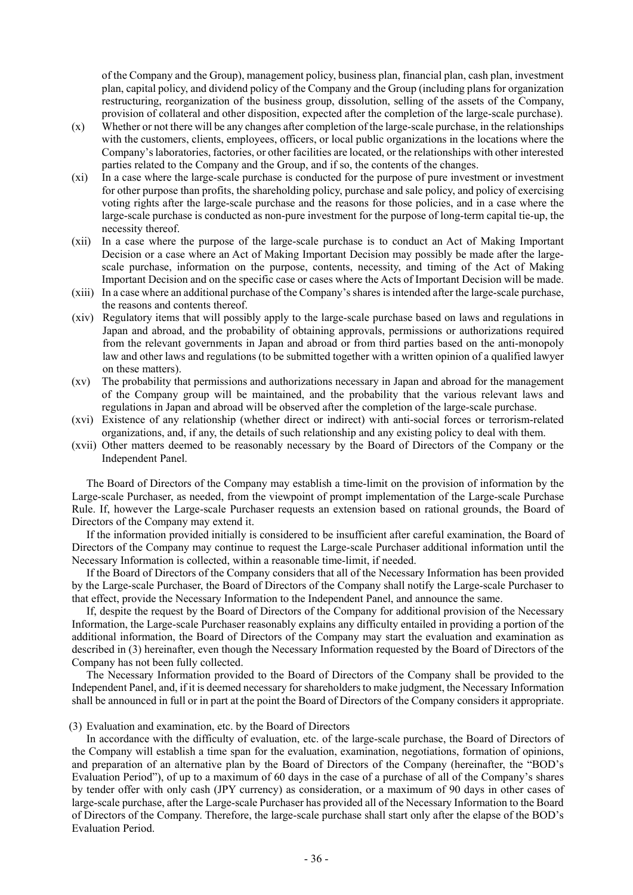of the Company and the Group), management policy, business plan, financial plan, cash plan, investment plan, capital policy, and dividend policy of the Company and the Group (including plans for organization restructuring, reorganization of the business group, dissolution, selling of the assets of the Company, provision of collateral and other disposition, expected after the completion of the large-scale purchase).

(x) Whether or not there will be any changes after completion of the large-scale purchase, in the relationships with the customers, clients, employees, officers, or local public organizations in the locations where the Company's laboratories, factories, or other facilities are located, or the relationships with other interested parties related to the Company and the Group, and if so, the contents of the changes.

(xi) In a case where the large-scale purchase is conducted for the purpose of pure investment or investment for other purpose than profits, the shareholding policy, purchase and sale policy, and policy of exercising voting rights after the large-scale purchase and the reasons for those policies, and in a case where the large-scale purchase is conducted as non-pure investment for the purpose of long-term capital tie-up, the necessity thereof.

(xii) In a case where the purpose of the large-scale purchase is to conduct an Act of Making Important Decision or a case where an Act of Making Important Decision may possibly be made after the large-scale purchase, information on the purpose, contents, necessity, and timing of the Act of Making Important Decision and on the specific case or cases where the Acts of Important Decision will be made.

(xiii) In a case where an additional purchase of the Company's shares is intended after the large-scale purchase, the reasons and contents thereof.

(xiv) Regulatory items that will possibly apply to the large-scale purchase based on laws and regulations in Japan and abroad, and the probability of obtaining approvals, permissions or authorizations required from the relevant governments in Japan and abroad or from third parties based on the anti-monopoly law and other laws and regulations (to be submitted together with a written opinion of a qualified lawyer on these matters).

(xv) The probability that permissions and authorizations necessary in Japan and abroad for the management of the Company group will be maintained, and the probability that the various relevant laws and regulations in Japan and abroad will be observed after the completion of the large-scale purchase.

(xvi) Existence of any relationship (whether direct or indirect) with anti-social forces or terrorism-related organizations, and, if any, the details of such relationship and any existing policy to deal with them.

(xvii) Other matters deemed to be reasonably necessary by the Board of Directors of the Company or the Independent Panel.

The Board of Directors of the Company may establish a time-limit on the provision of information by the Large-scale Purchaser, as needed, from the viewpoint of prompt implementation of the Large-scale Purchase Rule. If, however the Large-scale Purchaser requests an extension based on rational grounds, the Board of Directors of the Company may extend it.

If the information provided initially is considered to be insufficient after careful examination, the Board of Directors of the Company may continue to request the Large-scale Purchaser additional information until the Necessary Information is collected, within a reasonable time-limit, if needed.

If the Board of Directors of the Company considers that all of the Necessary Information has been provided by the Large-scale Purchaser, the Board of Directors of the Company shall notify the Large-scale Purchaser to that effect, provide the Necessary Information to the Independent Panel, and announce the same.

If, despite the request by the Board of Directors of the Company for additional provision of the Necessary Information, the Large-scale Purchaser reasonably explains any difficulty entailed in providing a portion of the additional information, the Board of Directors of the Company may start the evaluation and examination as described in (3) hereinafter, even though the Necessary Information requested by the Board of Directors of the Company has not been fully collected.

The Necessary Information provided to the Board of Directors of the Company shall be provided to the Independent Panel, and, if it is deemed necessary for shareholders to make judgment, the Necessary Information shall be announced in full or in part at the point the Board of Directors of the Company considers it appropriate.

(3) Evaluation and examination, etc. by the Board of Directors

In accordance with the difficulty of evaluation, etc. of the large-scale purchase, the Board of Directors of the Company will establish a time span for the evaluation, examination, negotiations, formation of opinions, and preparation of an alternative plan by the Board of Directors of the Company (hereinafter, the "BOD's Evaluation Period"), of up to a maximum of 60 days in the case of a purchase of all of the Company's shares by tender offer with only cash (JPY currency) as consideration, or a maximum of 90 days in other cases of large-scale purchase, after the Large-scale Purchaser has provided all of the Necessary Information to the Board of Directors of the Company. Therefore, the large-scale purchase shall start only after the elapse of the BOD's Evaluation Period.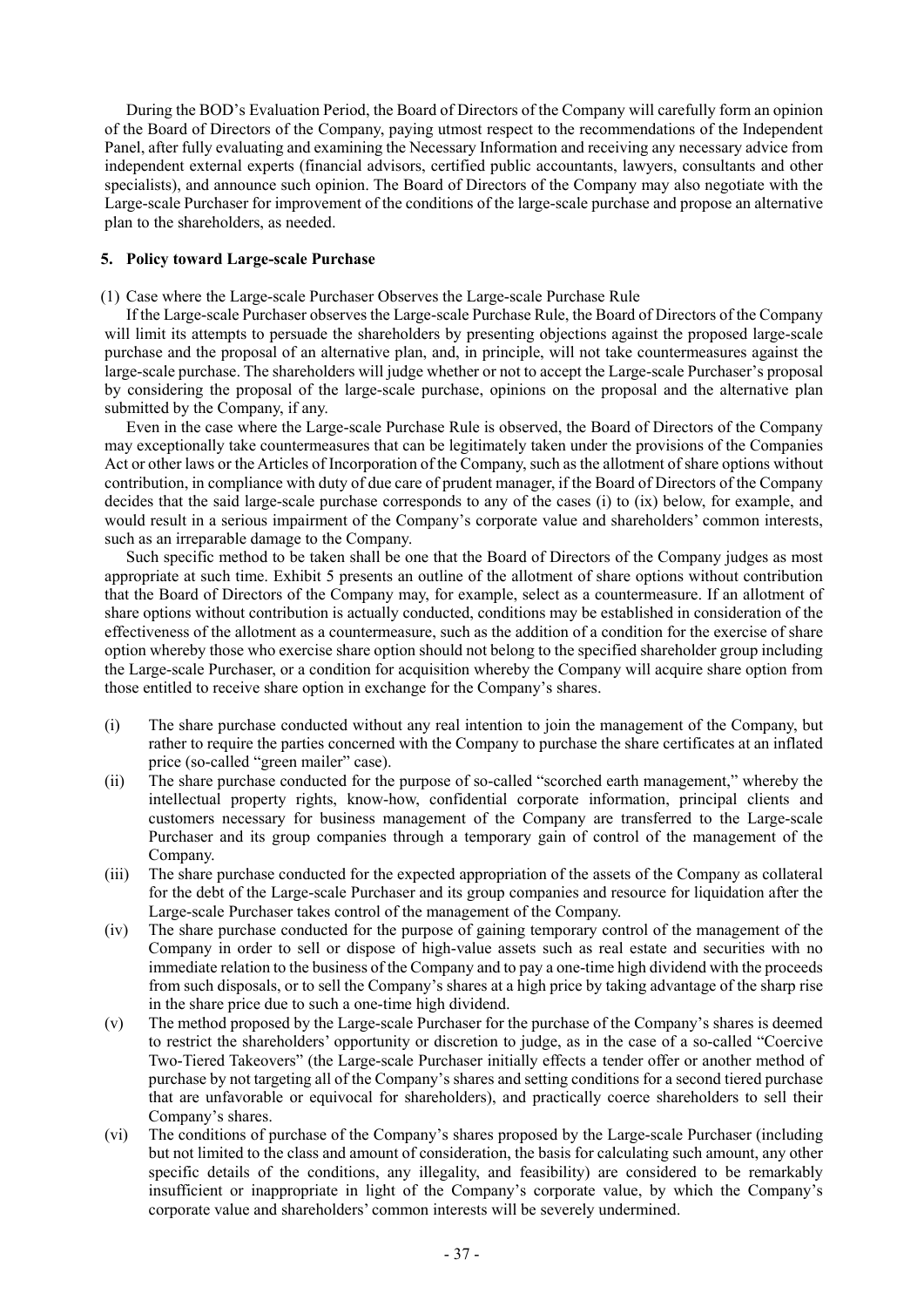During the BOD's Evaluation Period, the Board of Directors of the Company will carefully form an opinion of the Board of Directors of the Company, paying utmost respect to the recommendations of the Independent Panel, after fully evaluating and examining the Necessary Information and receiving any necessary advice from independent external experts (financial advisors, certified public accountants, lawyers, consultants and other specialists), and announce such opinion. The Board of Directors of the Company may also negotiate with the Large-scale Purchaser for improvement of the conditions of the large-scale purchase and propose an alternative plan to the shareholders, as needed.

## 5. Policy toward Large-scale Purchase

(1) Case where the Large-scale Purchaser Observes the Large-scale Purchase Rule

If the Large-scale Purchaser observes the Large-scale Purchase Rule, the Board of Directors of the Company will limit its attempts to persuade the shareholders by presenting objections against the proposed large-scale purchase and the proposal of an alternative plan, and, in principle, will not take countermeasures against the large-scale purchase. The shareholders will judge whether or not to accept the Large-scale Purchaser's proposal by considering the proposal of the large-scale purchase, opinions on the proposal and the alternative plan submitted by the Company, if any.

Even in the case where the Large-scale Purchase Rule is observed, the Board of Directors of the Company may exceptionally take countermeasures that can be legitimately taken under the provisions of the Companies Act or other laws or the Articles of Incorporation of the Company, such as the allotment of share options without contribution, in compliance with duty of due care of prudent manager, if the Board of Directors of the Company decides that the said large-scale purchase corresponds to any of the cases (i) to (ix) below, for example, and would result in a serious impairment of the Company's corporate value and shareholders' common interests, such as an irreparable damage to the Company.

Such specific method to be taken shall be one that the Board of Directors of the Company judges as most appropriate at such time. Exhibit 5 presents an outline of the allotment of share options without contribution that the Board of Directors of the Company may, for example, select as a countermeasure. If an allotment of share options without contribution is actually conducted, conditions may be established in consideration of the effectiveness of the allotment as a countermeasure, such as the addition of a condition for the exercise of share option whereby those who exercise share option should not belong to the specified shareholder group including the Large-scale Purchaser, or a condition for acquisition whereby the Company will acquire share option from those entitled to receive share option in exchange for the Company's shares.

(i) The share purchase conducted without any real intention to join the management of the Company, but rather to require the parties concerned with the Company to purchase the share certificates at an inflated price (so-called "green mailer" case).

(ii) The share purchase conducted for the purpose of so-called "scorched earth management," whereby the intellectual property rights, know-how, confidential corporate information, principal clients and customers necessary for business management of the Company are transferred to the Large-scale Purchaser and its group companies through a temporary gain of control of the management of the Company.

(iii) The share purchase conducted for the expected appropriation of the assets of the Company as collateral for the debt of the Large-scale Purchaser and its group companies and resource for liquidation after the Large-scale Purchaser takes control of the management of the Company.

(iv) The share purchase conducted for the purpose of gaining temporary control of the management of the Company in order to sell or dispose of high-value assets such as real estate and securities with no immediate relation to the business of the Company and to pay a one-time high dividend with the proceeds from such disposals, or to sell the Company's shares at a high price by taking advantage of the sharp rise in the share price due to such a one-time high dividend.

(v) The method proposed by the Large-scale Purchaser for the purchase of the Company's shares is deemed to restrict the shareholders' opportunity or discretion to judge, as in the case of a so-called "Coercive Two-Tiered Takeovers" (the Large-scale Purchaser initially effects a tender offer or another method of purchase by not targeting all of the Company's shares and setting conditions for a second tiered purchase that are unfavorable or equivocal for shareholders), and practically coerce shareholders to sell their Company's shares.

(vi) The conditions of purchase of the Company's shares proposed by the Large-scale Purchaser (including but not limited to the class and amount of consideration, the basis for calculating such amount, any other specific details of the conditions, any illegality, and feasibility) are considered to be remarkably insufficient or inappropriate in light of the Company's corporate value, by which the Company's corporate value and shareholders' common interests will be severely undermined.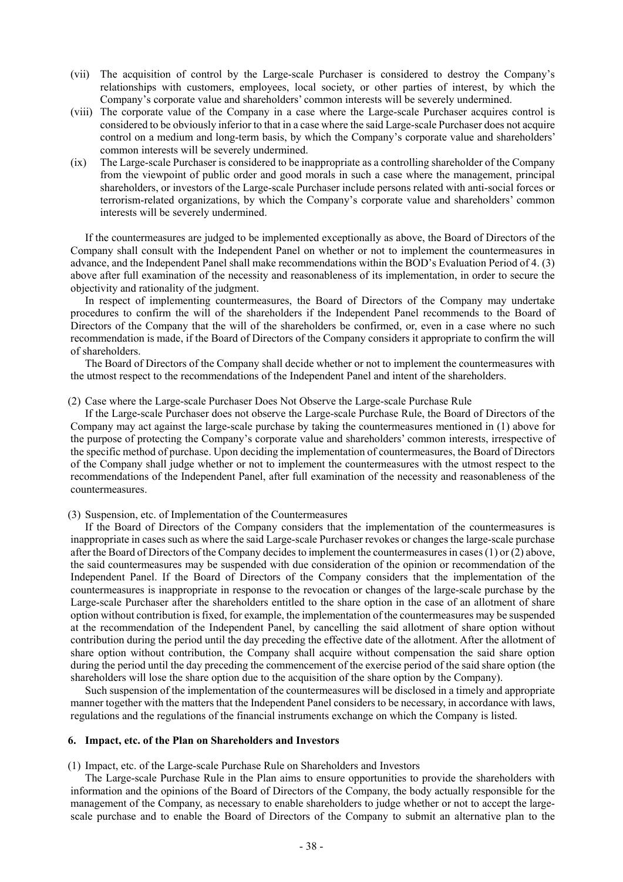(vii) The acquisition of control by the Large-scale Purchaser is considered to destroy the Company's relationships with customers, employees, local society, or other parties of interest, by which the Company's corporate value and shareholders' common interests will be severely undermined.

(viii) The corporate value of the Company in a case where the Large-scale Purchaser acquires control is considered to be obviously inferior to that in a case where the said Large-scale Purchaser does not acquire control on a medium and long-term basis, by which the Company's corporate value and shareholders' common interests will be severely undermined.

(ix) The Large-scale Purchaser is considered to be inappropriate as a controlling shareholder of the Company from the viewpoint of public order and good morals in such a case where the management, principal shareholders, or investors of the Large-scale Purchaser include persons related with anti-social forces or terrorism-related organizations, by which the Company's corporate value and shareholders' common interests will be severely undermined.

If the countermeasures are judged to be implemented exceptionally as above, the Board of Directors of the Company shall consult with the Independent Panel on whether or not to implement the countermeasures in advance, and the Independent Panel shall make recommendations within the BOD's Evaluation Period of 4. (3) above after full examination of the necessity and reasonableness of its implementation, in order to secure the objectivity and rationality of the judgment.

In respect of implementing countermeasures, the Board of Directors of the Company may undertake procedures to confirm the will of the shareholders if the Independent Panel recommends to the Board of Directors of the Company that the will of the shareholders be confirmed, or, even in a case where no such recommendation is made, if the Board of Directors of the Company considers it appropriate to confirm the will of shareholders.

The Board of Directors of the Company shall decide whether or not to implement the countermeasures with the utmost respect to the recommendations of the Independent Panel and intent of the shareholders.

(2) Case where the Large-scale Purchaser Does Not Observe the Large-scale Purchase Rule

If the Large-scale Purchaser does not observe the Large-scale Purchase Rule, the Board of Directors of the Company may act against the large-scale purchase by taking the countermeasures mentioned in (1) above for the purpose of protecting the Company's corporate value and shareholders' common interests, irrespective of the specific method of purchase. Upon deciding the implementation of countermeasures, the Board of Directors of the Company shall judge whether or not to implement the countermeasures with the utmost respect to the recommendations of the Independent Panel, after full examination of the necessity and reasonableness of the countermeasures.

(3) Suspension, etc. of Implementation of the Countermeasures

If the Board of Directors of the Company considers that the implementation of the countermeasures is inappropriate in cases such as where the said Large-scale Purchaser revokes or changes the large-scale purchase after the Board of Directors of the Company decides to implement the countermeasures in cases (1) or (2) above, the said countermeasures may be suspended with due consideration of the opinion or recommendation of the Independent Panel. If the Board of Directors of the Company considers that the implementation of the countermeasures is inappropriate in response to the revocation or changes of the large-scale purchase by the Large-scale Purchaser after the shareholders entitled to the share option in the case of an allotment of share option without contribution is fixed, for example, the implementation of the countermeasures may be suspended at the recommendation of the Independent Panel, by cancelling the said allotment of share option without contribution during the period until the day preceding the effective date of the allotment. After the allotment of share option without contribution, the Company shall acquire without compensation the said share option during the period until the day preceding the commencement of the exercise period of the said share option (the shareholders will lose the share option due to the acquisition of the share option by the Company).

Such suspension of the implementation of the countermeasures will be disclosed in a timely and appropriate manner together with the matters that the Independent Panel considers to be necessary, in accordance with laws, regulations and the regulations of the financial instruments exchange on which the Company is listed.

## 6. Impact, etc. of the Plan on Shareholders and Investors

(1) Impact, etc. of the Large-scale Purchase Rule on Shareholders and Investors

The Large-scale Purchase Rule in the Plan aims to ensure opportunities to provide the shareholders with information and the opinions of the Board of Directors of the Company, the body actually responsible for the management of the Company, as necessary to enable shareholders to judge whether or not to accept the large-scale purchase and to enable the Board of Directors of the Company to submit an alternative plan to the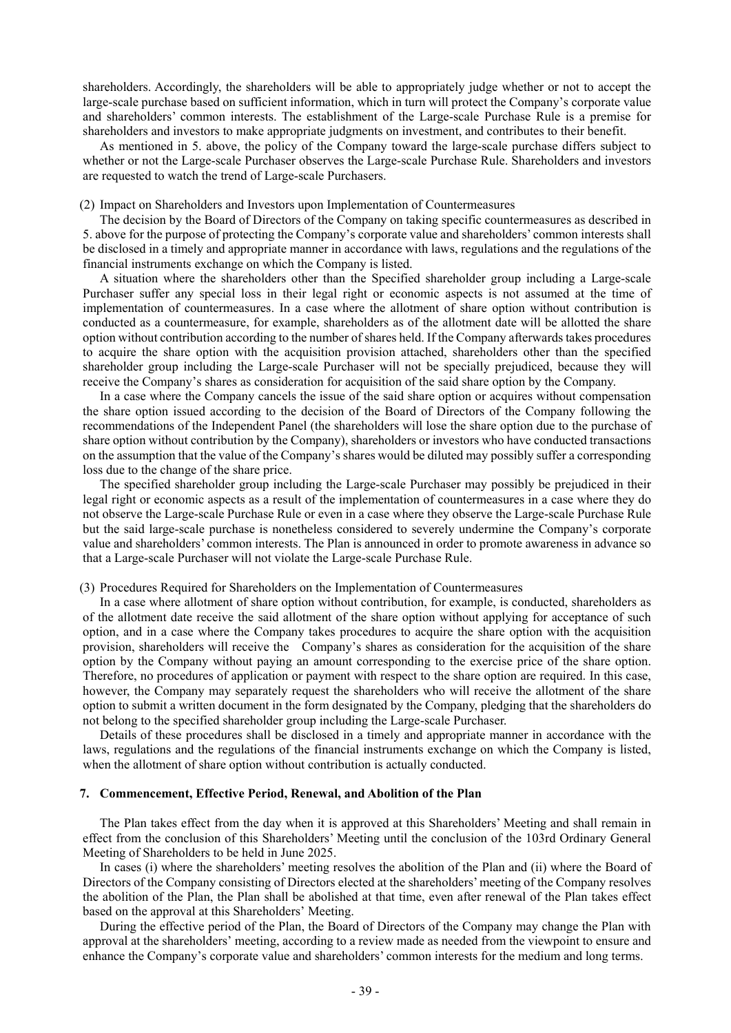shareholders. Accordingly, the shareholders will be able to appropriately judge whether or not to accept the large-scale purchase based on sufficient information, which in turn will protect the Company's corporate value and shareholders' common interests. The establishment of the Large-scale Purchase Rule is a premise for shareholders and investors to make appropriate judgments on investment, and contributes to their benefit.

As mentioned in 5. above, the policy of the Company toward the large-scale purchase differs subject to whether or not the Large-scale Purchaser observes the Large-scale Purchase Rule. Shareholders and investors are requested to watch the trend of Large-scale Purchasers.

(2) Impact on Shareholders and Investors upon Implementation of Countermeasures

The decision by the Board of Directors of the Company on taking specific countermeasures as described in 5. above for the purpose of protecting the Company's corporate value and shareholders' common interests shall be disclosed in a timely and appropriate manner in accordance with laws, regulations and the regulations of the financial instruments exchange on which the Company is listed.

A situation where the shareholders other than the Specified shareholder group including a Large-scale Purchaser suffer any special loss in their legal right or economic aspects is not assumed at the time of implementation of countermeasures. In a case where the allotment of share option without contribution is conducted as a countermeasure, for example, shareholders as of the allotment date will be allotted the share option without contribution according to the number of shares held. If the Company afterwards takes procedures to acquire the share option with the acquisition provision attached, shareholders other than the specified shareholder group including the Large-scale Purchaser will not be specially prejudiced, because they will receive the Company's shares as consideration for acquisition of the said share option by the Company.

In a case where the Company cancels the issue of the said share option or acquires without compensation the share option issued according to the decision of the Board of Directors of the Company following the recommendations of the Independent Panel (the shareholders will lose the share option due to the purchase of share option without contribution by the Company), shareholders or investors who have conducted transactions on the assumption that the value of the Company's shares would be diluted may possibly suffer a corresponding loss due to the change of the share price.

The specified shareholder group including the Large-scale Purchaser may possibly be prejudiced in their legal right or economic aspects as a result of the implementation of countermeasures in a case where they do not observe the Large-scale Purchase Rule or even in a case where they observe the Large-scale Purchase Rule but the said large-scale purchase is nonetheless considered to severely undermine the Company's corporate value and shareholders' common interests. The Plan is announced in order to promote awareness in advance so that a Large-scale Purchaser will not violate the Large-scale Purchase Rule.

(3) Procedures Required for Shareholders on the Implementation of Countermeasures

In a case where allotment of share option without contribution, for example, is conducted, shareholders as of the allotment date receive the said allotment of the share option without applying for acceptance of such option, and in a case where the Company takes procedures to acquire the share option with the acquisition provision, shareholders will receive the Company's shares as consideration for the acquisition of the share option by the Company without paying an amount corresponding to the exercise price of the share option. Therefore, no procedures of application or payment with respect to the share option are required. In this case, however, the Company may separately request the shareholders who will receive the allotment of the share option to submit a written document in the form designated by the Company, pledging that the shareholders do not belong to the specified shareholder group including the Large-scale Purchaser.

Details of these procedures shall be disclosed in a timely and appropriate manner in accordance with the laws, regulations and the regulations of the financial instruments exchange on which the Company is listed, when the allotment of share option without contribution is actually conducted.

### 7. Commencement, Effective Period, Renewal, and Abolition of the Plan

The Plan takes effect from the day when it is approved at this Shareholders' Meeting and shall remain in effect from the conclusion of this Shareholders' Meeting until the conclusion of the 103rd Ordinary General Meeting of Shareholders to be held in June 2025.

In cases (i) where the shareholders' meeting resolves the abolition of the Plan and (ii) where the Board of Directors of the Company consisting of Directors elected at the shareholders' meeting of the Company resolves the abolition of the Plan, the Plan shall be abolished at that time, even after renewal of the Plan takes effect based on the approval at this Shareholders' Meeting.

During the effective period of the Plan, the Board of Directors of the Company may change the Plan with approval at the shareholders' meeting, according to a review made as needed from the viewpoint to ensure and enhance the Company's corporate value and shareholders' common interests for the medium and long terms.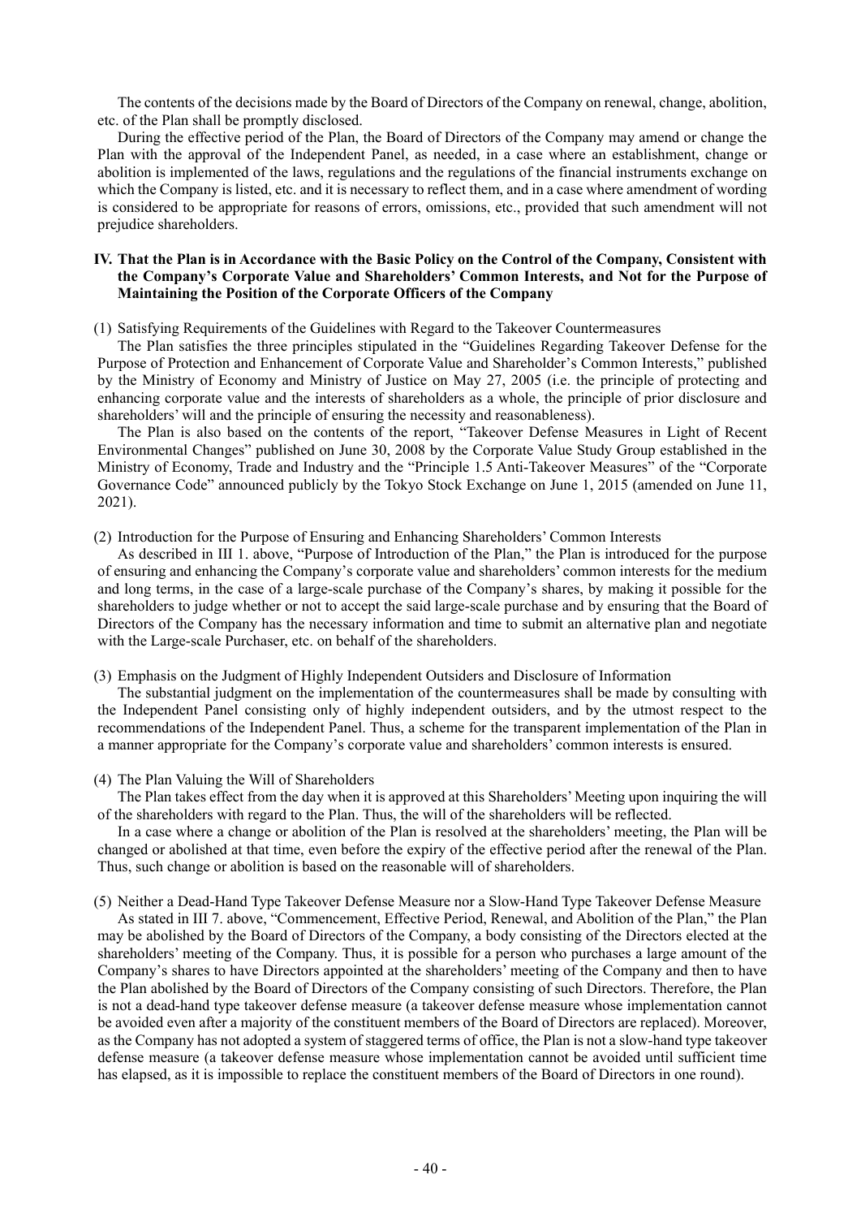The contents of the decisions made by the Board of Directors of the Company on renewal, change, abolition, etc. of the Plan shall be promptly disclosed.

During the effective period of the Plan, the Board of Directors of the Company may amend or change the Plan with the approval of the Independent Panel, as needed, in a case where an establishment, change or abolition is implemented of the laws, regulations and the regulations of the financial instruments exchange on which the Company is listed, etc. and it is necessary to reflect them, and in a case where amendment of wording is considered to be appropriate for reasons of errors, omissions, etc., provided that such amendment will not prejudice shareholders.

## IV. That the Plan is in Accordance with the Basic Policy on the Control of the Company, Consistent with the Company's Corporate Value and Shareholders' Common Interests, and Not for the Purpose of Maintaining the Position of the Corporate Officers of the Company

(1) Satisfying Requirements of the Guidelines with Regard to the Takeover Countermeasures

The Plan satisfies the three principles stipulated in the "Guidelines Regarding Takeover Defense for the Purpose of Protection and Enhancement of Corporate Value and Shareholder's Common Interests," published by the Ministry of Economy and Ministry of Justice on May 27, 2005 (i.e. the principle of protecting and enhancing corporate value and the interests of shareholders as a whole, the principle of prior disclosure and shareholders' will and the principle of ensuring the necessity and reasonableness).

The Plan is also based on the contents of the report, "Takeover Defense Measures in Light of Recent Environmental Changes" published on June 30, 2008 by the Corporate Value Study Group established in the Ministry of Economy, Trade and Industry and the "Principle 1.5 Anti-Takeover Measures" of the "Corporate Governance Code" announced publicly by the Tokyo Stock Exchange on June 1, 2015 (amended on June 11, 2021).

(2) Introduction for the Purpose of Ensuring and Enhancing Shareholders' Common Interests

As described in III 1. above, "Purpose of Introduction of the Plan," the Plan is introduced for the purpose of ensuring and enhancing the Company's corporate value and shareholders' common interests for the medium and long terms, in the case of a large-scale purchase of the Company's shares, by making it possible for the shareholders to judge whether or not to accept the said large-scale purchase and by ensuring that the Board of Directors of the Company has the necessary information and time to submit an alternative plan and negotiate with the Large-scale Purchaser, etc. on behalf of the shareholders.

(3) Emphasis on the Judgment of Highly Independent Outsiders and Disclosure of Information

The substantial judgment on the implementation of the countermeasures shall be made by consulting with the Independent Panel consisting only of highly independent outsiders, and by the utmost respect to the recommendations of the Independent Panel. Thus, a scheme for the transparent implementation of the Plan in a manner appropriate for the Company's corporate value and shareholders' common interests is ensured.

(4) The Plan Valuing the Will of Shareholders

The Plan takes effect from the day when it is approved at this Shareholders' Meeting upon inquiring the will of the shareholders with regard to the Plan. Thus, the will of the shareholders will be reflected.

In a case where a change or abolition of the Plan is resolved at the shareholders' meeting, the Plan will be changed or abolished at that time, even before the expiry of the effective period after the renewal of the Plan. Thus, such change or abolition is based on the reasonable will of shareholders.

(5) Neither a Dead-Hand Type Takeover Defense Measure nor a Slow-Hand Type Takeover Defense Measure

As stated in III 7. above, "Commencement, Effective Period, Renewal, and Abolition of the Plan," the Plan may be abolished by the Board of Directors of the Company, a body consisting of the Directors elected at the shareholders' meeting of the Company. Thus, it is possible for a person who purchases a large amount of the Company's shares to have Directors appointed at the shareholders' meeting of the Company and then to have the Plan abolished by the Board of Directors of the Company consisting of such Directors. Therefore, the Plan is not a dead-hand type takeover defense measure (a takeover defense measure whose implementation cannot be avoided even after a majority of the constituent members of the Board of Directors are replaced). Moreover, as the Company has not adopted a system of staggered terms of office, the Plan is not a slow-hand type takeover defense measure (a takeover defense measure whose implementation cannot be avoided until sufficient time has elapsed, as it is impossible to replace the constituent members of the Board of Directors in one round).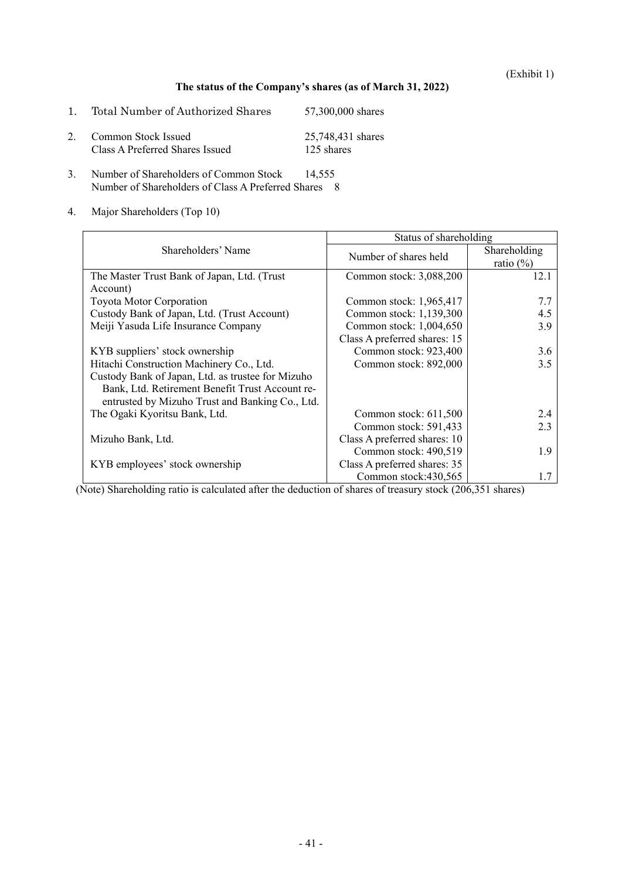(Exhibit 1)

**The status of the Company's shares (as of March 31, 2022)**

1. Total Number of Authorized Shares 57,300,000 shares

2. Common Stock Issued 25,748,431 shares
   Class A Preferred Shares Issued 125 shares

3. Number of Shareholders of Common Stock 14,555
   Number of Shareholders of Class A Preferred Shares 8

4. Major Shareholders (Top 10)

| Shareholders' Name | Status of shareholding | |
|---|---|---|
| | Number of shares held | Shareholding ratio (%) |
| The Master Trust Bank of Japan, Ltd. (Trust Account) | Common stock: 3,088,200 | 12.1 |
| Toyota Motor Corporation | Common stock: 1,965,417 | 7.7 |
| Custody Bank of Japan, Ltd. (Trust Account) | Common stock: 1,139,300 | 4.5 |
| Meiji Yasuda Life Insurance Company | Common stock: 1,004,650 | 3.9 |
| | Class A preferred shares: 15 | |
| KYB suppliers' stock ownership | Common stock: 923,400 | 3.6 |
| Hitachi Construction Machinery Co., Ltd. | Common stock: 892,000 | 3.5 |
| Custody Bank of Japan, Ltd. as trustee for Mizuho Bank, Ltd. Retirement Benefit Trust Account re-entrusted by Mizuho Trust and Banking Co., Ltd. | | |
| The Ogaki Kyoritsu Bank, Ltd. | Common stock: 611,500 | 2.4 |
| | Common stock: 591,433 | 2.3 |
| Mizuho Bank, Ltd. | Class A preferred shares: 10 | |
| | Common stock: 490,519 | 1.9 |
| KYB employees' stock ownership | Class A preferred shares: 35 | |
| | Common stock:430,565 | 1.7 |

(Note) Shareholding ratio is calculated after the deduction of shares of treasury stock (206,351 shares)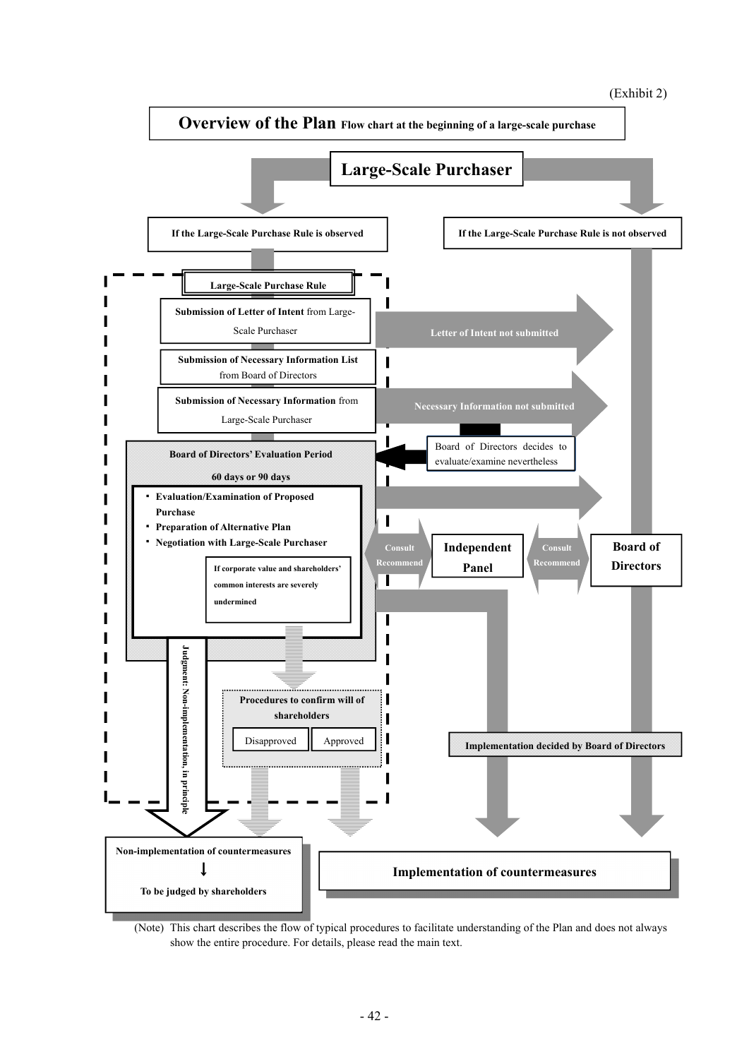(Exhibit 2)

# Overview of the Plan Flow chart at the beginning of a large-scale purchase

**Large-Scale Purchaser**

**If the Large-Scale Purchase Rule is observed**

**If the Large-Scale Purchase Rule is not observed**

**Large-Scale Purchase Rule**

**Submission of Letter of Intent** from Large-Scale Purchaser

Letter of Intent not submitted

**Submission of Necessary Information List** from Board of Directors

**Submission of Necessary Information** from Large-Scale Purchaser

Necessary Information not submitted

Board of Directors decides to evaluate/examine nevertheless

**Board of Directors' Evaluation Period**

**60 days or 90 days**

- **Evaluation/Examination of Proposed Purchase**
- **Preparation of Alternative Plan**
- **Negotiation with Large-Scale Purchaser**

**If corporate value and shareholders' common interests are severely undermined**

Consult / Recommend

**Independent Panel**

Consult / Recommend

**Board of Directors**

**Judgment: Non-implementation, in principle**

**Procedures to confirm will of shareholders**

Disapproved | Approved

**Implementation decided by Board of Directors**

**Non-implementation of countermeasures**

↓

**To be judged by shareholders**

**Implementation of countermeasures**

(Note) This chart describes the flow of typical procedures to facilitate understanding of the Plan and does not always show the entire procedure. For details, please read the main text.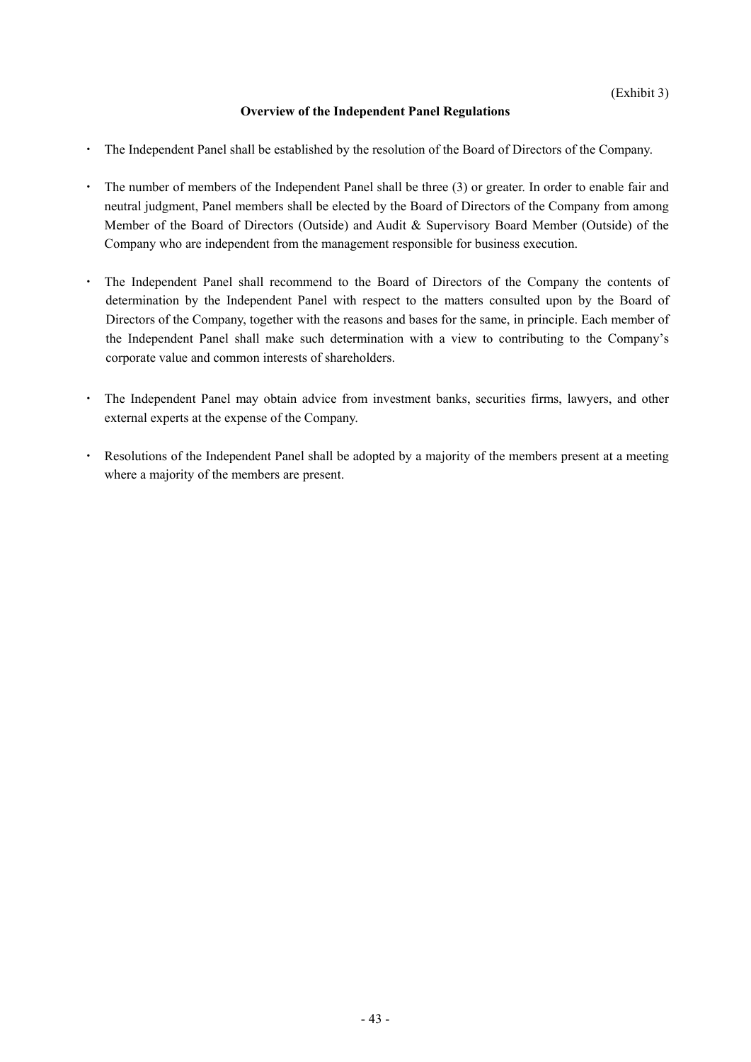(Exhibit 3)

**Overview of the Independent Panel Regulations**

- The Independent Panel shall be established by the resolution of the Board of Directors of the Company.
- The number of members of the Independent Panel shall be three (3) or greater. In order to enable fair and neutral judgment, Panel members shall be elected by the Board of Directors of the Company from among Member of the Board of Directors (Outside) and Audit & Supervisory Board Member (Outside) of the Company who are independent from the management responsible for business execution.
- The Independent Panel shall recommend to the Board of Directors of the Company the contents of determination by the Independent Panel with respect to the matters consulted upon by the Board of Directors of the Company, together with the reasons and bases for the same, in principle. Each member of the Independent Panel shall make such determination with a view to contributing to the Company's corporate value and common interests of shareholders.
- The Independent Panel may obtain advice from investment banks, securities firms, lawyers, and other external experts at the expense of the Company.
- Resolutions of the Independent Panel shall be adopted by a majority of the members present at a meeting where a majority of the members are present.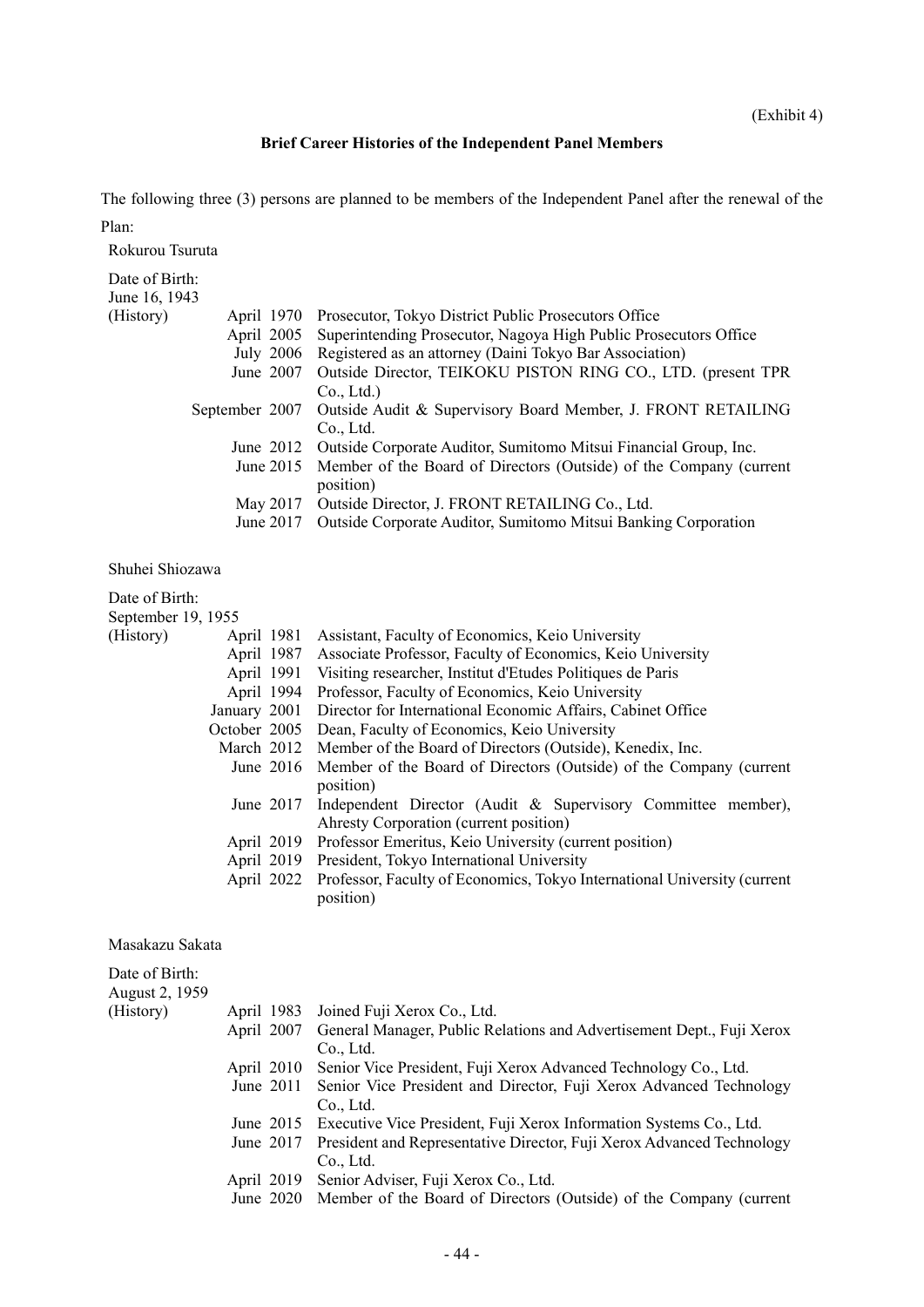(Exhibit 4)

**Brief Career Histories of the Independent Panel Members**

The following three (3) persons are planned to be members of the Independent Panel after the renewal of the Plan:

Rokurou Tsuruta

Date of Birth:
June 16, 1943

| (History) | | |
|---|---|---|
| | April 1970 | Prosecutor, Tokyo District Public Prosecutors Office |
| | April 2005 | Superintending Prosecutor, Nagoya High Public Prosecutors Office |
| | July 2006 | Registered as an attorney (Daini Tokyo Bar Association) |
| | June 2007 | Outside Director, TEIKOKU PISTON RING CO., LTD. (present TPR Co., Ltd.) |
| | September 2007 | Outside Audit & Supervisory Board Member, J. FRONT RETAILING Co., Ltd. |
| | June 2012 | Outside Corporate Auditor, Sumitomo Mitsui Financial Group, Inc. |
| | June 2015 | Member of the Board of Directors (Outside) of the Company (current position) |
| | May 2017 | Outside Director, J. FRONT RETAILING Co., Ltd. |
| | June 2017 | Outside Corporate Auditor, Sumitomo Mitsui Banking Corporation |

Shuhei Shiozawa

Date of Birth:
September 19, 1955

| (History) | | |
|---|---|---|
| | April 1981 | Assistant, Faculty of Economics, Keio University |
| | April 1987 | Associate Professor, Faculty of Economics, Keio University |
| | April 1991 | Visiting researcher, Institut d'Etudes Politiques de Paris |
| | April 1994 | Professor, Faculty of Economics, Keio University |
| | January 2001 | Director for International Economic Affairs, Cabinet Office |
| | October 2005 | Dean, Faculty of Economics, Keio University |
| | March 2012 | Member of the Board of Directors (Outside), Kenedix, Inc. |
| | June 2016 | Member of the Board of Directors (Outside) of the Company (current position) |
| | June 2017 | Independent Director (Audit & Supervisory Committee member), Ahresty Corporation (current position) |
| | April 2019 | Professor Emeritus, Keio University (current position) |
| | April 2019 | President, Tokyo International University |
| | April 2022 | Professor, Faculty of Economics, Tokyo International University (current position) |

Masakazu Sakata

Date of Birth:
August 2, 1959

| (History) | | |
|---|---|---|
| | April 1983 | Joined Fuji Xerox Co., Ltd. |
| | April 2007 | General Manager, Public Relations and Advertisement Dept., Fuji Xerox Co., Ltd. |
| | April 2010 | Senior Vice President, Fuji Xerox Advanced Technology Co., Ltd. |
| | June 2011 | Senior Vice President and Director, Fuji Xerox Advanced Technology Co., Ltd. |
| | June 2015 | Executive Vice President, Fuji Xerox Information Systems Co., Ltd. |
| | June 2017 | President and Representative Director, Fuji Xerox Advanced Technology Co., Ltd. |
| | April 2019 | Senior Adviser, Fuji Xerox Co., Ltd. |
| | June 2020 | Member of the Board of Directors (Outside) of the Company (current |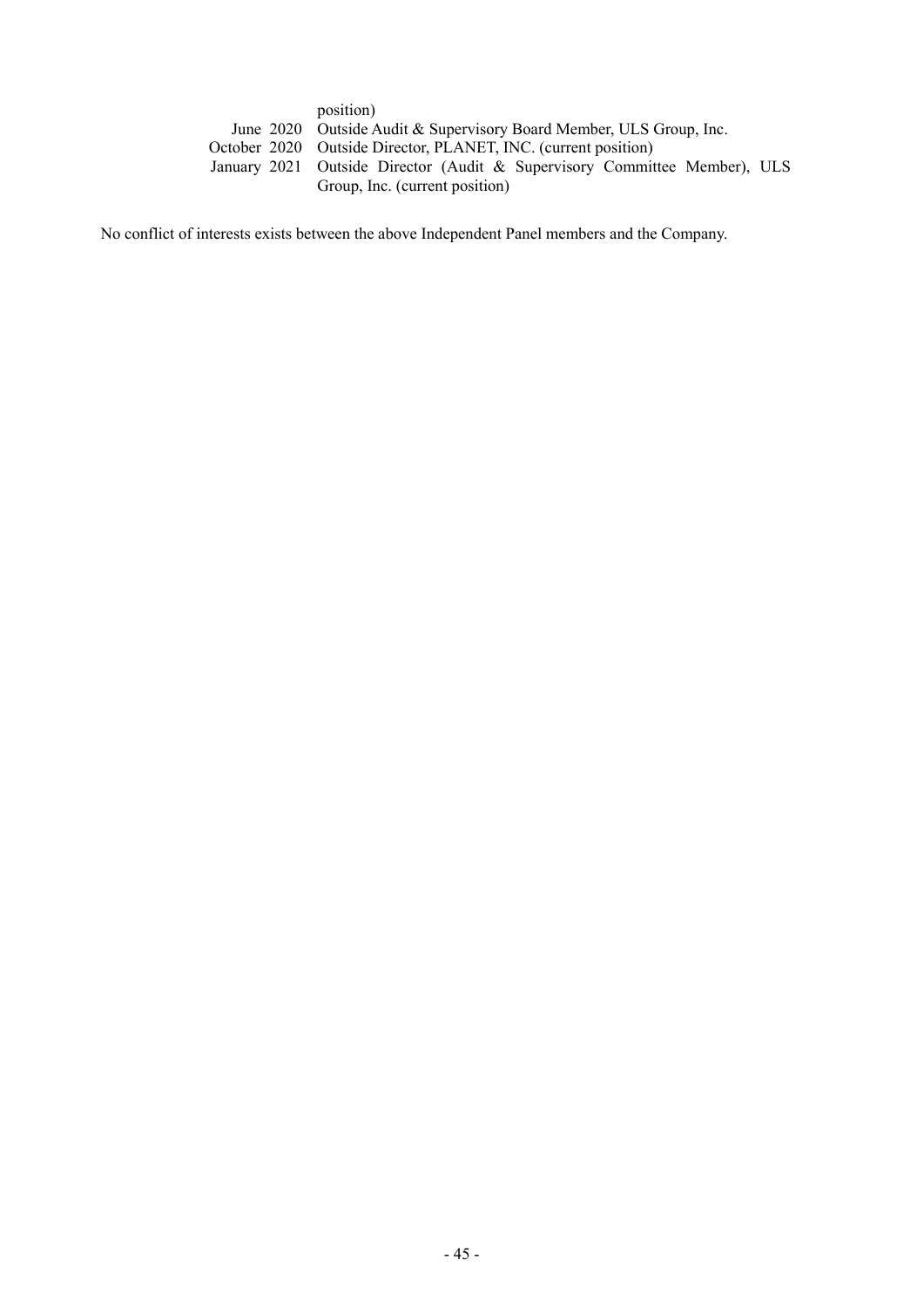position)

| | |
|---|---|
| June 2020 | Outside Audit & Supervisory Board Member, ULS Group, Inc. |
| October 2020 | Outside Director, PLANET, INC. (current position) |
| January 2021 | Outside Director (Audit & Supervisory Committee Member), ULS Group, Inc. (current position) |

No conflict of interests exists between the above Independent Panel members and the Company.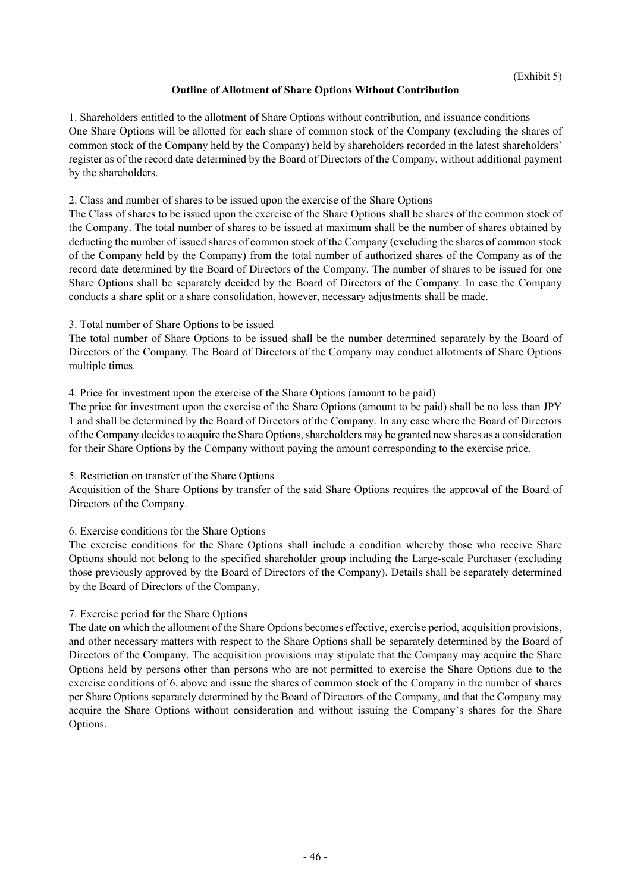(Exhibit 5)

**Outline of Allotment of Share Options Without Contribution**

1. Shareholders entitled to the allotment of Share Options without contribution, and issuance conditions
One Share Options will be allotted for each share of common stock of the Company (excluding the shares of common stock of the Company held by the Company) held by shareholders recorded in the latest shareholders' register as of the record date determined by the Board of Directors of the Company, without additional payment by the shareholders.

2. Class and number of shares to be issued upon the exercise of the Share Options
The Class of shares to be issued upon the exercise of the Share Options shall be shares of the common stock of the Company. The total number of shares to be issued at maximum shall be the number of shares obtained by deducting the number of issued shares of common stock of the Company (excluding the shares of common stock of the Company held by the Company) from the total number of authorized shares of the Company as of the record date determined by the Board of Directors of the Company. The number of shares to be issued for one Share Options shall be separately decided by the Board of Directors of the Company. In case the Company conducts a share split or a share consolidation, however, necessary adjustments shall be made.

3. Total number of Share Options to be issued
The total number of Share Options to be issued shall be the number determined separately by the Board of Directors of the Company. The Board of Directors of the Company may conduct allotments of Share Options multiple times.

4. Price for investment upon the exercise of the Share Options (amount to be paid)
The price for investment upon the exercise of the Share Options (amount to be paid) shall be no less than JPY 1 and shall be determined by the Board of Directors of the Company. In any case where the Board of Directors of the Company decides to acquire the Share Options, shareholders may be granted new shares as a consideration for their Share Options by the Company without paying the amount corresponding to the exercise price.

5. Restriction on transfer of the Share Options
Acquisition of the Share Options by transfer of the said Share Options requires the approval of the Board of Directors of the Company.

6. Exercise conditions for the Share Options
The exercise conditions for the Share Options shall include a condition whereby those who receive Share Options should not belong to the specified shareholder group including the Large-scale Purchaser (excluding those previously approved by the Board of Directors of the Company). Details shall be separately determined by the Board of Directors of the Company.

7. Exercise period for the Share Options
The date on which the allotment of the Share Options becomes effective, exercise period, acquisition provisions, and other necessary matters with respect to the Share Options shall be separately determined by the Board of Directors of the Company. The acquisition provisions may stipulate that the Company may acquire the Share Options held by persons other than persons who are not permitted to exercise the Share Options due to the exercise conditions of 6. above and issue the shares of common stock of the Company in the number of shares per Share Options separately determined by the Board of Directors of the Company, and that the Company may acquire the Share Options without consideration and without issuing the Company's shares for the Share Options.